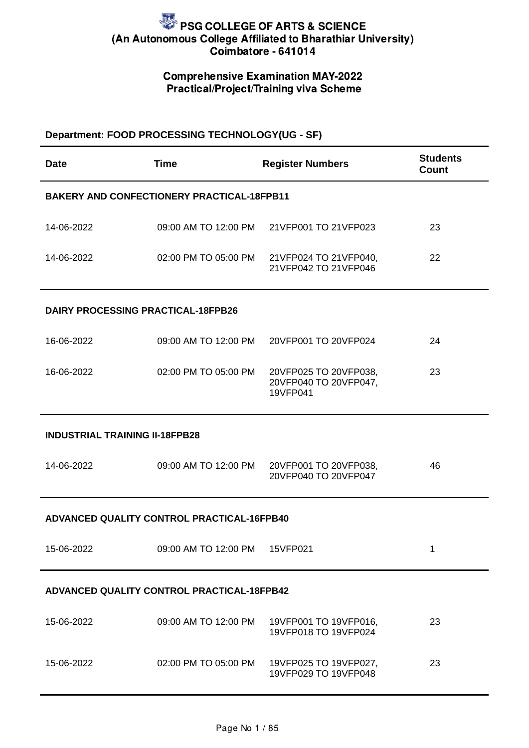# PSG COLLEGE OF ARTS & SCIENCE
## (An Autonomous College Affiliated to Bharathiar University)
## Coimbatore - 641014

### Comprehensive Examination MAY-2022
### Practical/Project/Training viva Scheme

**Department: FOOD PROCESSING TECHNOLOGY(UG - SF)**

| Date | Time | Register Numbers | Students Count |
|---|---|---|---|
| **BAKERY AND CONFECTIONERY PRACTICAL-18FPB11** | | | |
| 14-06-2022 | 09:00 AM TO 12:00 PM | 21VFP001 TO 21VFP023 | 23 |
| 14-06-2022 | 02:00 PM TO 05:00 PM | 21VFP024 TO 21VFP040, 21VFP042 TO 21VFP046 | 22 |
| **DAIRY PROCESSING PRACTICAL-18FPB26** | | | |
| 16-06-2022 | 09:00 AM TO 12:00 PM | 20VFP001 TO 20VFP024 | 24 |
| 16-06-2022 | 02:00 PM TO 05:00 PM | 20VFP025 TO 20VFP038, 20VFP040 TO 20VFP047, 19VFP041 | 23 |
| **INDUSTRIAL TRAINING II-18FPB28** | | | |
| 14-06-2022 | 09:00 AM TO 12:00 PM | 20VFP001 TO 20VFP038, 20VFP040 TO 20VFP047 | 46 |
| **ADVANCED QUALITY CONTROL PRACTICAL-16FPB40** | | | |
| 15-06-2022 | 09:00 AM TO 12:00 PM | 15VFP021 | 1 |
| **ADVANCED QUALITY CONTROL PRACTICAL-18FPB42** | | | |
| 15-06-2022 | 09:00 AM TO 12:00 PM | 19VFP001 TO 19VFP016, 19VFP018 TO 19VFP024 | 23 |
| 15-06-2022 | 02:00 PM TO 05:00 PM | 19VFP025 TO 19VFP027, 19VFP029 TO 19VFP048 | 23 |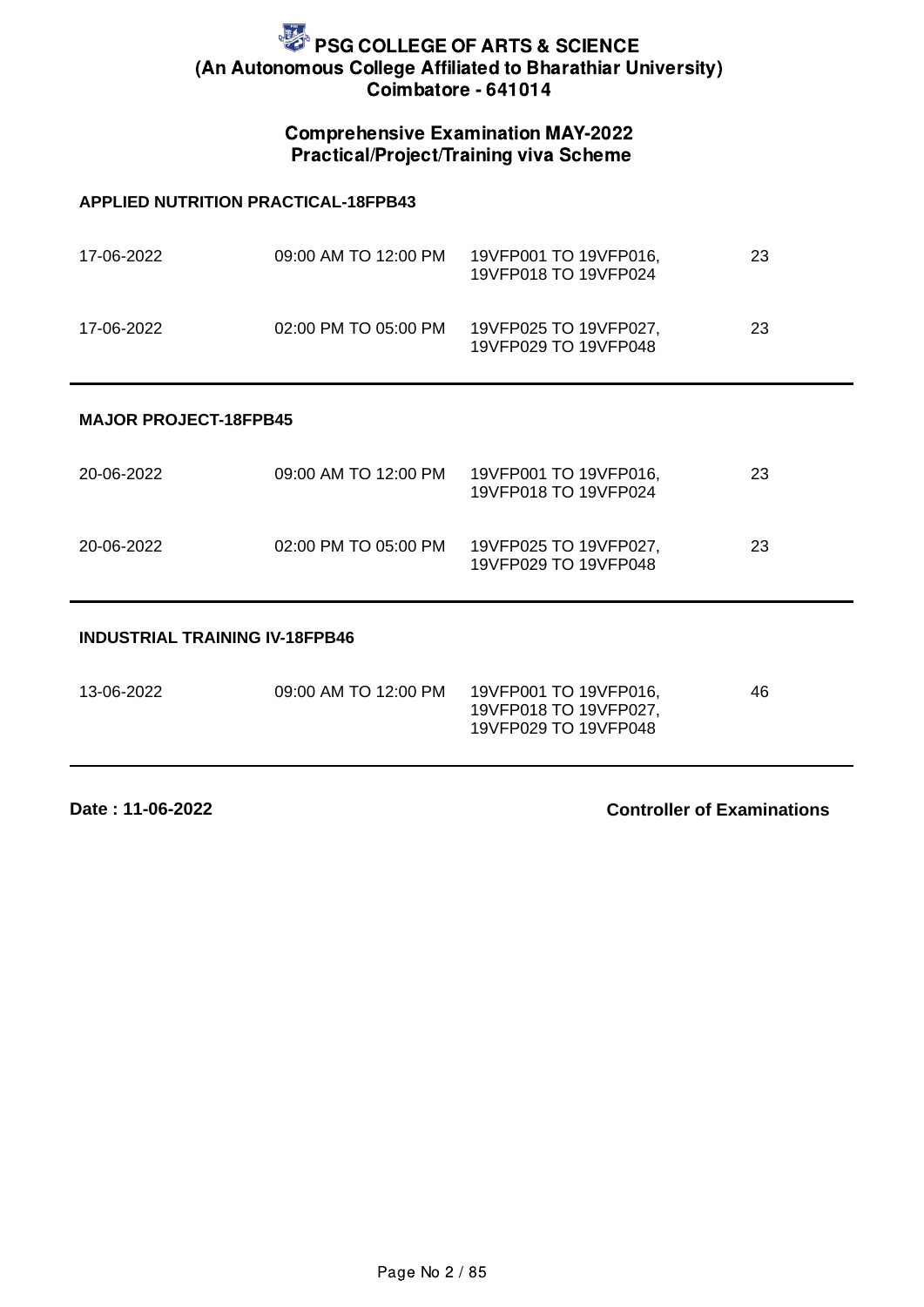# PSG COLLEGE OF ARTS & SCIENCE
## (An Autonomous College Affiliated to Bharathiar University)
## Coimbatore - 641014

### Comprehensive Examination MAY-2022
### Practical/Project/Training viva Scheme

**APPLIED NUTRITION PRACTICAL-18FPB43**

| | | | |
|---|---|---|---|
| 17-06-2022 | 09:00 AM TO 12:00 PM | 19VFP001 TO 19VFP016, 19VFP018 TO 19VFP024 | 23 |
| 17-06-2022 | 02:00 PM TO 05:00 PM | 19VFP025 TO 19VFP027, 19VFP029 TO 19VFP048 | 23 |

**MAJOR PROJECT-18FPB45**

| | | | |
|---|---|---|---|
| 20-06-2022 | 09:00 AM TO 12:00 PM | 19VFP001 TO 19VFP016, 19VFP018 TO 19VFP024 | 23 |
| 20-06-2022 | 02:00 PM TO 05:00 PM | 19VFP025 TO 19VFP027, 19VFP029 TO 19VFP048 | 23 |

**INDUSTRIAL TRAINING IV-18FPB46**

| | | | |
|---|---|---|---|
| 13-06-2022 | 09:00 AM TO 12:00 PM | 19VFP001 TO 19VFP016, 19VFP018 TO 19VFP027, 19VFP029 TO 19VFP048 | 46 |

**Date : 11-06-2022**

**Controller of Examinations**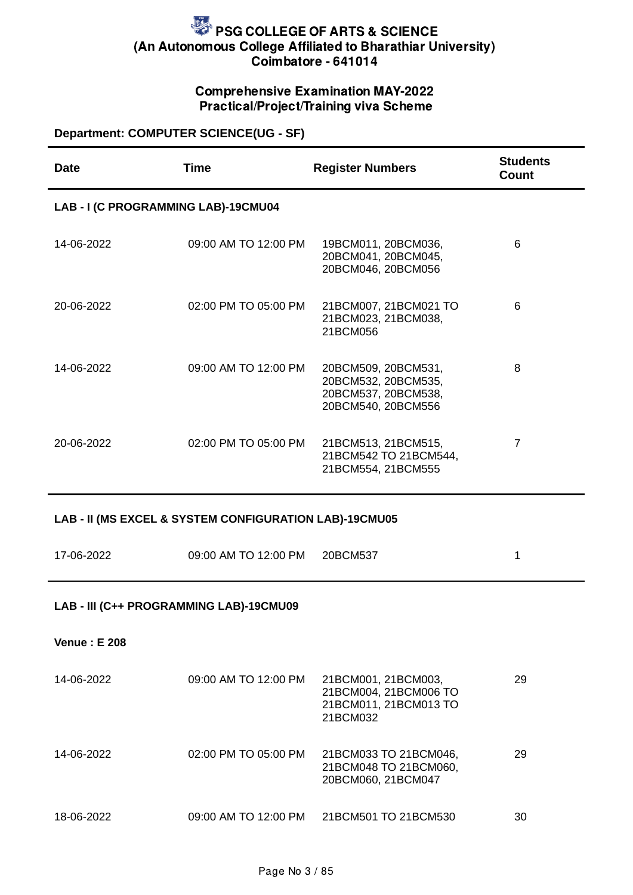# PSG COLLEGE OF ARTS & SCIENCE
## (An Autonomous College Affiliated to Bharathiar University)
## Coimbatore - 641014

### Comprehensive Examination MAY-2022
### Practical/Project/Training viva Scheme

**Department: COMPUTER SCIENCE(UG - SF)**

| Date | Time | Register Numbers | Students Count |
|---|---|---|---|
| **LAB - I (C PROGRAMMING LAB)-19CMU04** | | | |
| 14-06-2022 | 09:00 AM TO 12:00 PM | 19BCM011, 20BCM036, 20BCM041, 20BCM045, 20BCM046, 20BCM056 | 6 |
| 20-06-2022 | 02:00 PM TO 05:00 PM | 21BCM007, 21BCM021 TO 21BCM023, 21BCM038, 21BCM056 | 6 |
| 14-06-2022 | 09:00 AM TO 12:00 PM | 20BCM509, 20BCM531, 20BCM532, 20BCM535, 20BCM537, 20BCM538, 20BCM540, 20BCM556 | 8 |
| 20-06-2022 | 02:00 PM TO 05:00 PM | 21BCM513, 21BCM515, 21BCM542 TO 21BCM544, 21BCM554, 21BCM555 | 7 |
| **LAB - II (MS EXCEL & SYSTEM CONFIGURATION LAB)-19CMU05** | | | |
| 17-06-2022 | 09:00 AM TO 12:00 PM | 20BCM537 | 1 |
| **LAB - III (C++ PROGRAMMING LAB)-19CMU09** | | | |
| **Venue : E 208** | | | |
| 14-06-2022 | 09:00 AM TO 12:00 PM | 21BCM001, 21BCM003, 21BCM004, 21BCM006 TO 21BCM011, 21BCM013 TO 21BCM032 | 29 |
| 14-06-2022 | 02:00 PM TO 05:00 PM | 21BCM033 TO 21BCM046, 21BCM048 TO 21BCM060, 20BCM060, 21BCM047 | 29 |
| 18-06-2022 | 09:00 AM TO 12:00 PM | 21BCM501 TO 21BCM530 | 30 |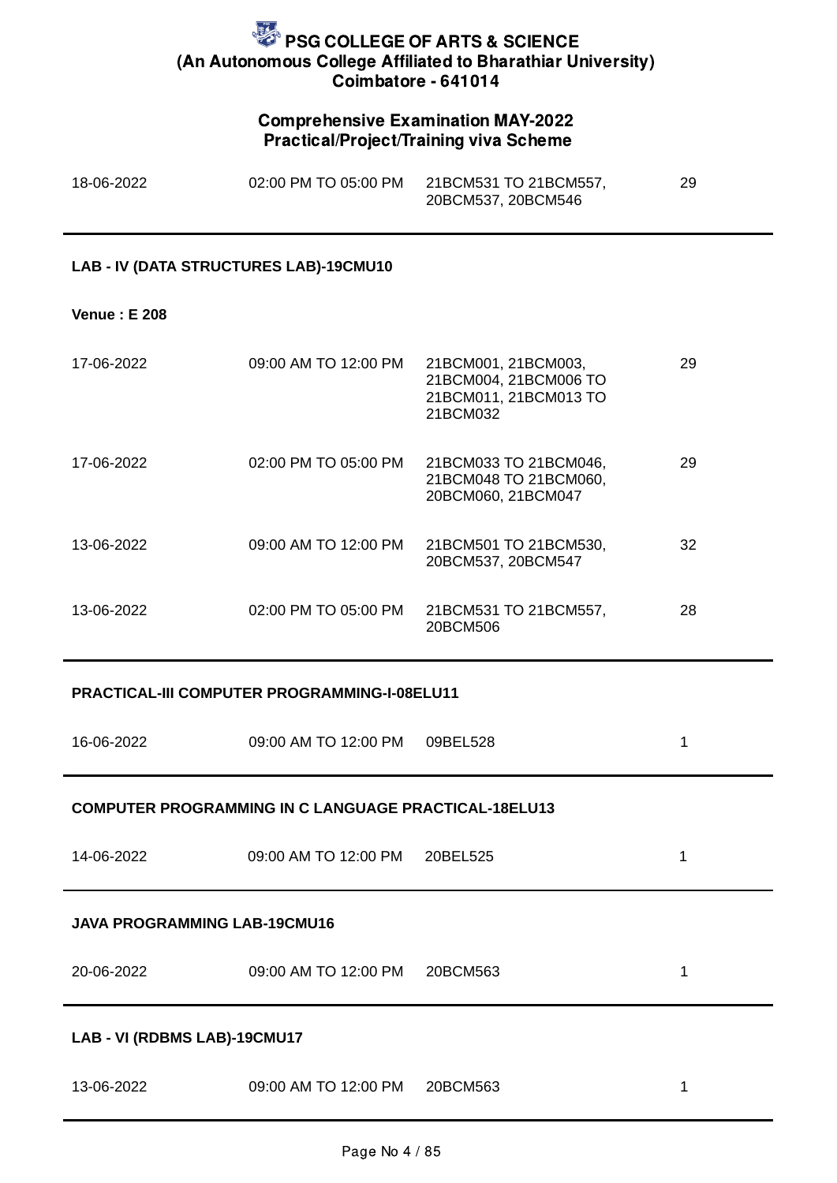# PSG COLLEGE OF ARTS & SCIENCE
## (An Autonomous College Affiliated to Bharathiar University)
## Coimbatore - 641014

### Comprehensive Examination MAY-2022
### Practical/Project/Training viva Scheme

| | | | |
|---|---|---|---|
| 18-06-2022 | 02:00 PM TO 05:00 PM | 21BCM531 TO 21BCM557, 20BCM537, 20BCM546 | 29 |

**LAB - IV (DATA STRUCTURES LAB)-19CMU10**

**Venue : E 208**

| | | | |
|---|---|---|---|
| 17-06-2022 | 09:00 AM TO 12:00 PM | 21BCM001, 21BCM003, 21BCM004, 21BCM006 TO 21BCM011, 21BCM013 TO 21BCM032 | 29 |
| 17-06-2022 | 02:00 PM TO 05:00 PM | 21BCM033 TO 21BCM046, 21BCM048 TO 21BCM060, 20BCM060, 21BCM047 | 29 |
| 13-06-2022 | 09:00 AM TO 12:00 PM | 21BCM501 TO 21BCM530, 20BCM537, 20BCM547 | 32 |
| 13-06-2022 | 02:00 PM TO 05:00 PM | 21BCM531 TO 21BCM557, 20BCM506 | 28 |

**PRACTICAL-III COMPUTER PROGRAMMING-I-08ELU11**

| | | | |
|---|---|---|---|
| 16-06-2022 | 09:00 AM TO 12:00 PM | 09BEL528 | 1 |

**COMPUTER PROGRAMMING IN C LANGUAGE PRACTICAL-18ELU13**

| | | | |
|---|---|---|---|
| 14-06-2022 | 09:00 AM TO 12:00 PM | 20BEL525 | 1 |

**JAVA PROGRAMMING LAB-19CMU16**

| | | | |
|---|---|---|---|
| 20-06-2022 | 09:00 AM TO 12:00 PM | 20BCM563 | 1 |

**LAB - VI (RDBMS LAB)-19CMU17**

| | | | |
|---|---|---|---|
| 13-06-2022 | 09:00 AM TO 12:00 PM | 20BCM563 | 1 |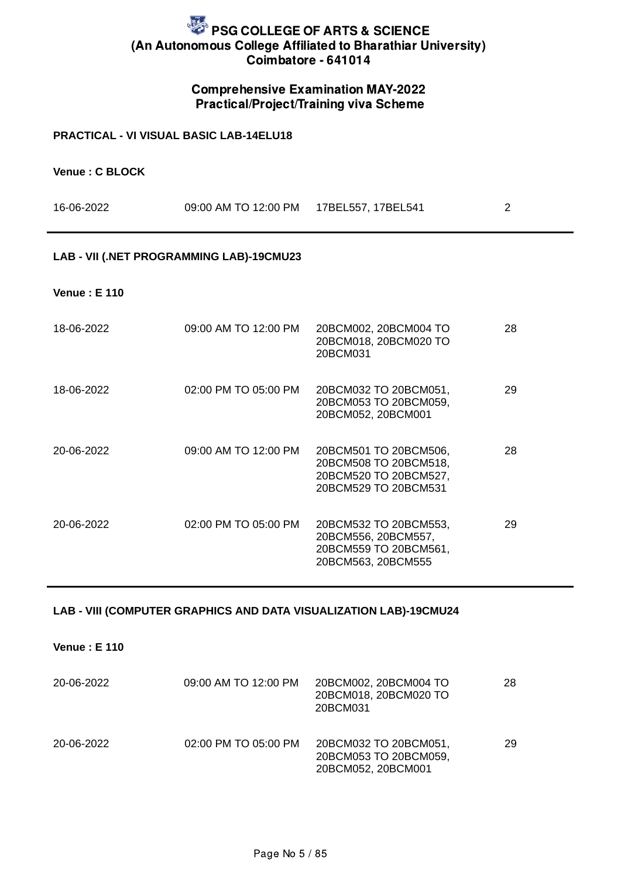# PSG COLLEGE OF ARTS & SCIENCE
## (An Autonomous College Affiliated to Bharathiar University)
## Coimbatore - 641014

### Comprehensive Examination MAY-2022
### Practical/Project/Training viva Scheme

**PRACTICAL - VI VISUAL BASIC LAB-14ELU18**

**Venue : C BLOCK**

| | | | |
|---|---|---|---|
| 16-06-2022 | 09:00 AM TO 12:00 PM | 17BEL557, 17BEL541 | 2 |

---

**LAB - VII (.NET PROGRAMMING LAB)-19CMU23**

**Venue : E 110**

| | | | |
|---|---|---|---|
| 18-06-2022 | 09:00 AM TO 12:00 PM | 20BCM002, 20BCM004 TO 20BCM018, 20BCM020 TO 20BCM031 | 28 |
| 18-06-2022 | 02:00 PM TO 05:00 PM | 20BCM032 TO 20BCM051, 20BCM053 TO 20BCM059, 20BCM052, 20BCM001 | 29 |
| 20-06-2022 | 09:00 AM TO 12:00 PM | 20BCM501 TO 20BCM506, 20BCM508 TO 20BCM518, 20BCM520 TO 20BCM527, 20BCM529 TO 20BCM531 | 28 |
| 20-06-2022 | 02:00 PM TO 05:00 PM | 20BCM532 TO 20BCM553, 20BCM556, 20BCM557, 20BCM559 TO 20BCM561, 20BCM563, 20BCM555 | 29 |

---

**LAB - VIII (COMPUTER GRAPHICS AND DATA VISUALIZATION LAB)-19CMU24**

**Venue : E 110**

| | | | |
|---|---|---|---|
| 20-06-2022 | 09:00 AM TO 12:00 PM | 20BCM002, 20BCM004 TO 20BCM018, 20BCM020 TO 20BCM031 | 28 |
| 20-06-2022 | 02:00 PM TO 05:00 PM | 20BCM032 TO 20BCM051, 20BCM053 TO 20BCM059, 20BCM052, 20BCM001 | 29 |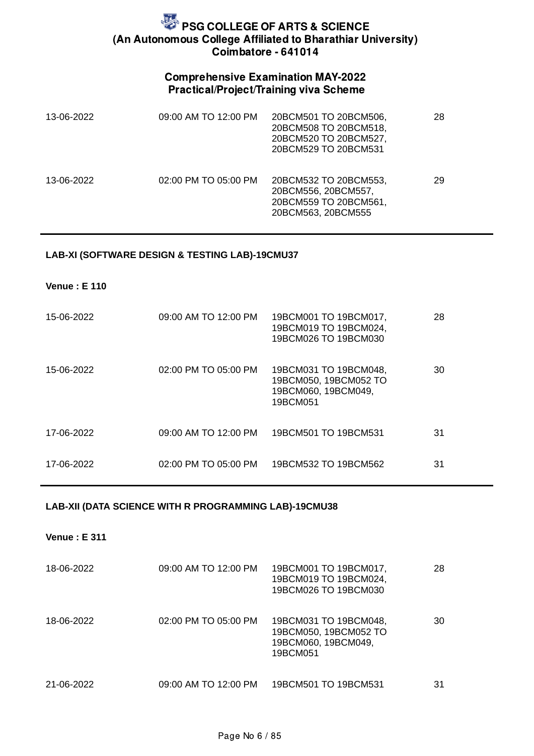# PSG COLLEGE OF ARTS & SCIENCE
## (An Autonomous College Affiliated to Bharathiar University)
## Coimbatore - 641014

### Comprehensive Examination MAY-2022
### Practical/Project/Training viva Scheme

| | | | |
|---|---|---|---|
| 13-06-2022 | 09:00 AM TO 12:00 PM | 20BCM501 TO 20BCM506, 20BCM508 TO 20BCM518, 20BCM520 TO 20BCM527, 20BCM529 TO 20BCM531 | 28 |
| 13-06-2022 | 02:00 PM TO 05:00 PM | 20BCM532 TO 20BCM553, 20BCM556, 20BCM557, 20BCM559 TO 20BCM561, 20BCM563, 20BCM555 | 29 |

**LAB-XI (SOFTWARE DESIGN & TESTING LAB)-19CMU37**

**Venue : E 110**

| | | | |
|---|---|---|---|
| 15-06-2022 | 09:00 AM TO 12:00 PM | 19BCM001 TO 19BCM017, 19BCM019 TO 19BCM024, 19BCM026 TO 19BCM030 | 28 |
| 15-06-2022 | 02:00 PM TO 05:00 PM | 19BCM031 TO 19BCM048, 19BCM050, 19BCM052 TO 19BCM060, 19BCM049, 19BCM051 | 30 |
| 17-06-2022 | 09:00 AM TO 12:00 PM | 19BCM501 TO 19BCM531 | 31 |
| 17-06-2022 | 02:00 PM TO 05:00 PM | 19BCM532 TO 19BCM562 | 31 |

**LAB-XII (DATA SCIENCE WITH R PROGRAMMING LAB)-19CMU38**

**Venue : E 311**

| | | | |
|---|---|---|---|
| 18-06-2022 | 09:00 AM TO 12:00 PM | 19BCM001 TO 19BCM017, 19BCM019 TO 19BCM024, 19BCM026 TO 19BCM030 | 28 |
| 18-06-2022 | 02:00 PM TO 05:00 PM | 19BCM031 TO 19BCM048, 19BCM050, 19BCM052 TO 19BCM060, 19BCM049, 19BCM051 | 30 |
| 21-06-2022 | 09:00 AM TO 12:00 PM | 19BCM501 TO 19BCM531 | 31 |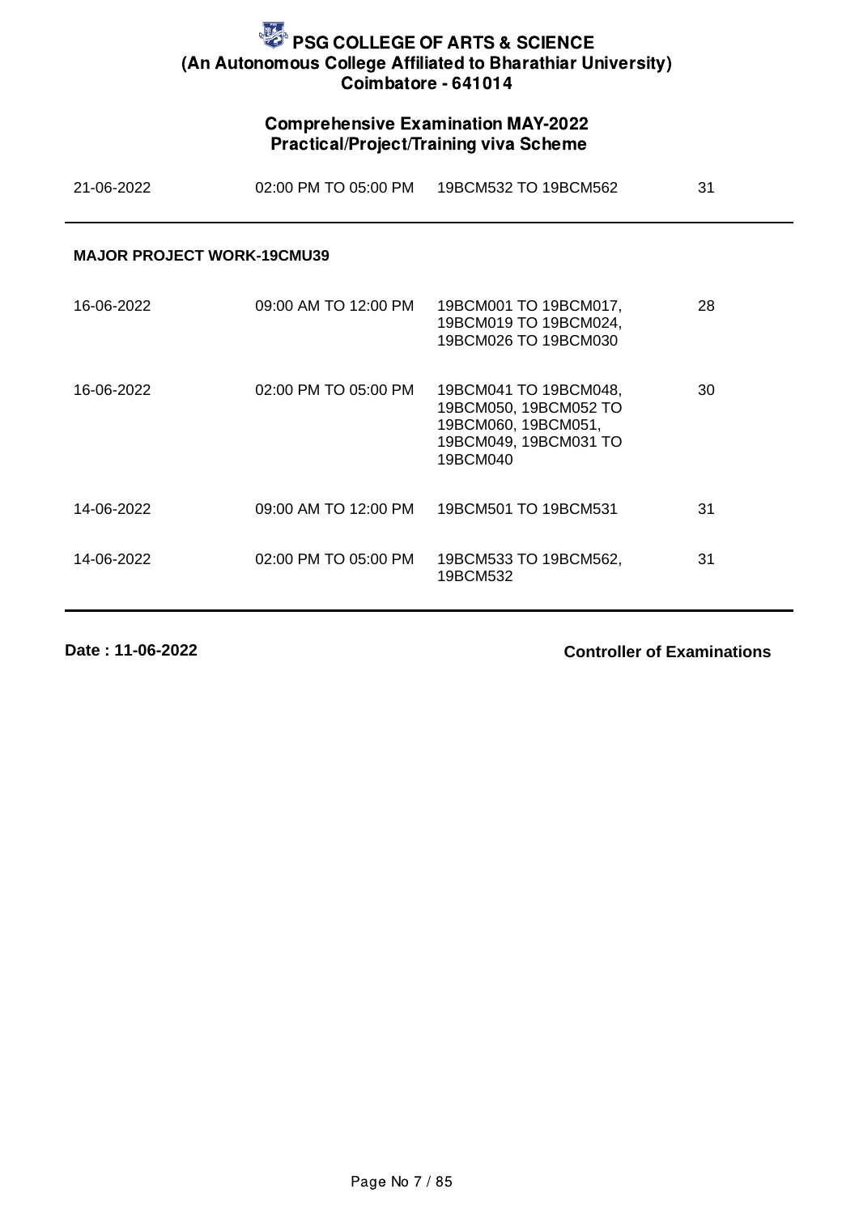# PSG COLLEGE OF ARTS & SCIENCE

**(An Autonomous College Affiliated to Bharathiar University)**

**Coimbatore - 641014**

## Comprehensive Examination MAY-2022

### Practical/Project/Training viva Scheme

| | | | |
|---|---|---|---|
| 21-06-2022 | 02:00 PM TO 05:00 PM | 19BCM532 TO 19BCM562 | 31 |

**MAJOR PROJECT WORK-19CMU39**

| | | | |
|---|---|---|---|
| 16-06-2022 | 09:00 AM TO 12:00 PM | 19BCM001 TO 19BCM017, 19BCM019 TO 19BCM024, 19BCM026 TO 19BCM030 | 28 |
| 16-06-2022 | 02:00 PM TO 05:00 PM | 19BCM041 TO 19BCM048, 19BCM050, 19BCM052 TO 19BCM060, 19BCM051, 19BCM049, 19BCM031 TO 19BCM040 | 30 |
| 14-06-2022 | 09:00 AM TO 12:00 PM | 19BCM501 TO 19BCM531 | 31 |
| 14-06-2022 | 02:00 PM TO 05:00 PM | 19BCM533 TO 19BCM562, 19BCM532 | 31 |

**Date : 11-06-2022**

**Controller of Examinations**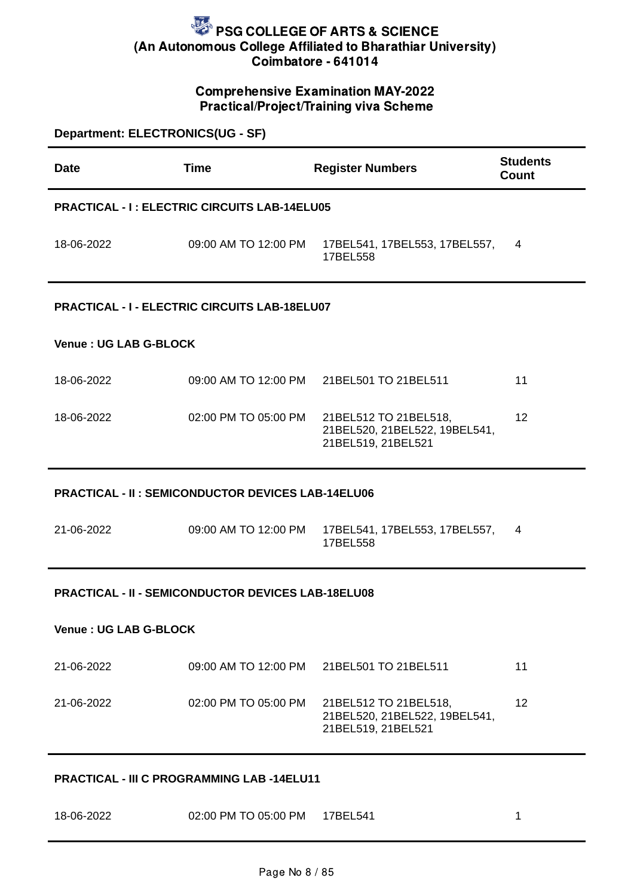# PSG COLLEGE OF ARTS & SCIENCE
## (An Autonomous College Affiliated to Bharathiar University)
## Coimbatore - 641014

### Comprehensive Examination MAY-2022
### Practical/Project/Training viva Scheme

**Department: ELECTRONICS(UG - SF)**

| Date | Time | Register Numbers | Students Count |
|---|---|---|---|
| **PRACTICAL - I : ELECTRIC CIRCUITS LAB-14ELU05** | | | |
| 18-06-2022 | 09:00 AM TO 12:00 PM | 17BEL541, 17BEL553, 17BEL557, 17BEL558 | 4 |
| **PRACTICAL - I - ELECTRIC CIRCUITS LAB-18ELU07** | | | |
| **Venue : UG LAB G-BLOCK** | | | |
| 18-06-2022 | 09:00 AM TO 12:00 PM | 21BEL501 TO 21BEL511 | 11 |
| 18-06-2022 | 02:00 PM TO 05:00 PM | 21BEL512 TO 21BEL518, 21BEL520, 21BEL522, 19BEL541, 21BEL519, 21BEL521 | 12 |
| **PRACTICAL - II : SEMICONDUCTOR DEVICES LAB-14ELU06** | | | |
| 21-06-2022 | 09:00 AM TO 12:00 PM | 17BEL541, 17BEL553, 17BEL557, 17BEL558 | 4 |
| **PRACTICAL - II - SEMICONDUCTOR DEVICES LAB-18ELU08** | | | |
| **Venue : UG LAB G-BLOCK** | | | |
| 21-06-2022 | 09:00 AM TO 12:00 PM | 21BEL501 TO 21BEL511 | 11 |
| 21-06-2022 | 02:00 PM TO 05:00 PM | 21BEL512 TO 21BEL518, 21BEL520, 21BEL522, 19BEL541, 21BEL519, 21BEL521 | 12 |
| **PRACTICAL - III C PROGRAMMING LAB -14ELU11** | | | |
| 18-06-2022 | 02:00 PM TO 05:00 PM | 17BEL541 | 1 |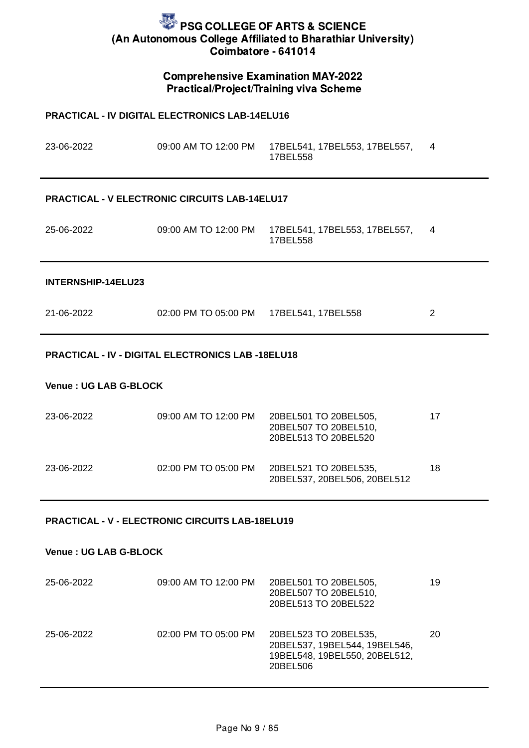# PSG COLLEGE OF ARTS & SCIENCE
## (An Autonomous College Affiliated to Bharathiar University)
## Coimbatore - 641014

### Comprehensive Examination MAY-2022
### Practical/Project/Training viva Scheme

**PRACTICAL - IV DIGITAL ELECTRONICS LAB-14ELU16**

| | | | |
|---|---|---|---|
| 23-06-2022 | 09:00 AM TO 12:00 PM | 17BEL541, 17BEL553, 17BEL557, 17BEL558 | 4 |

**PRACTICAL - V ELECTRONIC CIRCUITS LAB-14ELU17**

| | | | |
|---|---|---|---|
| 25-06-2022 | 09:00 AM TO 12:00 PM | 17BEL541, 17BEL553, 17BEL557, 17BEL558 | 4 |

**INTERNSHIP-14ELU23**

| | | | |
|---|---|---|---|
| 21-06-2022 | 02:00 PM TO 05:00 PM | 17BEL541, 17BEL558 | 2 |

**PRACTICAL - IV - DIGITAL ELECTRONICS LAB -18ELU18**

**Venue : UG LAB G-BLOCK**

| | | | |
|---|---|---|---|
| 23-06-2022 | 09:00 AM TO 12:00 PM | 20BEL501 TO 20BEL505, 20BEL507 TO 20BEL510, 20BEL513 TO 20BEL520 | 17 |
| 23-06-2022 | 02:00 PM TO 05:00 PM | 20BEL521 TO 20BEL535, 20BEL537, 20BEL506, 20BEL512 | 18 |

**PRACTICAL - V - ELECTRONIC CIRCUITS LAB-18ELU19**

**Venue : UG LAB G-BLOCK**

| | | | |
|---|---|---|---|
| 25-06-2022 | 09:00 AM TO 12:00 PM | 20BEL501 TO 20BEL505, 20BEL507 TO 20BEL510, 20BEL513 TO 20BEL522 | 19 |
| 25-06-2022 | 02:00 PM TO 05:00 PM | 20BEL523 TO 20BEL535, 20BEL537, 19BEL544, 19BEL546, 19BEL548, 19BEL550, 20BEL512, 20BEL506 | 20 |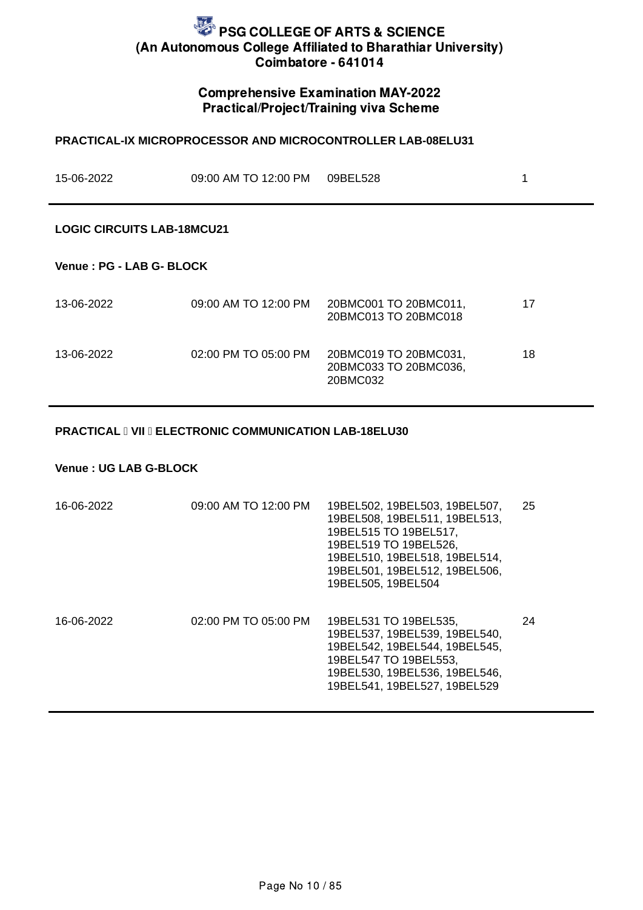# PSG COLLEGE OF ARTS & SCIENCE
## (An Autonomous College Affiliated to Bharathiar University)
## Coimbatore - 641014

### Comprehensive Examination MAY-2022
### Practical/Project/Training viva Scheme

**PRACTICAL-IX MICROPROCESSOR AND MICROCONTROLLER LAB-08ELU31**

| | | | |
|---|---|---|---|
| 15-06-2022 | 09:00 AM TO 12:00 PM | 09BEL528 | 1 |

**LOGIC CIRCUITS LAB-18MCU21**

**Venue : PG - LAB G- BLOCK**

| | | | |
|---|---|---|---|
| 13-06-2022 | 09:00 AM TO 12:00 PM | 20BMC001 TO 20BMC011, 20BMC013 TO 20BMC018 | 17 |
| 13-06-2022 | 02:00 PM TO 05:00 PM | 20BMC019 TO 20BMC031, 20BMC033 TO 20BMC036, 20BMC032 | 18 |

**PRACTICAL  VII  ELECTRONIC COMMUNICATION LAB-18ELU30**

**Venue : UG LAB G-BLOCK**

| | | | |
|---|---|---|---|
| 16-06-2022 | 09:00 AM TO 12:00 PM | 19BEL502, 19BEL503, 19BEL507, 19BEL508, 19BEL511, 19BEL513, 19BEL515 TO 19BEL517, 19BEL519 TO 19BEL526, 19BEL510, 19BEL518, 19BEL514, 19BEL501, 19BEL512, 19BEL506, 19BEL505, 19BEL504 | 25 |
| 16-06-2022 | 02:00 PM TO 05:00 PM | 19BEL531 TO 19BEL535, 19BEL537, 19BEL539, 19BEL540, 19BEL542, 19BEL544, 19BEL545, 19BEL547 TO 19BEL553, 19BEL530, 19BEL536, 19BEL546, 19BEL541, 19BEL527, 19BEL529 | 24 |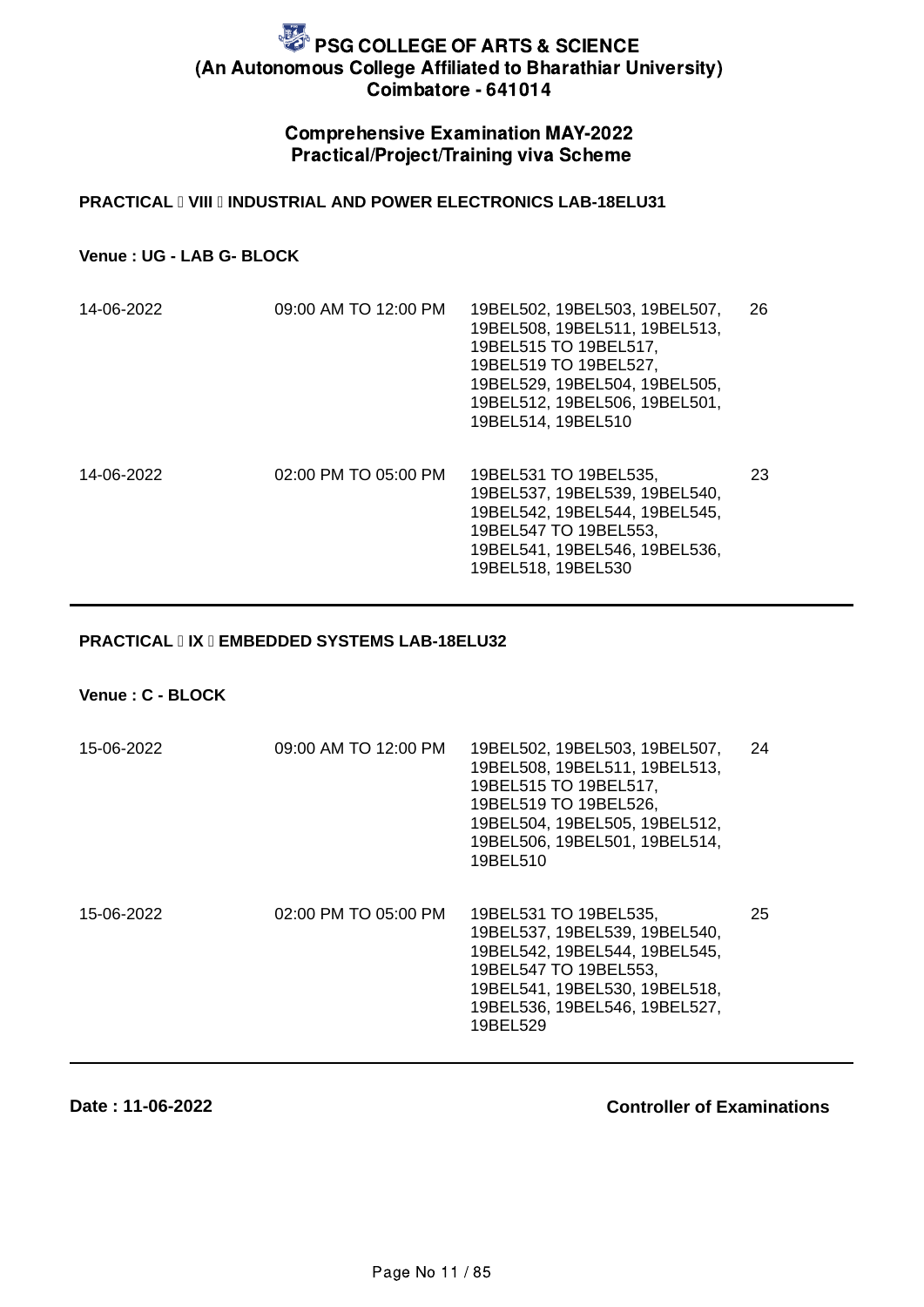# PSG COLLEGE OF ARTS & SCIENCE
## (An Autonomous College Affiliated to Bharathiar University)
## Coimbatore - 641014

### Comprehensive Examination MAY-2022
### Practical/Project/Training viva Scheme

**PRACTICAL – VIII – INDUSTRIAL AND POWER ELECTRONICS LAB-18ELU31**

**Venue : UG - LAB G- BLOCK**

| | | | |
|---|---|---|---|
| 14-06-2022 | 09:00 AM TO 12:00 PM | 19BEL502, 19BEL503, 19BEL507, 19BEL508, 19BEL511, 19BEL513, 19BEL515 TO 19BEL517, 19BEL519 TO 19BEL527, 19BEL529, 19BEL504, 19BEL505, 19BEL512, 19BEL506, 19BEL501, 19BEL514, 19BEL510 | 26 |
| 14-06-2022 | 02:00 PM TO 05:00 PM | 19BEL531 TO 19BEL535, 19BEL537, 19BEL539, 19BEL540, 19BEL542, 19BEL544, 19BEL545, 19BEL547 TO 19BEL553, 19BEL541, 19BEL546, 19BEL536, 19BEL518, 19BEL530 | 23 |

**PRACTICAL – IX – EMBEDDED SYSTEMS LAB-18ELU32**

**Venue : C - BLOCK**

| | | | |
|---|---|---|---|
| 15-06-2022 | 09:00 AM TO 12:00 PM | 19BEL502, 19BEL503, 19BEL507, 19BEL508, 19BEL511, 19BEL513, 19BEL515 TO 19BEL517, 19BEL519 TO 19BEL526, 19BEL504, 19BEL505, 19BEL512, 19BEL506, 19BEL501, 19BEL514, 19BEL510 | 24 |
| 15-06-2022 | 02:00 PM TO 05:00 PM | 19BEL531 TO 19BEL535, 19BEL537, 19BEL539, 19BEL540, 19BEL542, 19BEL544, 19BEL545, 19BEL547 TO 19BEL553, 19BEL541, 19BEL530, 19BEL518, 19BEL536, 19BEL546, 19BEL527, 19BEL529 | 25 |

**Date : 11-06-2022**

**Controller of Examinations**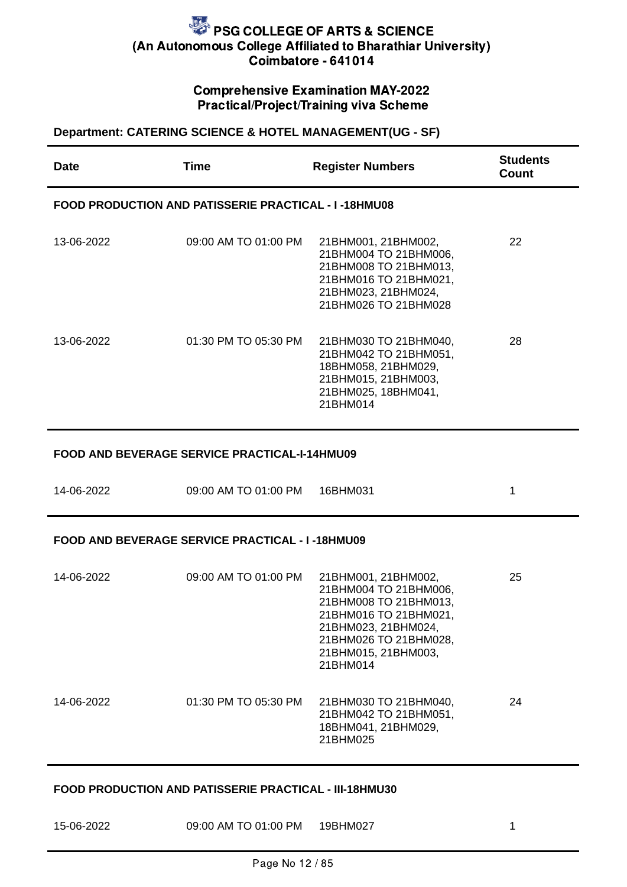# PSG COLLEGE OF ARTS & SCIENCE
## (An Autonomous College Affiliated to Bharathiar University)
## Coimbatore - 641014

### Comprehensive Examination MAY-2022
### Practical/Project/Training viva Scheme

**Department: CATERING SCIENCE & HOTEL MANAGEMENT(UG - SF)**

| Date | Time | Register Numbers | Students Count |
|---|---|---|---|
| **FOOD PRODUCTION AND PATISSERIE PRACTICAL - I -18HMU08** | | | |
| 13-06-2022 | 09:00 AM TO 01:00 PM | 21BHM001, 21BHM002, 21BHM004 TO 21BHM006, 21BHM008 TO 21BHM013, 21BHM016 TO 21BHM021, 21BHM023, 21BHM024, 21BHM026 TO 21BHM028 | 22 |
| 13-06-2022 | 01:30 PM TO 05:30 PM | 21BHM030 TO 21BHM040, 21BHM042 TO 21BHM051, 18BHM058, 21BHM029, 21BHM015, 21BHM003, 21BHM025, 18BHM041, 21BHM014 | 28 |
| **FOOD AND BEVERAGE SERVICE PRACTICAL-I-14HMU09** | | | |
| 14-06-2022 | 09:00 AM TO 01:00 PM | 16BHM031 | 1 |
| **FOOD AND BEVERAGE SERVICE PRACTICAL - I -18HMU09** | | | |
| 14-06-2022 | 09:00 AM TO 01:00 PM | 21BHM001, 21BHM002, 21BHM004 TO 21BHM006, 21BHM008 TO 21BHM013, 21BHM016 TO 21BHM021, 21BHM023, 21BHM024, 21BHM026 TO 21BHM028, 21BHM015, 21BHM003, 21BHM014 | 25 |
| 14-06-2022 | 01:30 PM TO 05:30 PM | 21BHM030 TO 21BHM040, 21BHM042 TO 21BHM051, 18BHM041, 21BHM029, 21BHM025 | 24 |
| **FOOD PRODUCTION AND PATISSERIE PRACTICAL - III-18HMU30** | | | |
| 15-06-2022 | 09:00 AM TO 01:00 PM | 19BHM027 | 1 |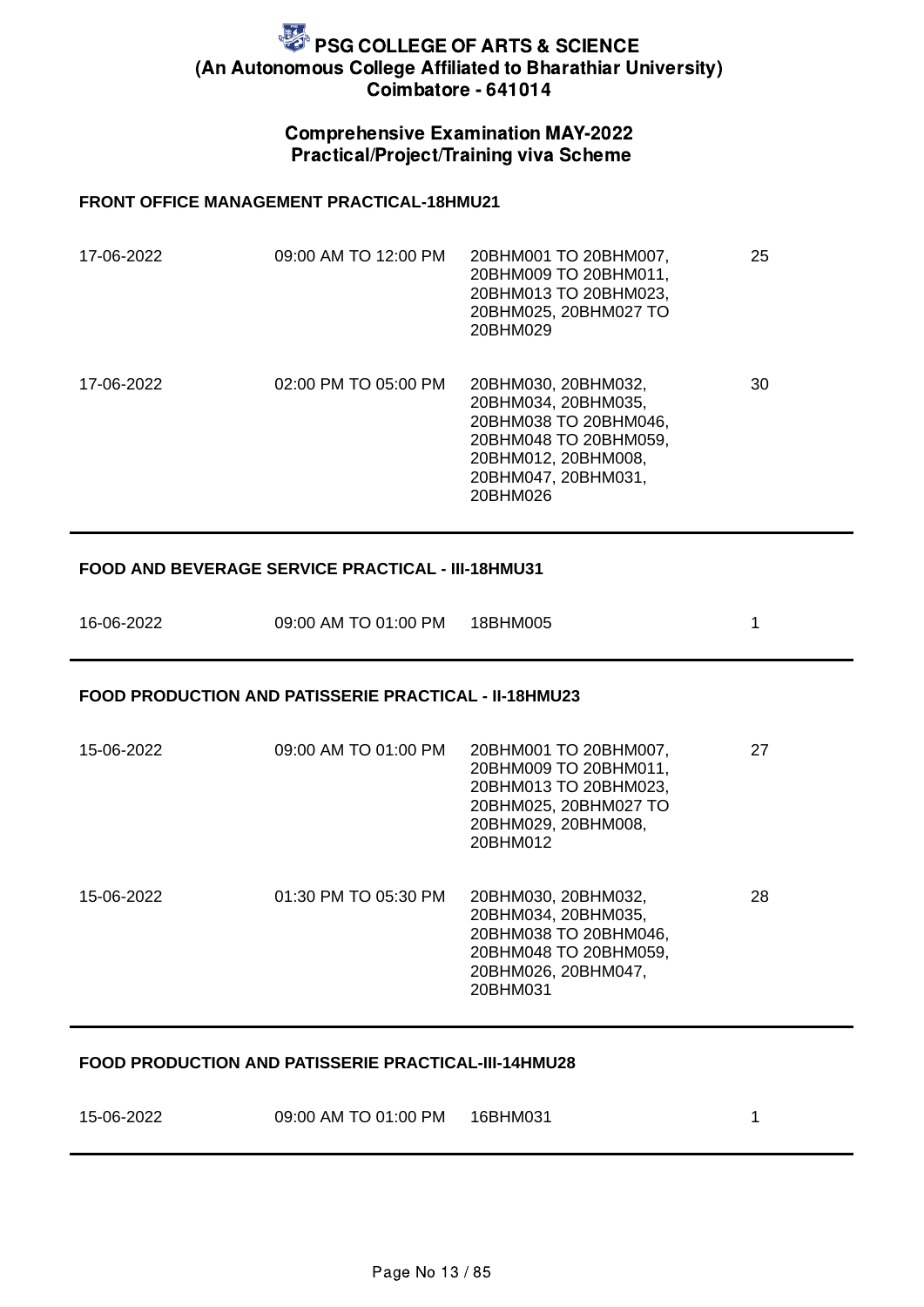# PSG COLLEGE OF ARTS & SCIENCE
## (An Autonomous College Affiliated to Bharathiar University)
## Coimbatore - 641014

### Comprehensive Examination MAY-2022
### Practical/Project/Training viva Scheme

**FRONT OFFICE MANAGEMENT PRACTICAL-18HMU21**

| Date | Time | Register Numbers | Count |
|---|---|---|---|
| 17-06-2022 | 09:00 AM TO 12:00 PM | 20BHM001 TO 20BHM007, 20BHM009 TO 20BHM011, 20BHM013 TO 20BHM023, 20BHM025, 20BHM027 TO 20BHM029 | 25 |
| 17-06-2022 | 02:00 PM TO 05:00 PM | 20BHM030, 20BHM032, 20BHM034, 20BHM035, 20BHM038 TO 20BHM046, 20BHM048 TO 20BHM059, 20BHM012, 20BHM008, 20BHM047, 20BHM031, 20BHM026 | 30 |

**FOOD AND BEVERAGE SERVICE PRACTICAL - III-18HMU31**

| Date | Time | Register Numbers | Count |
|---|---|---|---|
| 16-06-2022 | 09:00 AM TO 01:00 PM | 18BHM005 | 1 |

**FOOD PRODUCTION AND PATISSERIE PRACTICAL - II-18HMU23**

| Date | Time | Register Numbers | Count |
|---|---|---|---|
| 15-06-2022 | 09:00 AM TO 01:00 PM | 20BHM001 TO 20BHM007, 20BHM009 TO 20BHM011, 20BHM013 TO 20BHM023, 20BHM025, 20BHM027 TO 20BHM029, 20BHM008, 20BHM012 | 27 |
| 15-06-2022 | 01:30 PM TO 05:30 PM | 20BHM030, 20BHM032, 20BHM034, 20BHM035, 20BHM038 TO 20BHM046, 20BHM048 TO 20BHM059, 20BHM026, 20BHM047, 20BHM031 | 28 |

**FOOD PRODUCTION AND PATISSERIE PRACTICAL-III-14HMU28**

| Date | Time | Register Numbers | Count |
|---|---|---|---|
| 15-06-2022 | 09:00 AM TO 01:00 PM | 16BHM031 | 1 |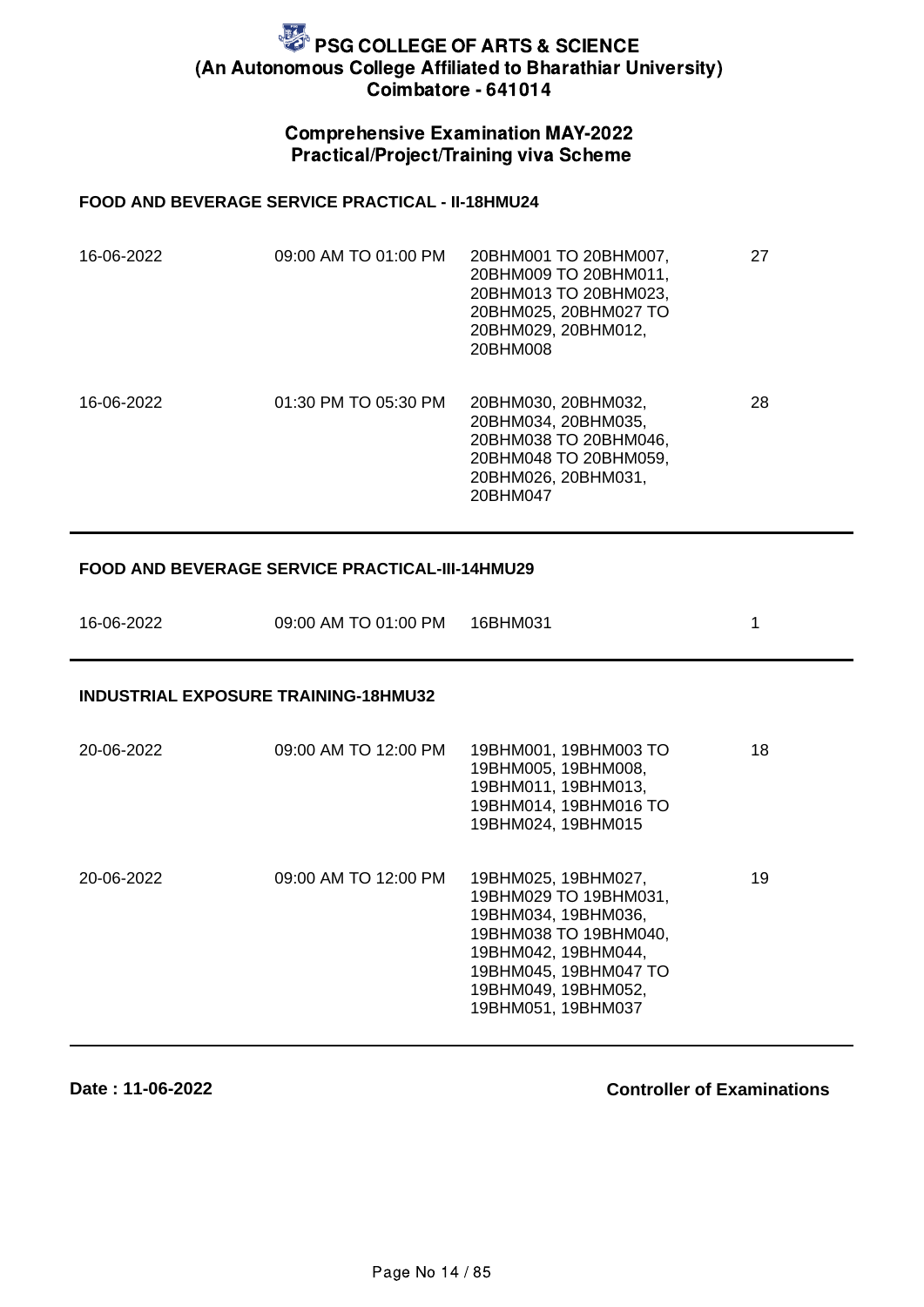# PSG COLLEGE OF ARTS & SCIENCE
## (An Autonomous College Affiliated to Bharathiar University)
## Coimbatore - 641014

### Comprehensive Examination MAY-2022
### Practical/Project/Training viva Scheme

**FOOD AND BEVERAGE SERVICE PRACTICAL - II-18HMU24**

| | | | |
|---|---|---|---|
| 16-06-2022 | 09:00 AM TO 01:00 PM | 20BHM001 TO 20BHM007, 20BHM009 TO 20BHM011, 20BHM013 TO 20BHM023, 20BHM025, 20BHM027 TO 20BHM029, 20BHM012, 20BHM008 | 27 |
| 16-06-2022 | 01:30 PM TO 05:30 PM | 20BHM030, 20BHM032, 20BHM034, 20BHM035, 20BHM038 TO 20BHM046, 20BHM048 TO 20BHM059, 20BHM026, 20BHM031, 20BHM047 | 28 |

**FOOD AND BEVERAGE SERVICE PRACTICAL-III-14HMU29**

| | | | |
|---|---|---|---|
| 16-06-2022 | 09:00 AM TO 01:00 PM | 16BHM031 | 1 |

**INDUSTRIAL EXPOSURE TRAINING-18HMU32**

| | | | |
|---|---|---|---|
| 20-06-2022 | 09:00 AM TO 12:00 PM | 19BHM001, 19BHM003 TO 19BHM005, 19BHM008, 19BHM011, 19BHM013, 19BHM014, 19BHM016 TO 19BHM024, 19BHM015 | 18 |
| 20-06-2022 | 09:00 AM TO 12:00 PM | 19BHM025, 19BHM027, 19BHM029 TO 19BHM031, 19BHM034, 19BHM036, 19BHM038 TO 19BHM040, 19BHM042, 19BHM044, 19BHM045, 19BHM047 TO 19BHM049, 19BHM052, 19BHM051, 19BHM037 | 19 |

**Date : 11-06-2022**

**Controller of Examinations**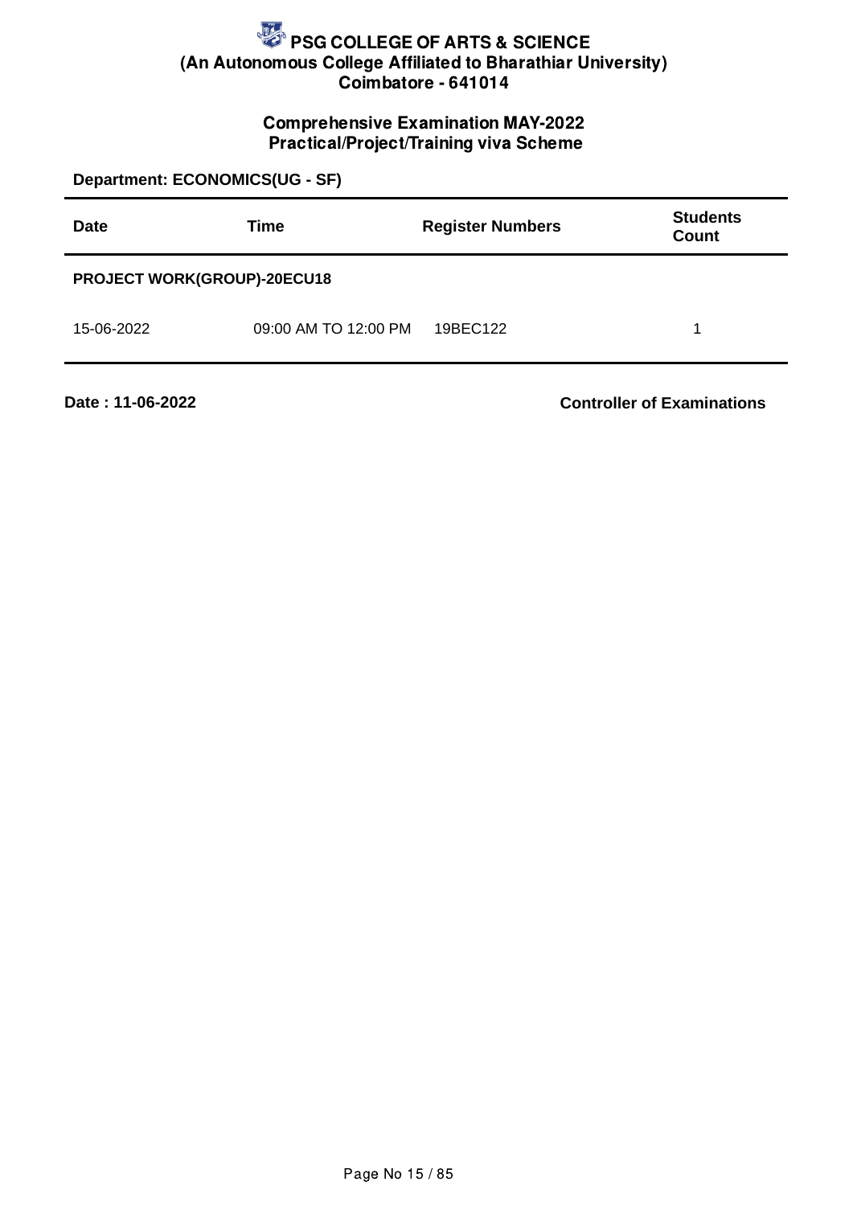# PSG COLLEGE OF ARTS & SCIENCE
**(An Autonomous College Affiliated to Bharathiar University)**
**Coimbatore - 641014**

## Comprehensive Examination MAY-2022
## Practical/Project/Training viva Scheme

**Department: ECONOMICS(UG - SF)**

| Date | Time | Register Numbers | Students Count |
|---|---|---|---|
| **PROJECT WORK(GROUP)-20ECU18** | | | |
| 15-06-2022 | 09:00 AM TO 12:00 PM | 19BEC122 | 1 |

**Date : 11-06-2022**

**Controller of Examinations**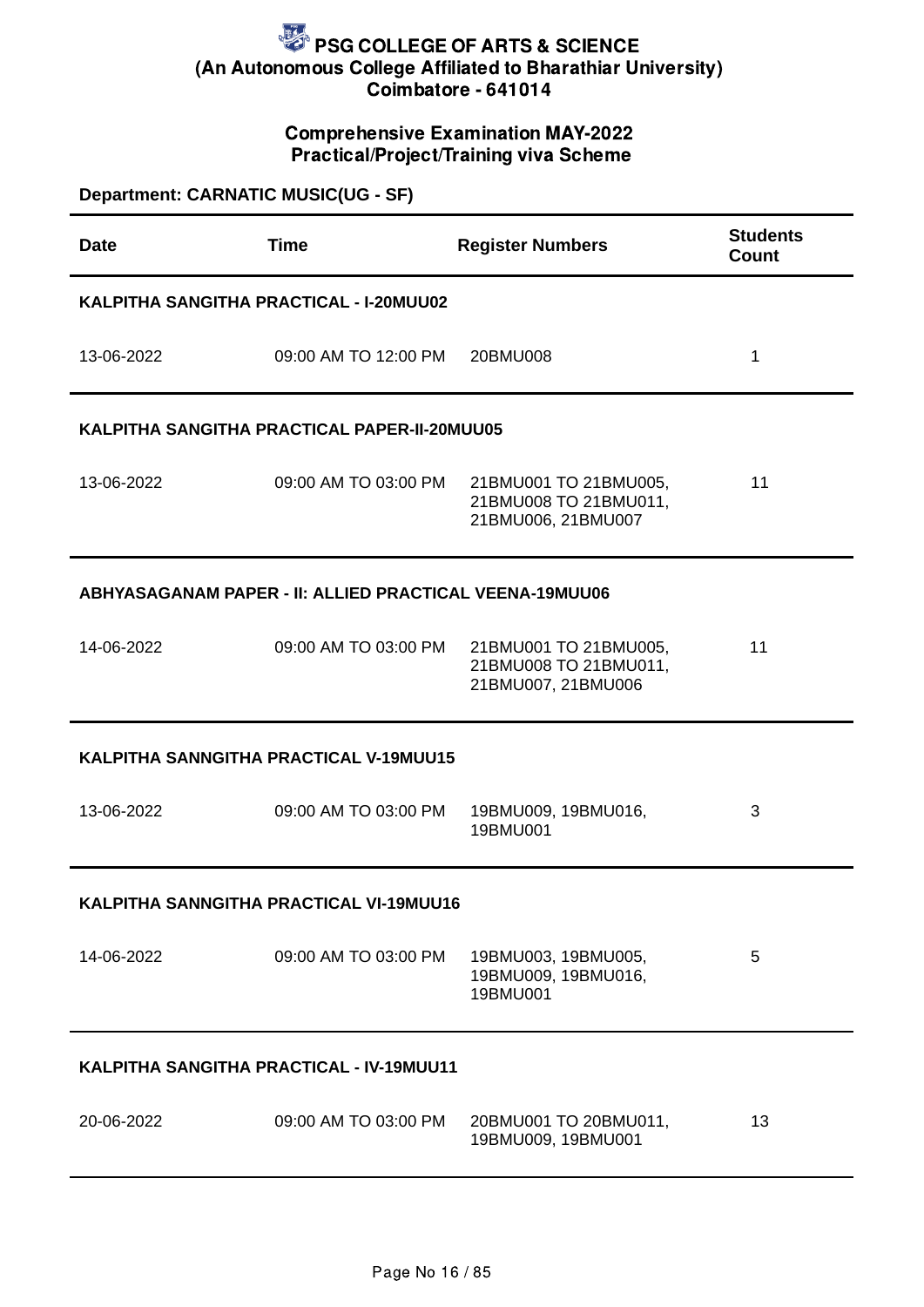# PSG COLLEGE OF ARTS & SCIENCE
## (An Autonomous College Affiliated to Bharathiar University)
## Coimbatore - 641014

### Comprehensive Examination MAY-2022
### Practical/Project/Training viva Scheme

**Department: CARNATIC MUSIC(UG - SF)**

| Date | Time | Register Numbers | Students Count |
|---|---|---|---|
| **KALPITHA SANGITHA PRACTICAL - I-20MUU02** | | | |
| 13-06-2022 | 09:00 AM TO 12:00 PM | 20BMU008 | 1 |
| **KALPITHA SANGITHA PRACTICAL PAPER-II-20MUU05** | | | |
| 13-06-2022 | 09:00 AM TO 03:00 PM | 21BMU001 TO 21BMU005, 21BMU008 TO 21BMU011, 21BMU006, 21BMU007 | 11 |
| **ABHYASAGANAM PAPER - II: ALLIED PRACTICAL VEENA-19MUU06** | | | |
| 14-06-2022 | 09:00 AM TO 03:00 PM | 21BMU001 TO 21BMU005, 21BMU008 TO 21BMU011, 21BMU007, 21BMU006 | 11 |
| **KALPITHA SANNGITHA PRACTICAL V-19MUU15** | | | |
| 13-06-2022 | 09:00 AM TO 03:00 PM | 19BMU009, 19BMU016, 19BMU001 | 3 |
| **KALPITHA SANNGITHA PRACTICAL VI-19MUU16** | | | |
| 14-06-2022 | 09:00 AM TO 03:00 PM | 19BMU003, 19BMU005, 19BMU009, 19BMU016, 19BMU001 | 5 |
| **KALPITHA SANGITHA PRACTICAL - IV-19MUU11** | | | |
| 20-06-2022 | 09:00 AM TO 03:00 PM | 20BMU001 TO 20BMU011, 19BMU009, 19BMU001 | 13 |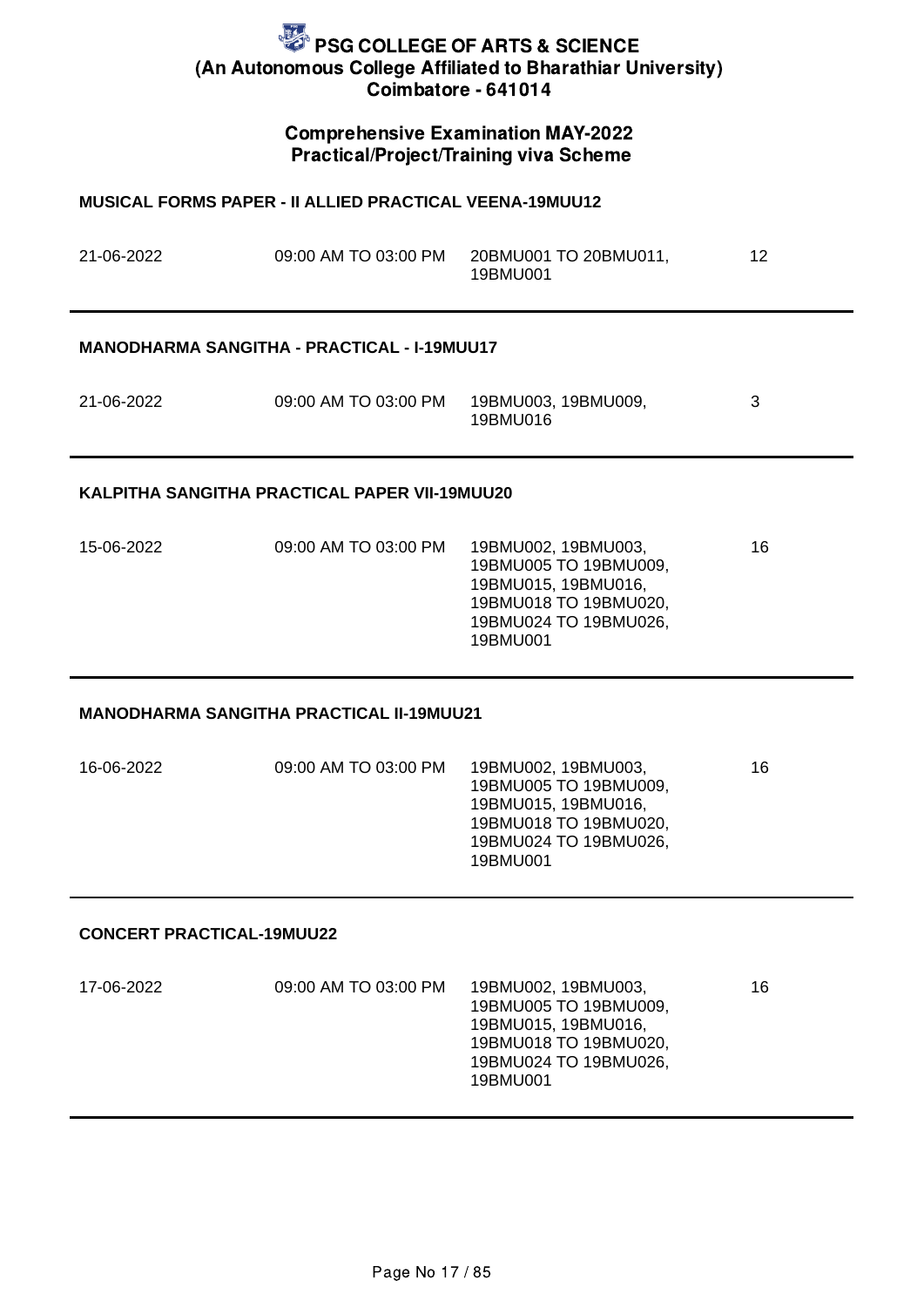# PSG COLLEGE OF ARTS & SCIENCE
**(An Autonomous College Affiliated to Bharathiar University)**
**Coimbatore - 641014**

## Comprehensive Examination MAY-2022
## Practical/Project/Training viva Scheme

### MUSICAL FORMS PAPER - II ALLIED PRACTICAL VEENA-19MUU12

| | | | |
|---|---|---|---|
| 21-06-2022 | 09:00 AM TO 03:00 PM | 20BMU001 TO 20BMU011, 19BMU001 | 12 |

### MANODHARMA SANGITHA - PRACTICAL - I-19MUU17

| | | | |
|---|---|---|---|
| 21-06-2022 | 09:00 AM TO 03:00 PM | 19BMU003, 19BMU009, 19BMU016 | 3 |

### KALPITHA SANGITHA PRACTICAL PAPER VII-19MUU20

| | | | |
|---|---|---|---|
| 15-06-2022 | 09:00 AM TO 03:00 PM | 19BMU002, 19BMU003, 19BMU005 TO 19BMU009, 19BMU015, 19BMU016, 19BMU018 TO 19BMU020, 19BMU024 TO 19BMU026, 19BMU001 | 16 |

### MANODHARMA SANGITHA PRACTICAL II-19MUU21

| | | | |
|---|---|---|---|
| 16-06-2022 | 09:00 AM TO 03:00 PM | 19BMU002, 19BMU003, 19BMU005 TO 19BMU009, 19BMU015, 19BMU016, 19BMU018 TO 19BMU020, 19BMU024 TO 19BMU026, 19BMU001 | 16 |

### CONCERT PRACTICAL-19MUU22

| | | | |
|---|---|---|---|
| 17-06-2022 | 09:00 AM TO 03:00 PM | 19BMU002, 19BMU003, 19BMU005 TO 19BMU009, 19BMU015, 19BMU016, 19BMU018 TO 19BMU020, 19BMU024 TO 19BMU026, 19BMU001 | 16 |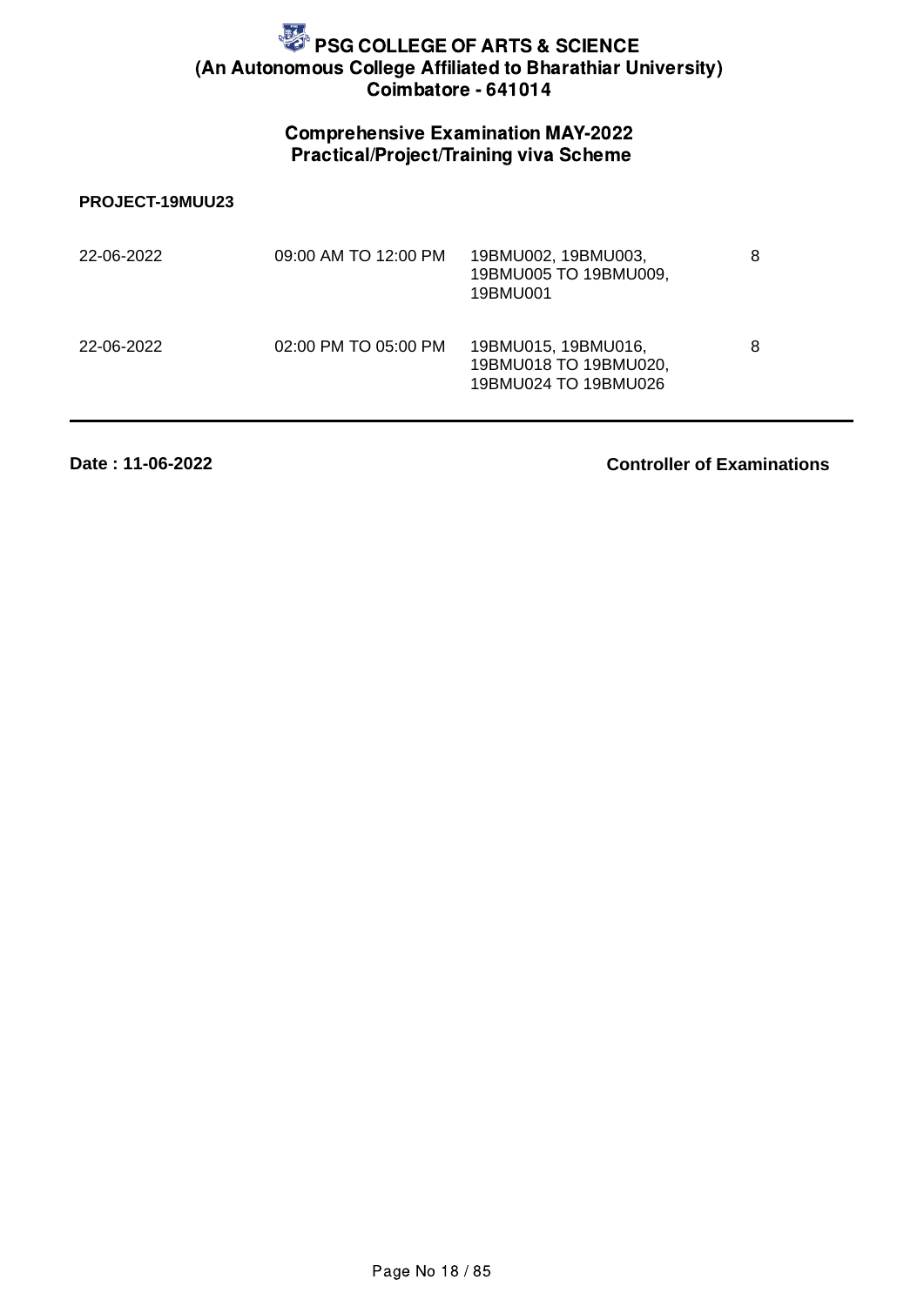# PSG COLLEGE OF ARTS & SCIENCE
**(An Autonomous College Affiliated to Bharathiar University)**
**Coimbatore - 641014**

## Comprehensive Examination MAY-2022
## Practical/Project/Training viva Scheme

**PROJECT-19MUU23**

| | | | |
|---|---|---|---|
| 22-06-2022 | 09:00 AM TO 12:00 PM | 19BMU002, 19BMU003, 19BMU005 TO 19BMU009, 19BMU001 | 8 |
| 22-06-2022 | 02:00 PM TO 05:00 PM | 19BMU015, 19BMU016, 19BMU018 TO 19BMU020, 19BMU024 TO 19BMU026 | 8 |

**Date : 11-06-2022** **Controller of Examinations**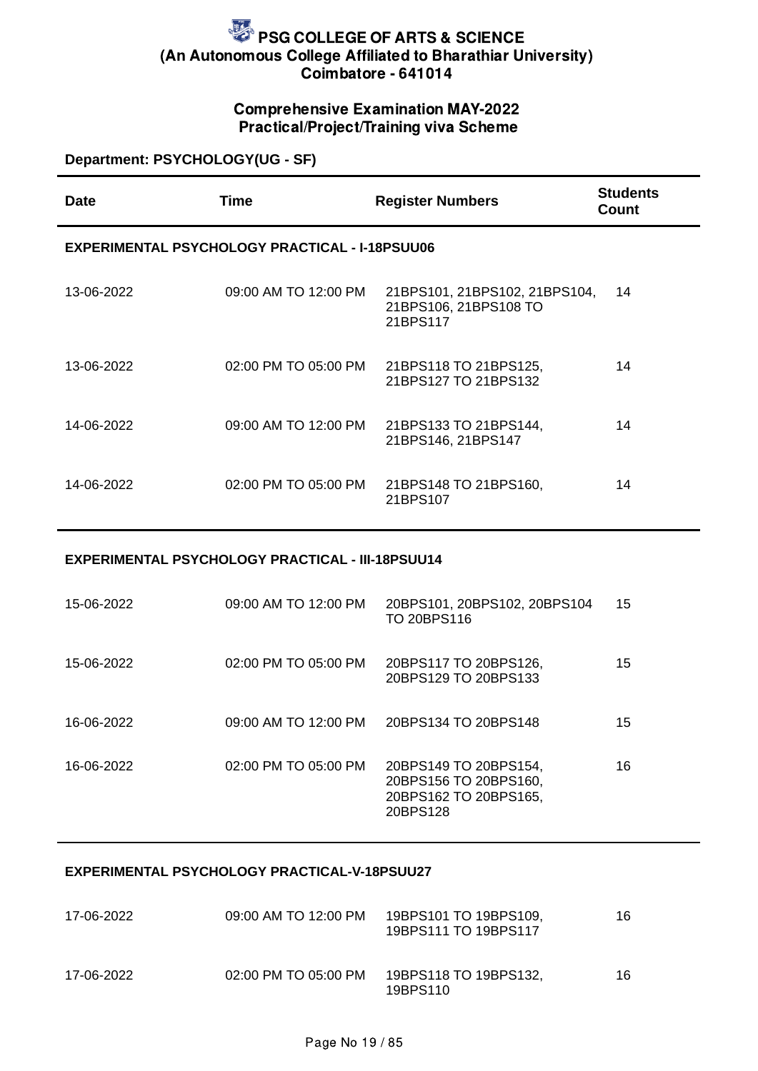# PSG COLLEGE OF ARTS & SCIENCE
## (An Autonomous College Affiliated to Bharathiar University)
## Coimbatore - 641014

### Comprehensive Examination MAY-2022
### Practical/Project/Training viva Scheme

**Department: PSYCHOLOGY(UG - SF)**

| Date | Time | Register Numbers | Students Count |
|---|---|---|---|
| **EXPERIMENTAL PSYCHOLOGY PRACTICAL - I-18PSUU06** | | | |
| 13-06-2022 | 09:00 AM TO 12:00 PM | 21BPS101, 21BPS102, 21BPS104, 21BPS106, 21BPS108 TO 21BPS117 | 14 |
| 13-06-2022 | 02:00 PM TO 05:00 PM | 21BPS118 TO 21BPS125, 21BPS127 TO 21BPS132 | 14 |
| 14-06-2022 | 09:00 AM TO 12:00 PM | 21BPS133 TO 21BPS144, 21BPS146, 21BPS147 | 14 |
| 14-06-2022 | 02:00 PM TO 05:00 PM | 21BPS148 TO 21BPS160, 21BPS107 | 14 |
| **EXPERIMENTAL PSYCHOLOGY PRACTICAL - III-18PSUU14** | | | |
| 15-06-2022 | 09:00 AM TO 12:00 PM | 20BPS101, 20BPS102, 20BPS104 TO 20BPS116 | 15 |
| 15-06-2022 | 02:00 PM TO 05:00 PM | 20BPS117 TO 20BPS126, 20BPS129 TO 20BPS133 | 15 |
| 16-06-2022 | 09:00 AM TO 12:00 PM | 20BPS134 TO 20BPS148 | 15 |
| 16-06-2022 | 02:00 PM TO 05:00 PM | 20BPS149 TO 20BPS154, 20BPS156 TO 20BPS160, 20BPS162 TO 20BPS165, 20BPS128 | 16 |
| **EXPERIMENTAL PSYCHOLOGY PRACTICAL-V-18PSUU27** | | | |
| 17-06-2022 | 09:00 AM TO 12:00 PM | 19BPS101 TO 19BPS109, 19BPS111 TO 19BPS117 | 16 |
| 17-06-2022 | 02:00 PM TO 05:00 PM | 19BPS118 TO 19BPS132, 19BPS110 | 16 |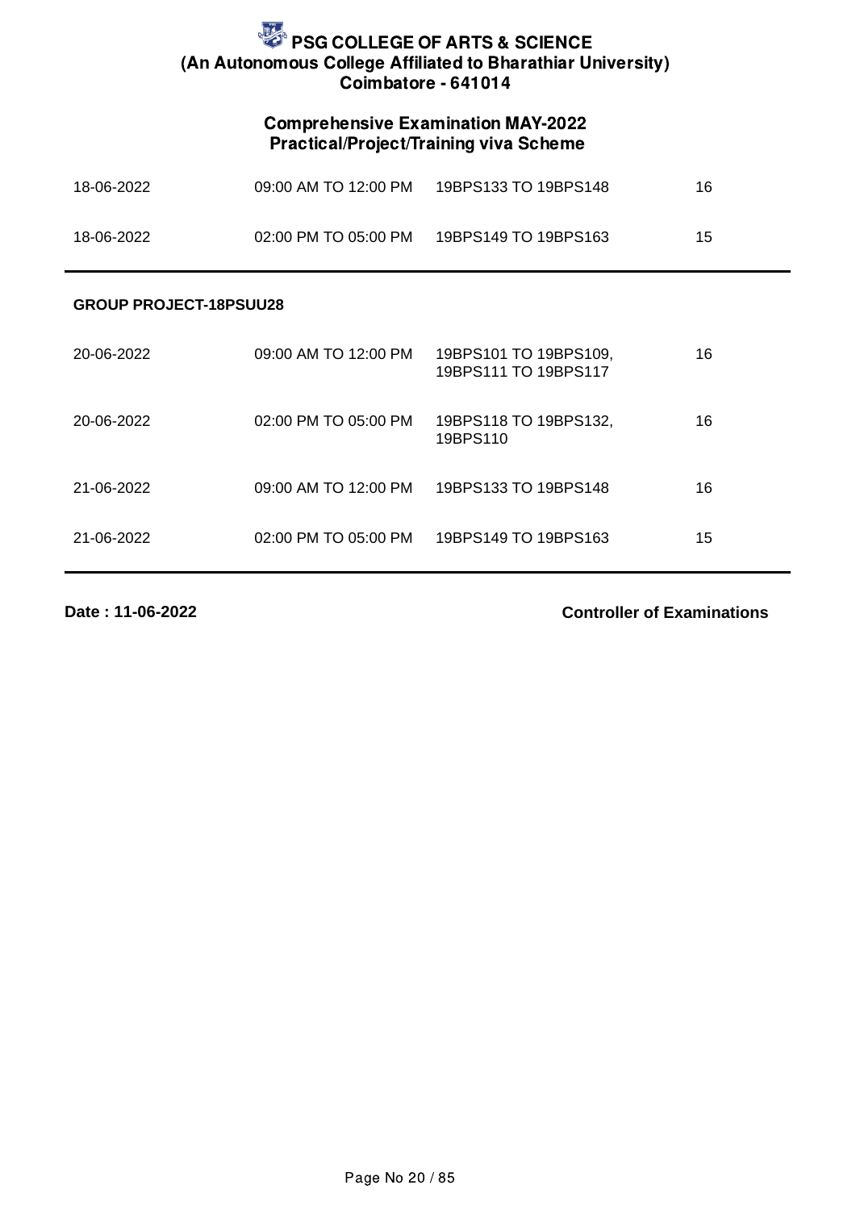# PSG COLLEGE OF ARTS & SCIENCE
## (An Autonomous College Affiliated to Bharathiar University)
## Coimbatore - 641014

### Comprehensive Examination MAY-2022
### Practical/Project/Training viva Scheme

| | | | |
|---|---|---|---|
| 18-06-2022 | 09:00 AM TO 12:00 PM | 19BPS133 TO 19BPS148 | 16 |
| 18-06-2022 | 02:00 PM TO 05:00 PM | 19BPS149 TO 19BPS163 | 15 |

**GROUP PROJECT-18PSUU28**

| | | | |
|---|---|---|---|
| 20-06-2022 | 09:00 AM TO 12:00 PM | 19BPS101 TO 19BPS109, 19BPS111 TO 19BPS117 | 16 |
| 20-06-2022 | 02:00 PM TO 05:00 PM | 19BPS118 TO 19BPS132, 19BPS110 | 16 |
| 21-06-2022 | 09:00 AM TO 12:00 PM | 19BPS133 TO 19BPS148 | 16 |
| 21-06-2022 | 02:00 PM TO 05:00 PM | 19BPS149 TO 19BPS163 | 15 |

**Date : 11-06-2022** **Controller of Examinations**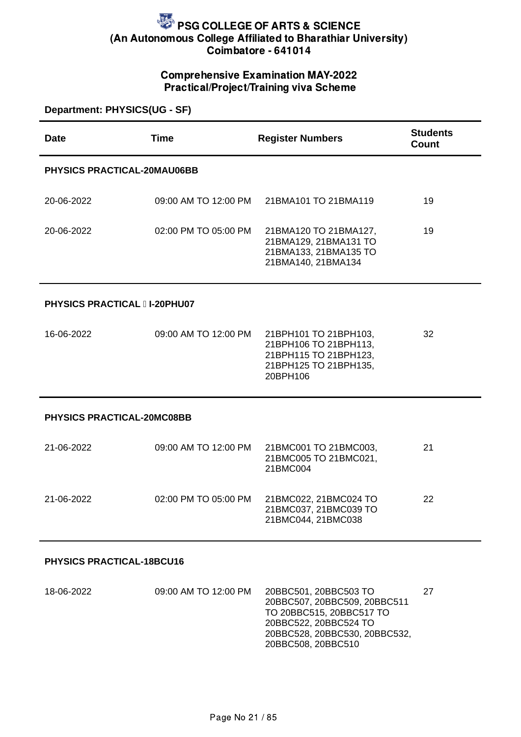# PSG COLLEGE OF ARTS & SCIENCE
## (An Autonomous College Affiliated to Bharathiar University)
## Coimbatore - 641014

### Comprehensive Examination MAY-2022
### Practical/Project/Training viva Scheme

**Department: PHYSICS(UG - SF)**

| Date | Time | Register Numbers | Students Count |
|---|---|---|---|
| **PHYSICS PRACTICAL-20MAU06BB** | | | |
| 20-06-2022 | 09:00 AM TO 12:00 PM | 21BMA101 TO 21BMA119 | 19 |
| 20-06-2022 | 02:00 PM TO 05:00 PM | 21BMA120 TO 21BMA127, 21BMA129, 21BMA131 TO 21BMA133, 21BMA135 TO 21BMA140, 21BMA134 | 19 |
| **PHYSICS PRACTICAL  I-20PHU07** | | | |
| 16-06-2022 | 09:00 AM TO 12:00 PM | 21BPH101 TO 21BPH103, 21BPH106 TO 21BPH113, 21BPH115 TO 21BPH123, 21BPH125 TO 21BPH135, 20BPH106 | 32 |
| **PHYSICS PRACTICAL-20MC08BB** | | | |
| 21-06-2022 | 09:00 AM TO 12:00 PM | 21BMC001 TO 21BMC003, 21BMC005 TO 21BMC021, 21BMC004 | 21 |
| 21-06-2022 | 02:00 PM TO 05:00 PM | 21BMC022, 21BMC024 TO 21BMC037, 21BMC039 TO 21BMC044, 21BMC038 | 22 |
| **PHYSICS PRACTICAL-18BCU16** | | | |
| 18-06-2022 | 09:00 AM TO 12:00 PM | 20BBC501, 20BBC503 TO 20BBC507, 20BBC509, 20BBC511 TO 20BBC515, 20BBC517 TO 20BBC522, 20BBC524 TO 20BBC528, 20BBC530, 20BBC532, 20BBC508, 20BBC510 | 27 |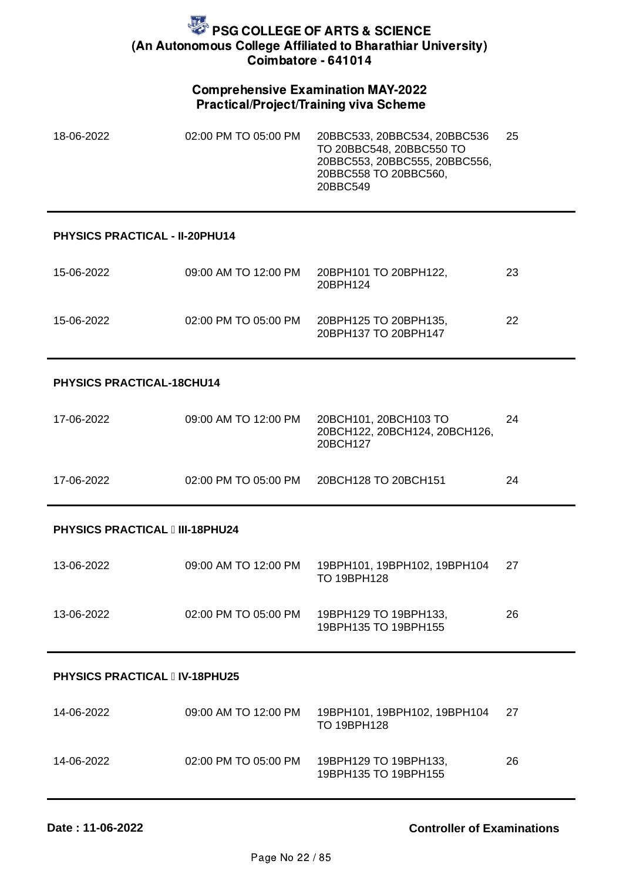# PSG COLLEGE OF ARTS & SCIENCE
**(An Autonomous College Affiliated to Bharathiar University)**
**Coimbatore - 641014**

## Comprehensive Examination MAY-2022
### Practical/Project/Training viva Scheme

| | | | |
|---|---|---|---|
| 18-06-2022 | 02:00 PM TO 05:00 PM | 20BBC533, 20BBC534, 20BBC536 TO 20BBC548, 20BBC550 TO 20BBC553, 20BBC555, 20BBC556, 20BBC558 TO 20BBC560, 20BBC549 | 25 |

**PHYSICS PRACTICAL - II-20PHU14**

| | | | |
|---|---|---|---|
| 15-06-2022 | 09:00 AM TO 12:00 PM | 20BPH101 TO 20BPH122, 20BPH124 | 23 |
| 15-06-2022 | 02:00 PM TO 05:00 PM | 20BPH125 TO 20BPH135, 20BPH137 TO 20BPH147 | 22 |

**PHYSICS PRACTICAL-18CHU14**

| | | | |
|---|---|---|---|
| 17-06-2022 | 09:00 AM TO 12:00 PM | 20BCH101, 20BCH103 TO 20BCH122, 20BCH124, 20BCH126, 20BCH127 | 24 |
| 17-06-2022 | 02:00 PM TO 05:00 PM | 20BCH128 TO 20BCH151 | 24 |

**PHYSICS PRACTICAL  III-18PHU24**

| | | | |
|---|---|---|---|
| 13-06-2022 | 09:00 AM TO 12:00 PM | 19BPH101, 19BPH102, 19BPH104 TO 19BPH128 | 27 |
| 13-06-2022 | 02:00 PM TO 05:00 PM | 19BPH129 TO 19BPH133, 19BPH135 TO 19BPH155 | 26 |

**PHYSICS PRACTICAL  IV-18PHU25**

| | | | |
|---|---|---|---|
| 14-06-2022 | 09:00 AM TO 12:00 PM | 19BPH101, 19BPH102, 19BPH104 TO 19BPH128 | 27 |
| 14-06-2022 | 02:00 PM TO 05:00 PM | 19BPH129 TO 19BPH133, 19BPH135 TO 19BPH155 | 26 |

**Date : 11-06-2022** **Controller of Examinations**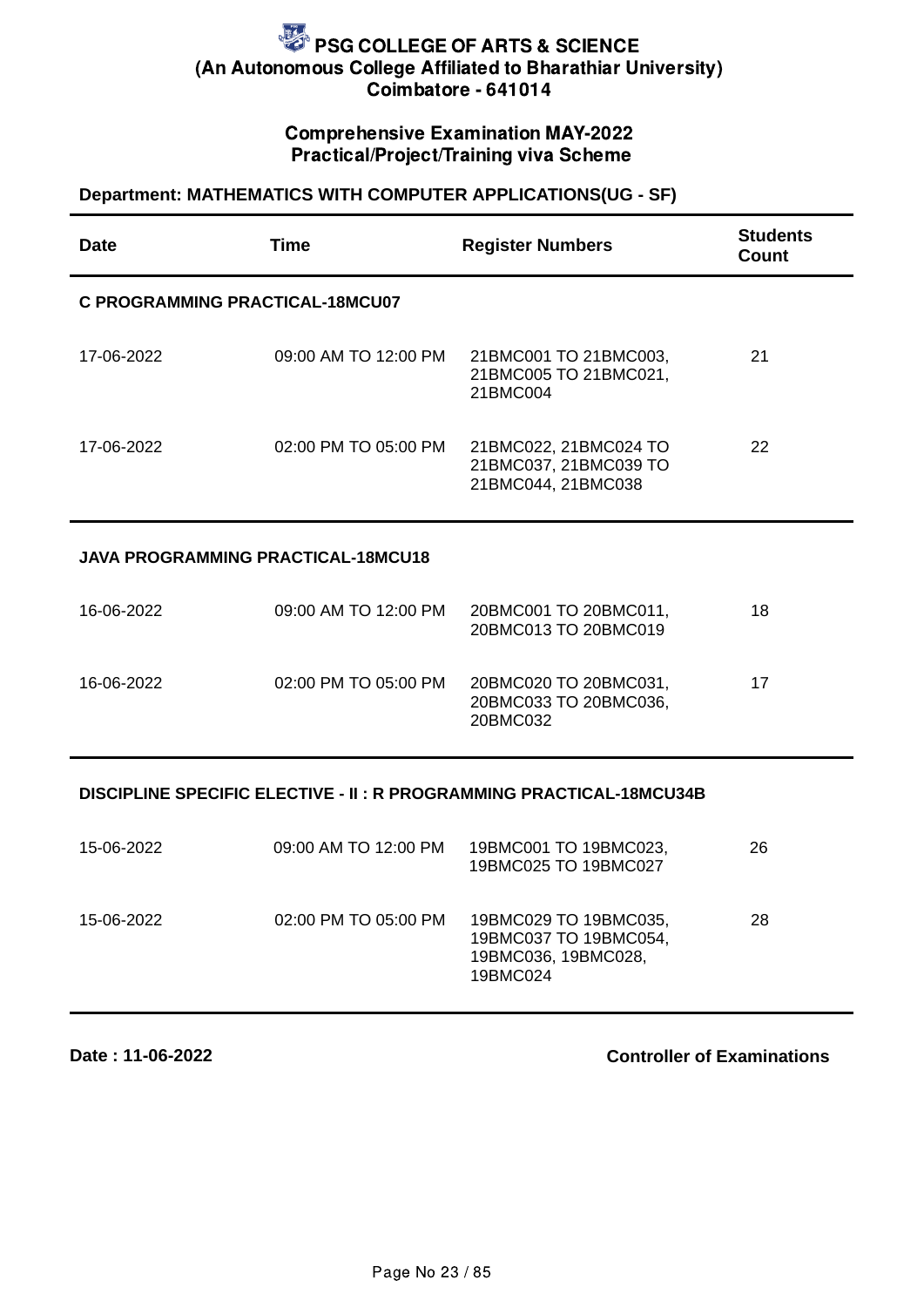# PSG COLLEGE OF ARTS & SCIENCE
**(An Autonomous College Affiliated to Bharathiar University)**
**Coimbatore - 641014**

## Comprehensive Examination MAY-2022
## Practical/Project/Training viva Scheme

**Department: MATHEMATICS WITH COMPUTER APPLICATIONS(UG - SF)**

| Date | Time | Register Numbers | Students Count |
|---|---|---|---|
| **C PROGRAMMING PRACTICAL-18MCU07** | | | |
| 17-06-2022 | 09:00 AM TO 12:00 PM | 21BMC001 TO 21BMC003, 21BMC005 TO 21BMC021, 21BMC004 | 21 |
| 17-06-2022 | 02:00 PM TO 05:00 PM | 21BMC022, 21BMC024 TO 21BMC037, 21BMC039 TO 21BMC044, 21BMC038 | 22 |
| **JAVA PROGRAMMING PRACTICAL-18MCU18** | | | |
| 16-06-2022 | 09:00 AM TO 12:00 PM | 20BMC001 TO 20BMC011, 20BMC013 TO 20BMC019 | 18 |
| 16-06-2022 | 02:00 PM TO 05:00 PM | 20BMC020 TO 20BMC031, 20BMC033 TO 20BMC036, 20BMC032 | 17 |
| **DISCIPLINE SPECIFIC ELECTIVE - II : R PROGRAMMING PRACTICAL-18MCU34B** | | | |
| 15-06-2022 | 09:00 AM TO 12:00 PM | 19BMC001 TO 19BMC023, 19BMC025 TO 19BMC027 | 26 |
| 15-06-2022 | 02:00 PM TO 05:00 PM | 19BMC029 TO 19BMC035, 19BMC037 TO 19BMC054, 19BMC036, 19BMC028, 19BMC024 | 28 |

**Date : 11-06-2022**

**Controller of Examinations**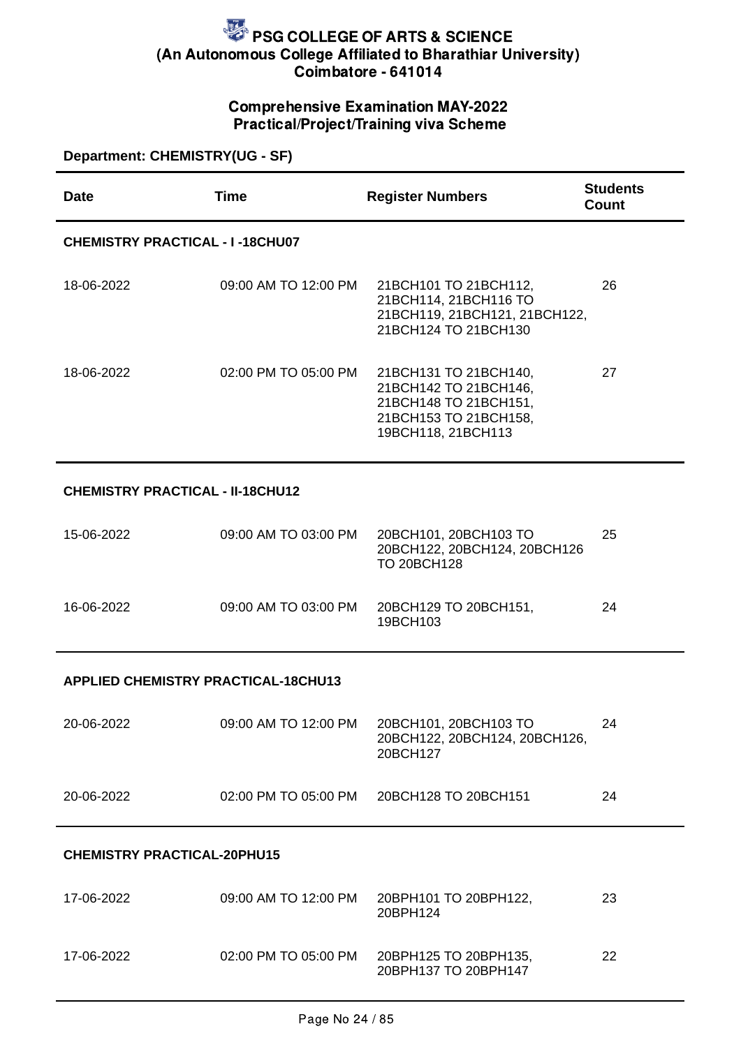# PSG COLLEGE OF ARTS & SCIENCE
## (An Autonomous College Affiliated to Bharathiar University)
## Coimbatore - 641014

### Comprehensive Examination MAY-2022
### Practical/Project/Training viva Scheme

**Department: CHEMISTRY(UG - SF)**

| Date | Time | Register Numbers | Students Count |
|---|---|---|---|
| **CHEMISTRY PRACTICAL - I -18CHU07** | | | |
| 18-06-2022 | 09:00 AM TO 12:00 PM | 21BCH101 TO 21BCH112, 21BCH114, 21BCH116 TO 21BCH119, 21BCH121, 21BCH122, 21BCH124 TO 21BCH130 | 26 |
| 18-06-2022 | 02:00 PM TO 05:00 PM | 21BCH131 TO 21BCH140, 21BCH142 TO 21BCH146, 21BCH148 TO 21BCH151, 21BCH153 TO 21BCH158, 19BCH118, 21BCH113 | 27 |
| **CHEMISTRY PRACTICAL - II-18CHU12** | | | |
| 15-06-2022 | 09:00 AM TO 03:00 PM | 20BCH101, 20BCH103 TO 20BCH122, 20BCH124, 20BCH126 TO 20BCH128 | 25 |
| 16-06-2022 | 09:00 AM TO 03:00 PM | 20BCH129 TO 20BCH151, 19BCH103 | 24 |
| **APPLIED CHEMISTRY PRACTICAL-18CHU13** | | | |
| 20-06-2022 | 09:00 AM TO 12:00 PM | 20BCH101, 20BCH103 TO 20BCH122, 20BCH124, 20BCH126, 20BCH127 | 24 |
| 20-06-2022 | 02:00 PM TO 05:00 PM | 20BCH128 TO 20BCH151 | 24 |
| **CHEMISTRY PRACTICAL-20PHU15** | | | |
| 17-06-2022 | 09:00 AM TO 12:00 PM | 20BPH101 TO 20BPH122, 20BPH124 | 23 |
| 17-06-2022 | 02:00 PM TO 05:00 PM | 20BPH125 TO 20BPH135, 20BPH137 TO 20BPH147 | 22 |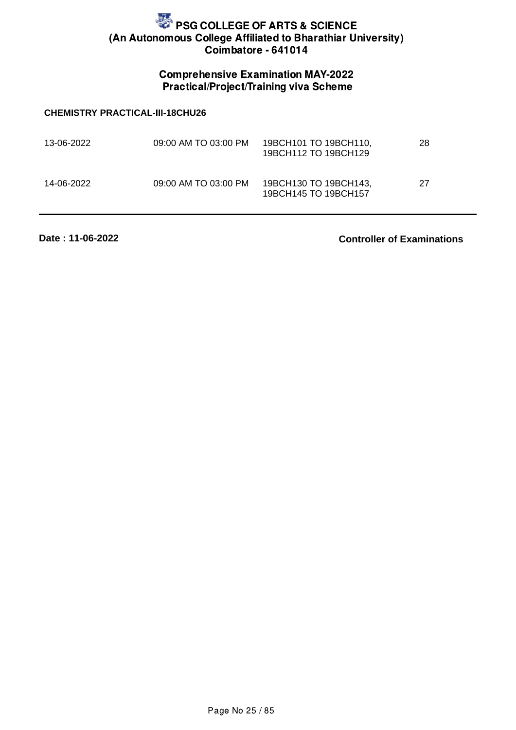# PSG COLLEGE OF ARTS & SCIENCE
## (An Autonomous College Affiliated to Bharathiar University)
## Coimbatore - 641014

### Comprehensive Examination MAY-2022
### Practical/Project/Training viva Scheme

**CHEMISTRY PRACTICAL-III-18CHU26**

| | | | |
|---|---|---|---|
| 13-06-2022 | 09:00 AM TO 03:00 PM | 19BCH101 TO 19BCH110, 19BCH112 TO 19BCH129 | 28 |
| 14-06-2022 | 09:00 AM TO 03:00 PM | 19BCH130 TO 19BCH143, 19BCH145 TO 19BCH157 | 27 |

**Date : 11-06-2022** **Controller of Examinations**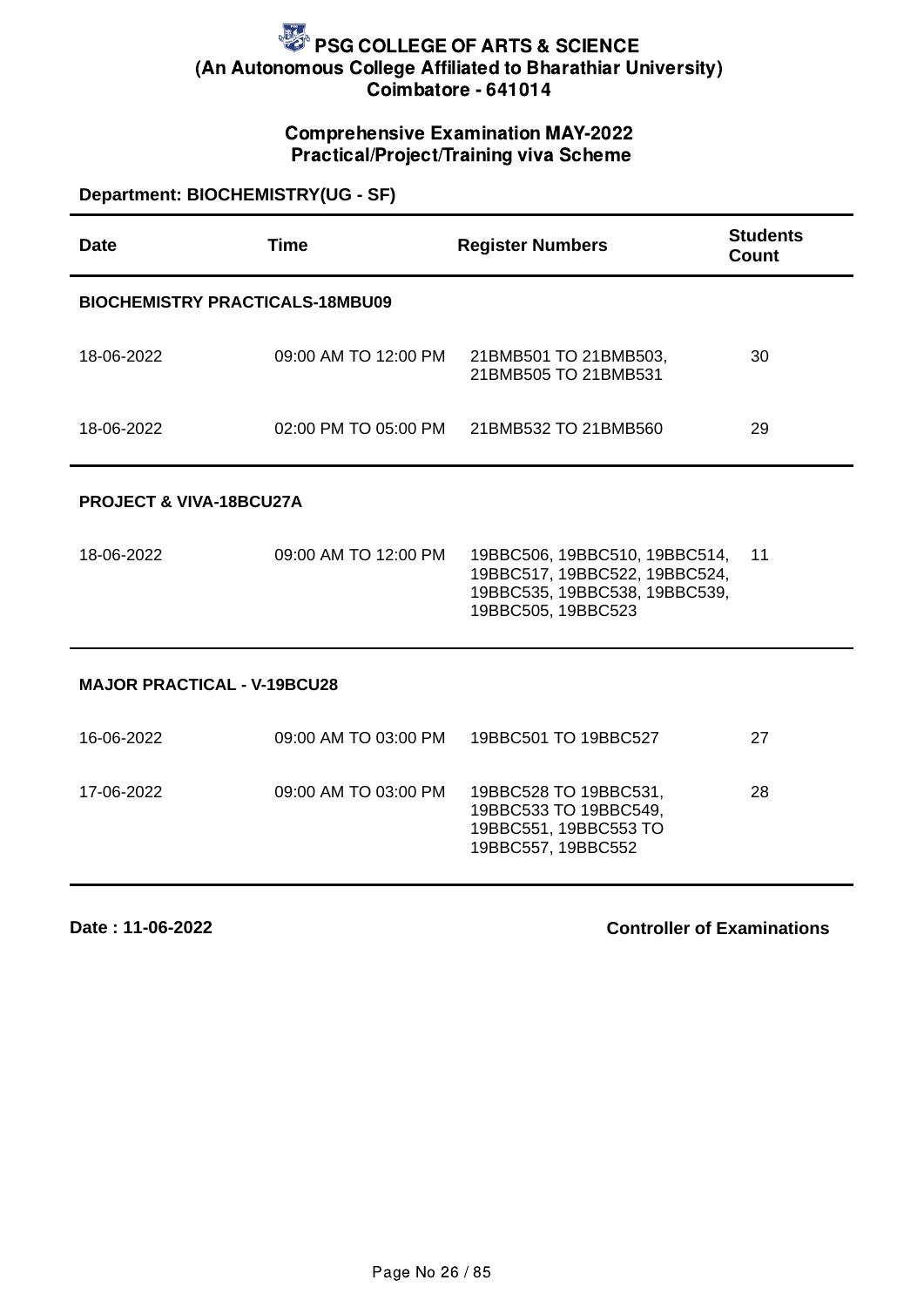# PSG COLLEGE OF ARTS & SCIENCE
## (An Autonomous College Affiliated to Bharathiar University)
## Coimbatore - 641014

### Comprehensive Examination MAY-2022
### Practical/Project/Training viva Scheme

**Department: BIOCHEMISTRY(UG - SF)**

| Date | Time | Register Numbers | Students Count |
|---|---|---|---|
| **BIOCHEMISTRY PRACTICALS-18MBU09** | | | |
| 18-06-2022 | 09:00 AM TO 12:00 PM | 21BMB501 TO 21BMB503, 21BMB505 TO 21BMB531 | 30 |
| 18-06-2022 | 02:00 PM TO 05:00 PM | 21BMB532 TO 21BMB560 | 29 |
| **PROJECT & VIVA-18BCU27A** | | | |
| 18-06-2022 | 09:00 AM TO 12:00 PM | 19BBC506, 19BBC510, 19BBC514, 19BBC517, 19BBC522, 19BBC524, 19BBC535, 19BBC538, 19BBC539, 19BBC505, 19BBC523 | 11 |
| **MAJOR PRACTICAL - V-19BCU28** | | | |
| 16-06-2022 | 09:00 AM TO 03:00 PM | 19BBC501 TO 19BBC527 | 27 |
| 17-06-2022 | 09:00 AM TO 03:00 PM | 19BBC528 TO 19BBC531, 19BBC533 TO 19BBC549, 19BBC551, 19BBC553 TO 19BBC557, 19BBC552 | 28 |

**Date : 11-06-2022**

**Controller of Examinations**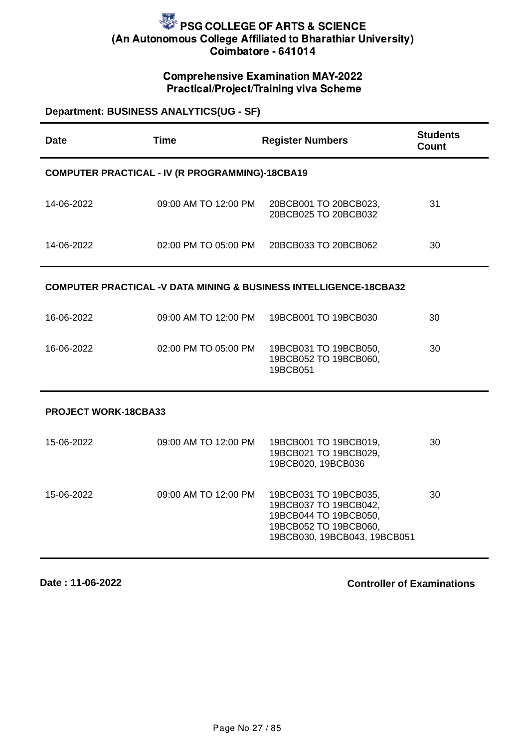# PSG COLLEGE OF ARTS & SCIENCE
## (An Autonomous College Affiliated to Bharathiar University)
## Coimbatore - 641014

### Comprehensive Examination MAY-2022
### Practical/Project/Training viva Scheme

**Department: BUSINESS ANALYTICS(UG - SF)**

| Date | Time | Register Numbers | Students Count |
|---|---|---|---|
| **COMPUTER PRACTICAL - IV (R PROGRAMMING)-18CBA19** | | | |
| 14-06-2022 | 09:00 AM TO 12:00 PM | 20BCB001 TO 20BCB023, 20BCB025 TO 20BCB032 | 31 |
| 14-06-2022 | 02:00 PM TO 05:00 PM | 20BCB033 TO 20BCB062 | 30 |
| **COMPUTER PRACTICAL -V DATA MINING & BUSINESS INTELLIGENCE-18CBA32** | | | |
| 16-06-2022 | 09:00 AM TO 12:00 PM | 19BCB001 TO 19BCB030 | 30 |
| 16-06-2022 | 02:00 PM TO 05:00 PM | 19BCB031 TO 19BCB050, 19BCB052 TO 19BCB060, 19BCB051 | 30 |
| **PROJECT WORK-18CBA33** | | | |
| 15-06-2022 | 09:00 AM TO 12:00 PM | 19BCB001 TO 19BCB019, 19BCB021 TO 19BCB029, 19BCB020, 19BCB036 | 30 |
| 15-06-2022 | 09:00 AM TO 12:00 PM | 19BCB031 TO 19BCB035, 19BCB037 TO 19BCB042, 19BCB044 TO 19BCB050, 19BCB052 TO 19BCB060, 19BCB030, 19BCB043, 19BCB051 | 30 |

**Date : 11-06-2022**

**Controller of Examinations**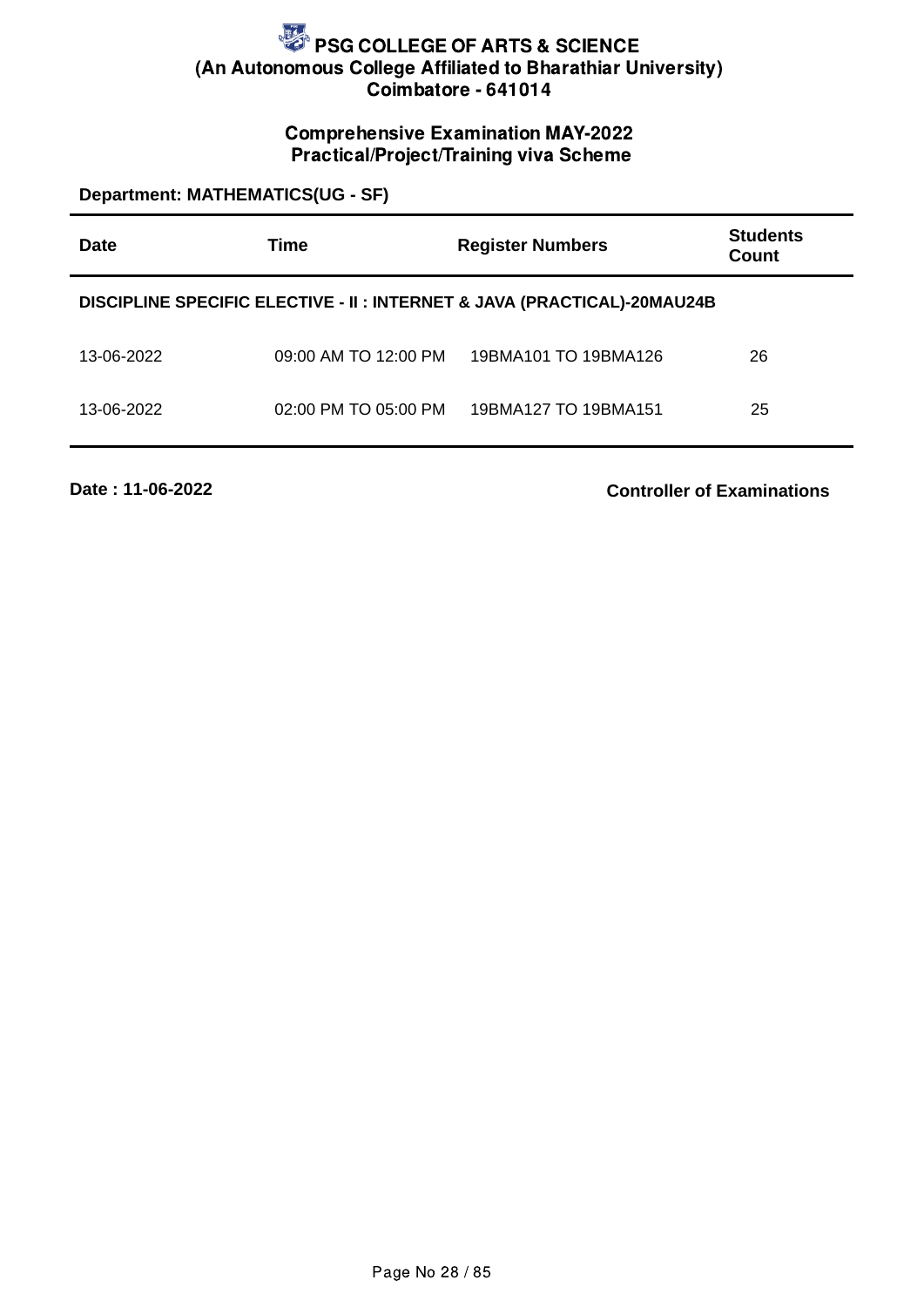# PSG COLLEGE OF ARTS & SCIENCE
## (An Autonomous College Affiliated to Bharathiar University)
## Coimbatore - 641014

### Comprehensive Examination MAY-2022
### Practical/Project/Training viva Scheme

**Department: MATHEMATICS(UG - SF)**

| Date | Time | Register Numbers | Students Count |
|---|---|---|---|
| **DISCIPLINE SPECIFIC ELECTIVE - II : INTERNET & JAVA (PRACTICAL)-20MAU24B** | | | |
| 13-06-2022 | 09:00 AM TO 12:00 PM | 19BMA101 TO 19BMA126 | 26 |
| 13-06-2022 | 02:00 PM TO 05:00 PM | 19BMA127 TO 19BMA151 | 25 |

**Date : 11-06-2022**

**Controller of Examinations**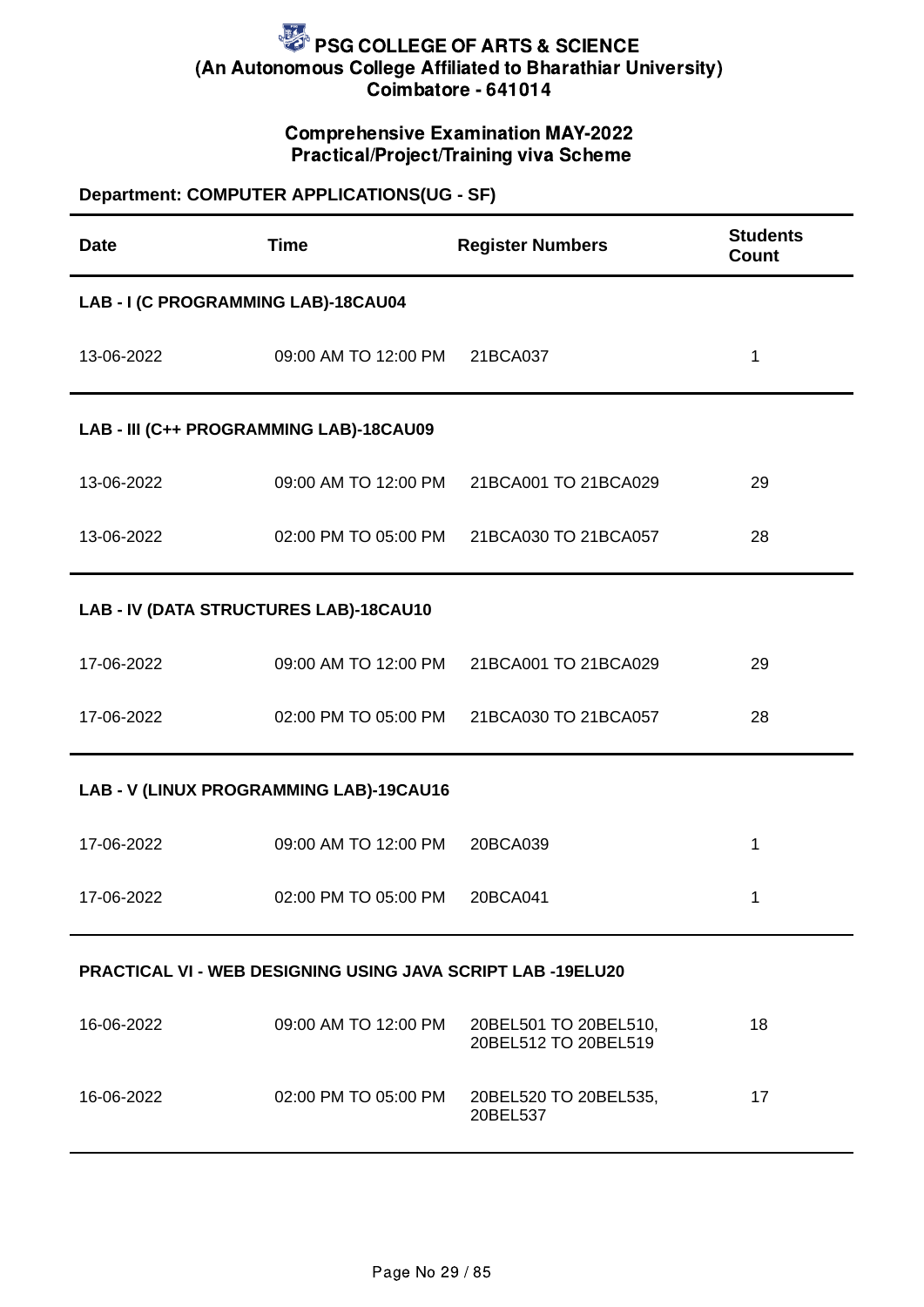# PSG COLLEGE OF ARTS & SCIENCE
**(An Autonomous College Affiliated to Bharathiar University)**
**Coimbatore - 641014**

## Comprehensive Examination MAY-2022
## Practical/Project/Training viva Scheme

**Department: COMPUTER APPLICATIONS(UG - SF)**

| Date | Time | Register Numbers | Students Count |
|---|---|---|---|
| **LAB - I (C PROGRAMMING LAB)-18CAU04** | | | |
| 13-06-2022 | 09:00 AM TO 12:00 PM | 21BCA037 | 1 |
| **LAB - III (C++ PROGRAMMING LAB)-18CAU09** | | | |
| 13-06-2022 | 09:00 AM TO 12:00 PM | 21BCA001 TO 21BCA029 | 29 |
| 13-06-2022 | 02:00 PM TO 05:00 PM | 21BCA030 TO 21BCA057 | 28 |
| **LAB - IV (DATA STRUCTURES LAB)-18CAU10** | | | |
| 17-06-2022 | 09:00 AM TO 12:00 PM | 21BCA001 TO 21BCA029 | 29 |
| 17-06-2022 | 02:00 PM TO 05:00 PM | 21BCA030 TO 21BCA057 | 28 |
| **LAB - V (LINUX PROGRAMMING LAB)-19CAU16** | | | |
| 17-06-2022 | 09:00 AM TO 12:00 PM | 20BCA039 | 1 |
| 17-06-2022 | 02:00 PM TO 05:00 PM | 20BCA041 | 1 |
| **PRACTICAL VI - WEB DESIGNING USING JAVA SCRIPT LAB -19ELU20** | | | |
| 16-06-2022 | 09:00 AM TO 12:00 PM | 20BEL501 TO 20BEL510, 20BEL512 TO 20BEL519 | 18 |
| 16-06-2022 | 02:00 PM TO 05:00 PM | 20BEL520 TO 20BEL535, 20BEL537 | 17 |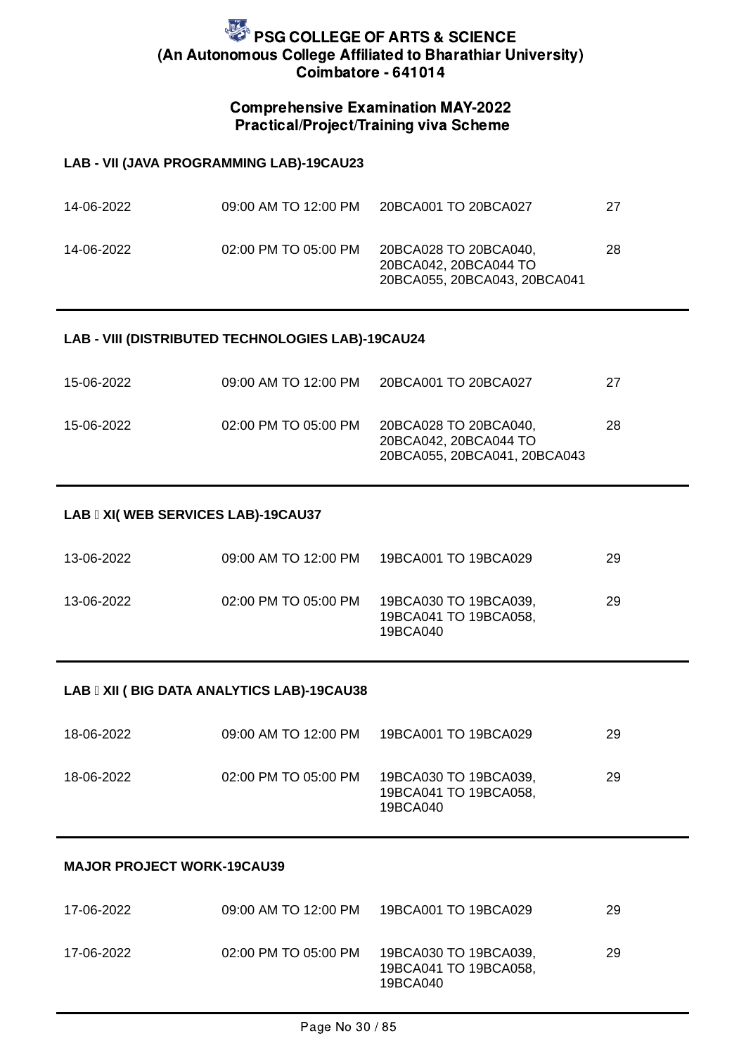# PSG COLLEGE OF ARTS & SCIENCE

**(An Autonomous College Affiliated to Bharathiar University)**

**Coimbatore - 641014**

## Comprehensive Examination MAY-2022

### Practical/Project/Training viva Scheme

**LAB - VII (JAVA PROGRAMMING LAB)-19CAU23**

| | | | |
|---|---|---|---|
| 14-06-2022 | 09:00 AM TO 12:00 PM | 20BCA001 TO 20BCA027 | 27 |
| 14-06-2022 | 02:00 PM TO 05:00 PM | 20BCA028 TO 20BCA040, 20BCA042, 20BCA044 TO 20BCA055, 20BCA043, 20BCA041 | 28 |

**LAB - VIII (DISTRIBUTED TECHNOLOGIES LAB)-19CAU24**

| | | | |
|---|---|---|---|
| 15-06-2022 | 09:00 AM TO 12:00 PM | 20BCA001 TO 20BCA027 | 27 |
| 15-06-2022 | 02:00 PM TO 05:00 PM | 20BCA028 TO 20BCA040, 20BCA042, 20BCA044 TO 20BCA055, 20BCA041, 20BCA043 | 28 |

**LAB XI( WEB SERVICES LAB)-19CAU37**

| | | | |
|---|---|---|---|
| 13-06-2022 | 09:00 AM TO 12:00 PM | 19BCA001 TO 19BCA029 | 29 |
| 13-06-2022 | 02:00 PM TO 05:00 PM | 19BCA030 TO 19BCA039, 19BCA041 TO 19BCA058, 19BCA040 | 29 |

**LAB XII ( BIG DATA ANALYTICS LAB)-19CAU38**

| | | | |
|---|---|---|---|
| 18-06-2022 | 09:00 AM TO 12:00 PM | 19BCA001 TO 19BCA029 | 29 |
| 18-06-2022 | 02:00 PM TO 05:00 PM | 19BCA030 TO 19BCA039, 19BCA041 TO 19BCA058, 19BCA040 | 29 |

**MAJOR PROJECT WORK-19CAU39**

| | | | |
|---|---|---|---|
| 17-06-2022 | 09:00 AM TO 12:00 PM | 19BCA001 TO 19BCA029 | 29 |
| 17-06-2022 | 02:00 PM TO 05:00 PM | 19BCA030 TO 19BCA039, 19BCA041 TO 19BCA058, 19BCA040 | 29 |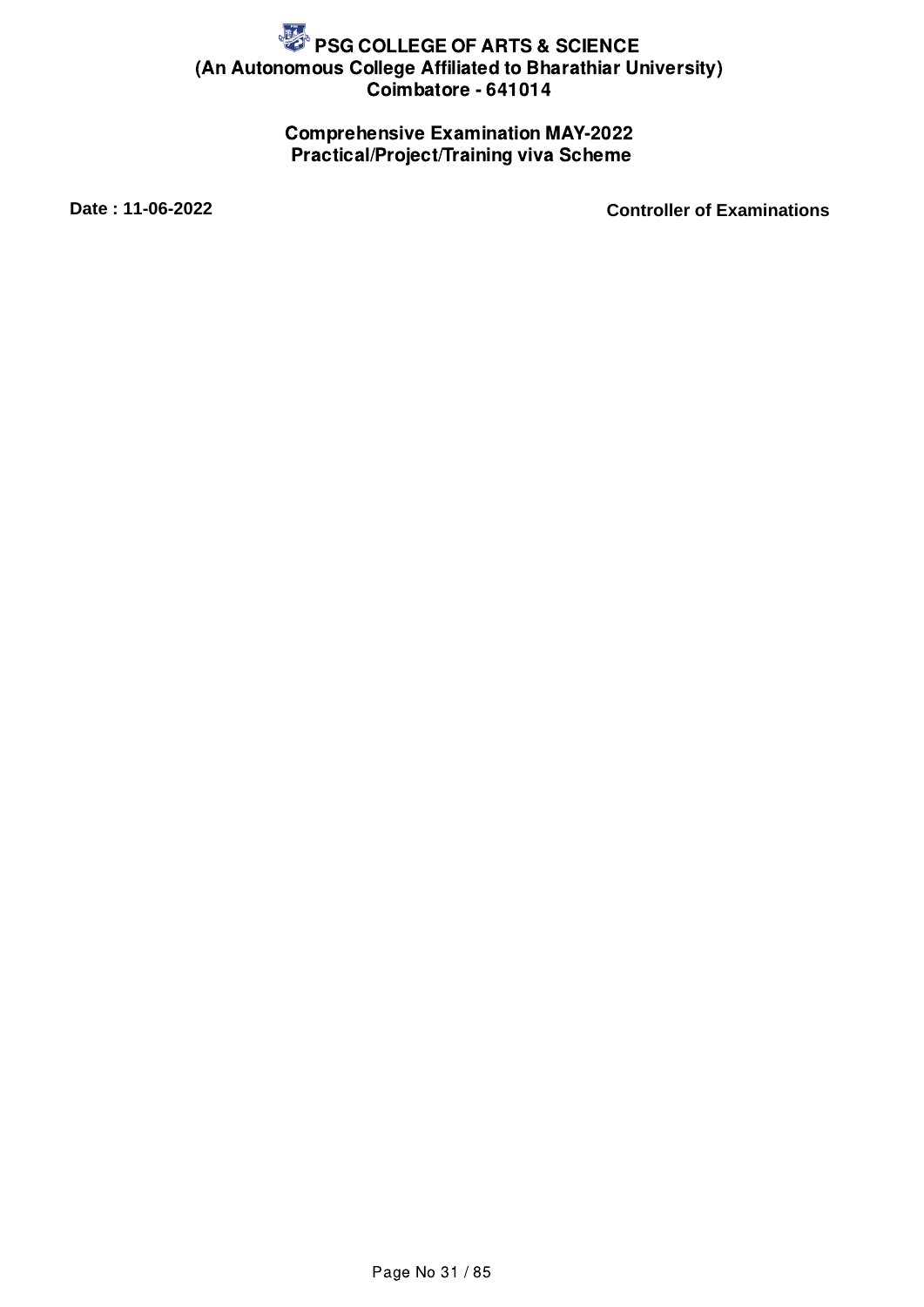# PSG COLLEGE OF ARTS & SCIENCE

**(An Autonomous College Affiliated to Bharathiar University)**

**Coimbatore - 641014**

## Comprehensive Examination MAY-2022

## Practical/Project/Training viva Scheme

**Date : 11-06-2022** **Controller of Examinations**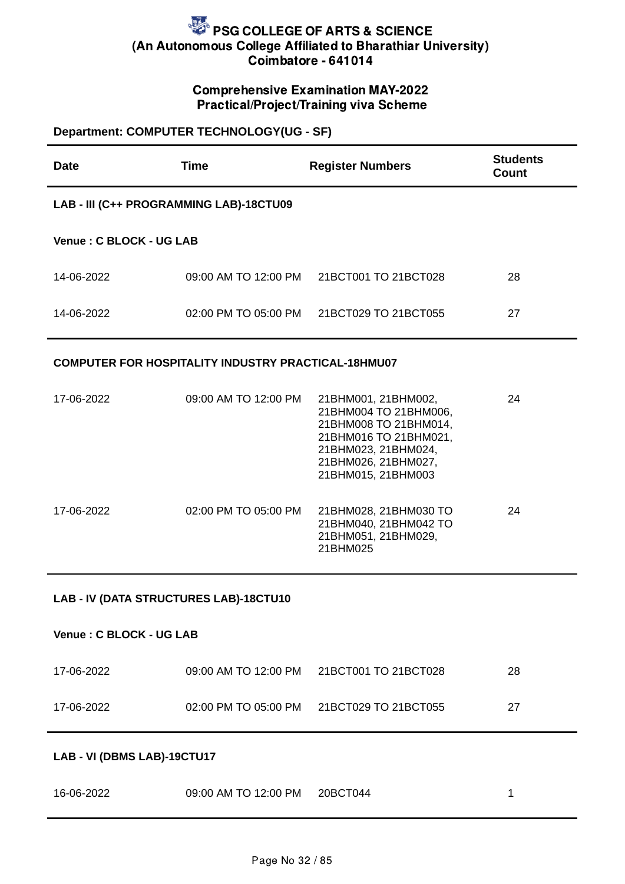# PSG COLLEGE OF ARTS & SCIENCE
## (An Autonomous College Affiliated to Bharathiar University)
## Coimbatore - 641014

### Comprehensive Examination MAY-2022
### Practical/Project/Training viva Scheme

**Department: COMPUTER TECHNOLOGY(UG - SF)**

| Date | Time | Register Numbers | Students Count |
|---|---|---|---|
| **LAB - III (C++ PROGRAMMING LAB)-18CTU09** | | | |
| **Venue : C BLOCK - UG LAB** | | | |
| 14-06-2022 | 09:00 AM TO 12:00 PM | 21BCT001 TO 21BCT028 | 28 |
| 14-06-2022 | 02:00 PM TO 05:00 PM | 21BCT029 TO 21BCT055 | 27 |
| **COMPUTER FOR HOSPITALITY INDUSTRY PRACTICAL-18HMU07** | | | |
| 17-06-2022 | 09:00 AM TO 12:00 PM | 21BHM001, 21BHM002, 21BHM004 TO 21BHM006, 21BHM008 TO 21BHM014, 21BHM016 TO 21BHM021, 21BHM023, 21BHM024, 21BHM026, 21BHM027, 21BHM015, 21BHM003 | 24 |
| 17-06-2022 | 02:00 PM TO 05:00 PM | 21BHM028, 21BHM030 TO 21BHM040, 21BHM042 TO 21BHM051, 21BHM029, 21BHM025 | 24 |
| **LAB - IV (DATA STRUCTURES LAB)-18CTU10** | | | |
| **Venue : C BLOCK - UG LAB** | | | |
| 17-06-2022 | 09:00 AM TO 12:00 PM | 21BCT001 TO 21BCT028 | 28 |
| 17-06-2022 | 02:00 PM TO 05:00 PM | 21BCT029 TO 21BCT055 | 27 |
| **LAB - VI (DBMS LAB)-19CTU17** | | | |
| 16-06-2022 | 09:00 AM TO 12:00 PM | 20BCT044 | 1 |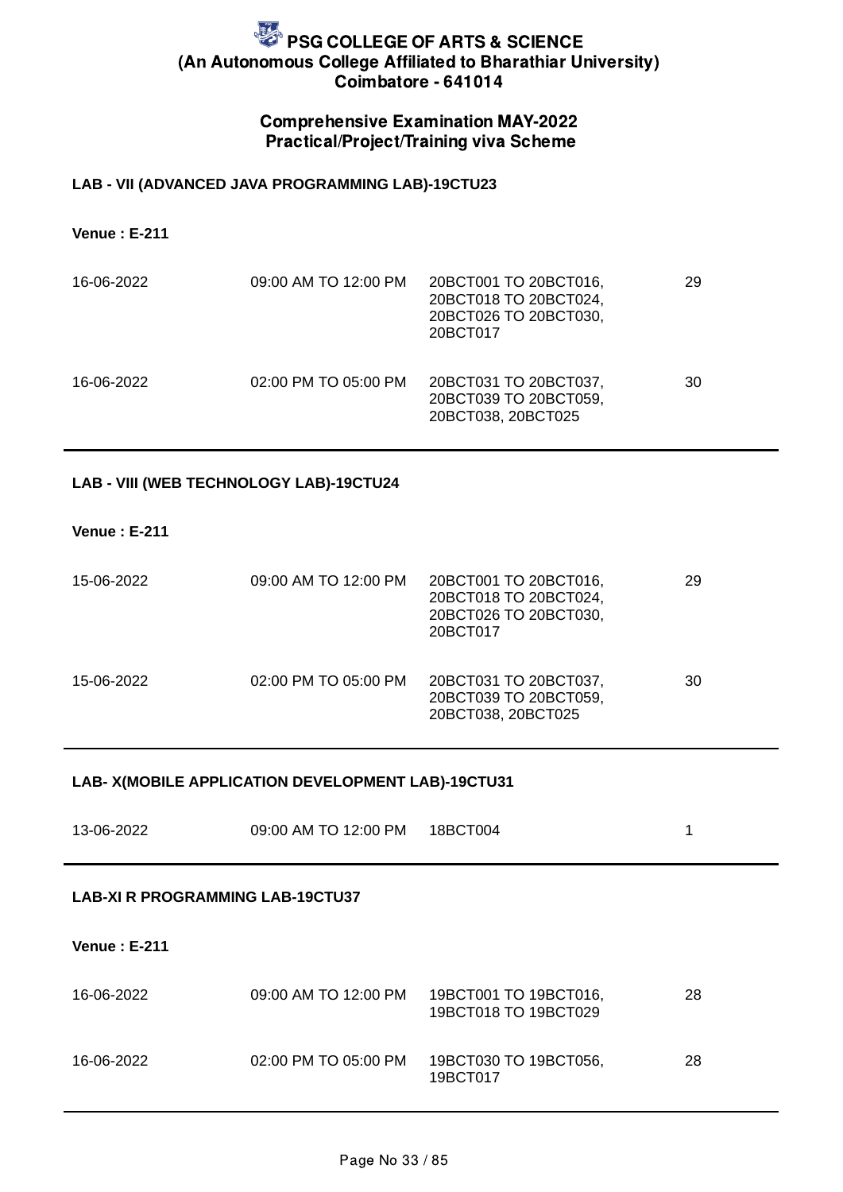# PSG COLLEGE OF ARTS & SCIENCE
## (An Autonomous College Affiliated to Bharathiar University)
## Coimbatore - 641014

### Comprehensive Examination MAY-2022
### Practical/Project/Training viva Scheme

**LAB - VII (ADVANCED JAVA PROGRAMMING LAB)-19CTU23**

**Venue : E-211**

| | | | |
|---|---|---|---|
| 16-06-2022 | 09:00 AM TO 12:00 PM | 20BCT001 TO 20BCT016, 20BCT018 TO 20BCT024, 20BCT026 TO 20BCT030, 20BCT017 | 29 |
| 16-06-2022 | 02:00 PM TO 05:00 PM | 20BCT031 TO 20BCT037, 20BCT039 TO 20BCT059, 20BCT038, 20BCT025 | 30 |

**LAB - VIII (WEB TECHNOLOGY LAB)-19CTU24**

**Venue : E-211**

| | | | |
|---|---|---|---|
| 15-06-2022 | 09:00 AM TO 12:00 PM | 20BCT001 TO 20BCT016, 20BCT018 TO 20BCT024, 20BCT026 TO 20BCT030, 20BCT017 | 29 |
| 15-06-2022 | 02:00 PM TO 05:00 PM | 20BCT031 TO 20BCT037, 20BCT039 TO 20BCT059, 20BCT038, 20BCT025 | 30 |

**LAB- X(MOBILE APPLICATION DEVELOPMENT LAB)-19CTU31**

| | | | |
|---|---|---|---|
| 13-06-2022 | 09:00 AM TO 12:00 PM | 18BCT004 | 1 |

**LAB-XI R PROGRAMMING LAB-19CTU37**

**Venue : E-211**

| | | | |
|---|---|---|---|
| 16-06-2022 | 09:00 AM TO 12:00 PM | 19BCT001 TO 19BCT016, 19BCT018 TO 19BCT029 | 28 |
| 16-06-2022 | 02:00 PM TO 05:00 PM | 19BCT030 TO 19BCT056, 19BCT017 | 28 |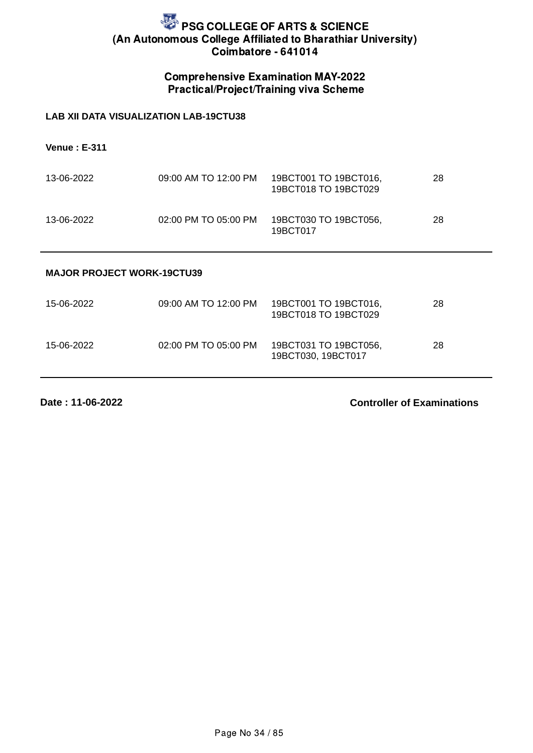# PSG COLLEGE OF ARTS & SCIENCE
## (An Autonomous College Affiliated to Bharathiar University)
## Coimbatore - 641014

### Comprehensive Examination MAY-2022
### Practical/Project/Training viva Scheme

**LAB XII DATA VISUALIZATION LAB-19CTU38**

**Venue : E-311**

| | | | |
|---|---|---|---|
| 13-06-2022 | 09:00 AM TO 12:00 PM | 19BCT001 TO 19BCT016, 19BCT018 TO 19BCT029 | 28 |
| 13-06-2022 | 02:00 PM TO 05:00 PM | 19BCT030 TO 19BCT056, 19BCT017 | 28 |

**MAJOR PROJECT WORK-19CTU39**

| | | | |
|---|---|---|---|
| 15-06-2022 | 09:00 AM TO 12:00 PM | 19BCT001 TO 19BCT016, 19BCT018 TO 19BCT029 | 28 |
| 15-06-2022 | 02:00 PM TO 05:00 PM | 19BCT031 TO 19BCT056, 19BCT030, 19BCT017 | 28 |

**Date : 11-06-2022** **Controller of Examinations**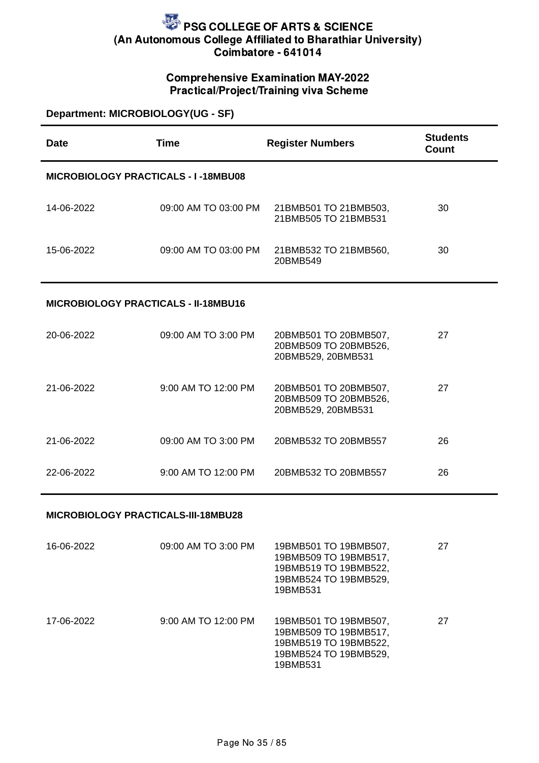# PSG COLLEGE OF ARTS & SCIENCE
## (An Autonomous College Affiliated to Bharathiar University)
## Coimbatore - 641014

### Comprehensive Examination MAY-2022
### Practical/Project/Training viva Scheme

**Department: MICROBIOLOGY(UG - SF)**

| Date | Time | Register Numbers | Students Count |
|---|---|---|---|
| **MICROBIOLOGY PRACTICALS - I -18MBU08** | | | |
| 14-06-2022 | 09:00 AM TO 03:00 PM | 21BMB501 TO 21BMB503, 21BMB505 TO 21BMB531 | 30 |
| 15-06-2022 | 09:00 AM TO 03:00 PM | 21BMB532 TO 21BMB560, 20BMB549 | 30 |
| **MICROBIOLOGY PRACTICALS - II-18MBU16** | | | |
| 20-06-2022 | 09:00 AM TO 3:00 PM | 20BMB501 TO 20BMB507, 20BMB509 TO 20BMB526, 20BMB529, 20BMB531 | 27 |
| 21-06-2022 | 9:00 AM TO 12:00 PM | 20BMB501 TO 20BMB507, 20BMB509 TO 20BMB526, 20BMB529, 20BMB531 | 27 |
| 21-06-2022 | 09:00 AM TO 3:00 PM | 20BMB532 TO 20BMB557 | 26 |
| 22-06-2022 | 9:00 AM TO 12:00 PM | 20BMB532 TO 20BMB557 | 26 |
| **MICROBIOLOGY PRACTICALS-III-18MBU28** | | | |
| 16-06-2022 | 09:00 AM TO 3:00 PM | 19BMB501 TO 19BMB507, 19BMB509 TO 19BMB517, 19BMB519 TO 19BMB522, 19BMB524 TO 19BMB529, 19BMB531 | 27 |
| 17-06-2022 | 9:00 AM TO 12:00 PM | 19BMB501 TO 19BMB507, 19BMB509 TO 19BMB517, 19BMB519 TO 19BMB522, 19BMB524 TO 19BMB529, 19BMB531 | 27 |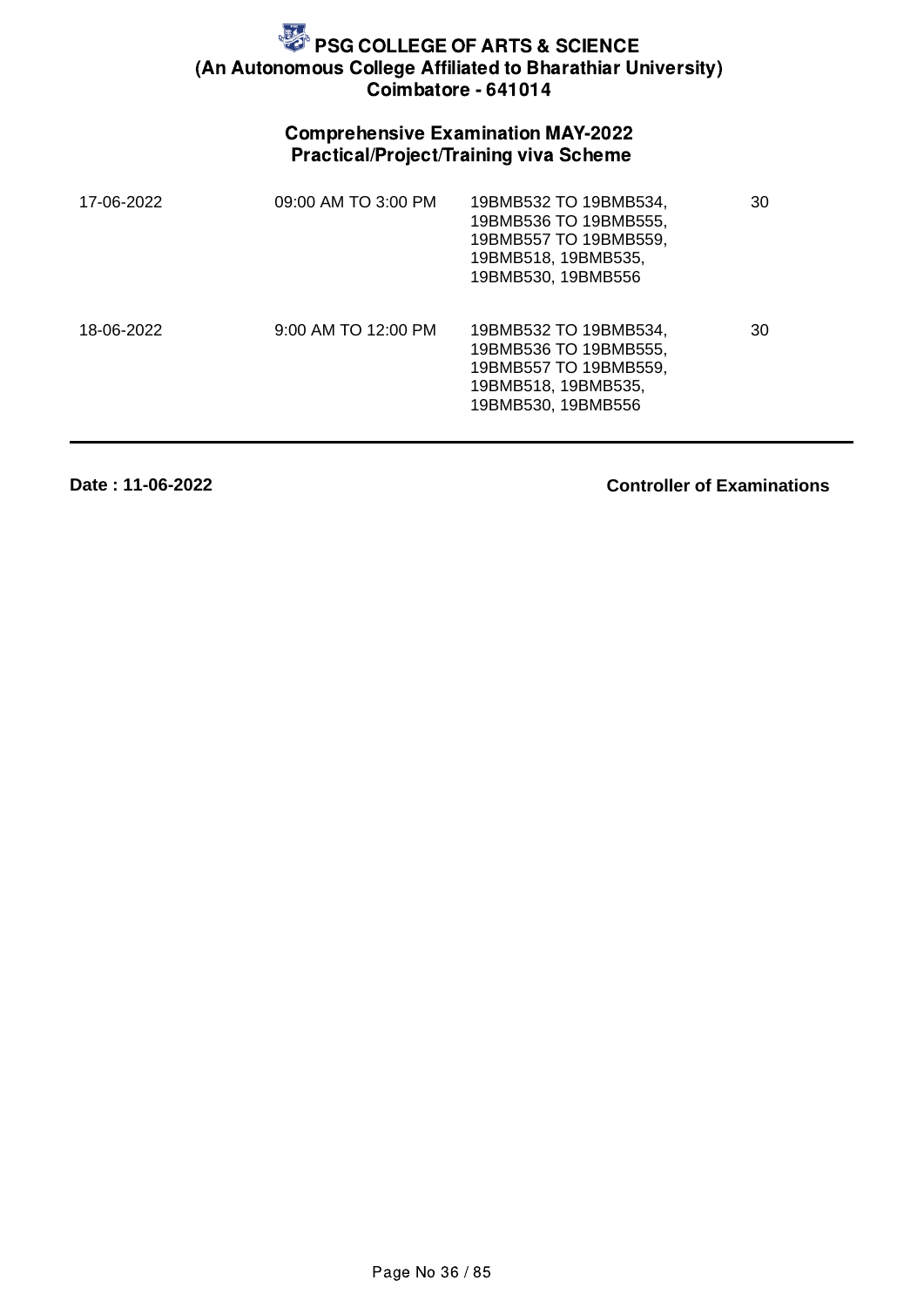# PSG COLLEGE OF ARTS & SCIENCE
## (An Autonomous College Affiliated to Bharathiar University)
## Coimbatore - 641014

### Comprehensive Examination MAY-2022
### Practical/Project/Training viva Scheme

| | | | |
|---|---|---|---|
| 17-06-2022 | 09:00 AM TO 3:00 PM | 19BMB532 TO 19BMB534, 19BMB536 TO 19BMB555, 19BMB557 TO 19BMB559, 19BMB518, 19BMB535, 19BMB530, 19BMB556 | 30 |
| 18-06-2022 | 9:00 AM TO 12:00 PM | 19BMB532 TO 19BMB534, 19BMB536 TO 19BMB555, 19BMB557 TO 19BMB559, 19BMB518, 19BMB535, 19BMB530, 19BMB556 | 30 |

**Date : 11-06-2022**

**Controller of Examinations**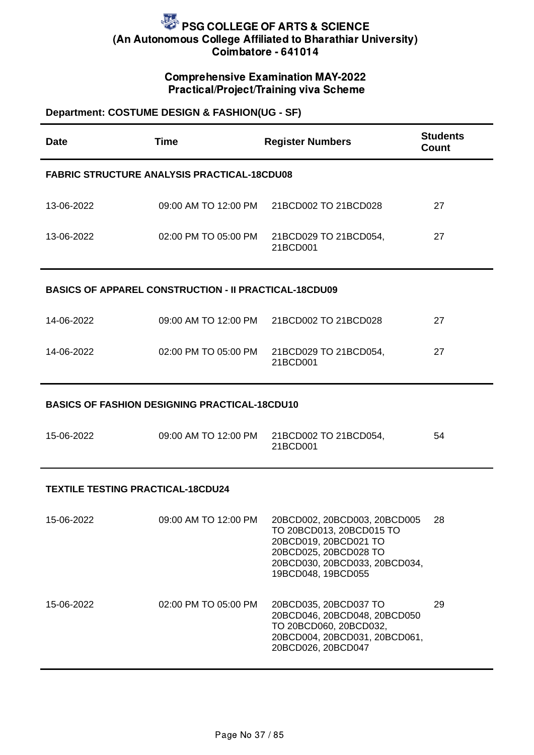# PSG COLLEGE OF ARTS & SCIENCE
## (An Autonomous College Affiliated to Bharathiar University)
## Coimbatore - 641014

### Comprehensive Examination MAY-2022
### Practical/Project/Training viva Scheme

**Department: COSTUME DESIGN & FASHION(UG - SF)**

| Date | Time | Register Numbers | Students Count |
|---|---|---|---|
| **FABRIC STRUCTURE ANALYSIS PRACTICAL-18CDU08** | | | |
| 13-06-2022 | 09:00 AM TO 12:00 PM | 21BCD002 TO 21BCD028 | 27 |
| 13-06-2022 | 02:00 PM TO 05:00 PM | 21BCD029 TO 21BCD054, 21BCD001 | 27 |
| **BASICS OF APPAREL CONSTRUCTION - II PRACTICAL-18CDU09** | | | |
| 14-06-2022 | 09:00 AM TO 12:00 PM | 21BCD002 TO 21BCD028 | 27 |
| 14-06-2022 | 02:00 PM TO 05:00 PM | 21BCD029 TO 21BCD054, 21BCD001 | 27 |
| **BASICS OF FASHION DESIGNING PRACTICAL-18CDU10** | | | |
| 15-06-2022 | 09:00 AM TO 12:00 PM | 21BCD002 TO 21BCD054, 21BCD001 | 54 |
| **TEXTILE TESTING PRACTICAL-18CDU24** | | | |
| 15-06-2022 | 09:00 AM TO 12:00 PM | 20BCD002, 20BCD003, 20BCD005 TO 20BCD013, 20BCD015 TO 20BCD019, 20BCD021 TO 20BCD025, 20BCD028 TO 20BCD030, 20BCD033, 20BCD034, 19BCD048, 19BCD055 | 28 |
| 15-06-2022 | 02:00 PM TO 05:00 PM | 20BCD035, 20BCD037 TO 20BCD046, 20BCD048, 20BCD050 TO 20BCD060, 20BCD032, 20BCD004, 20BCD031, 20BCD061, 20BCD026, 20BCD047 | 29 |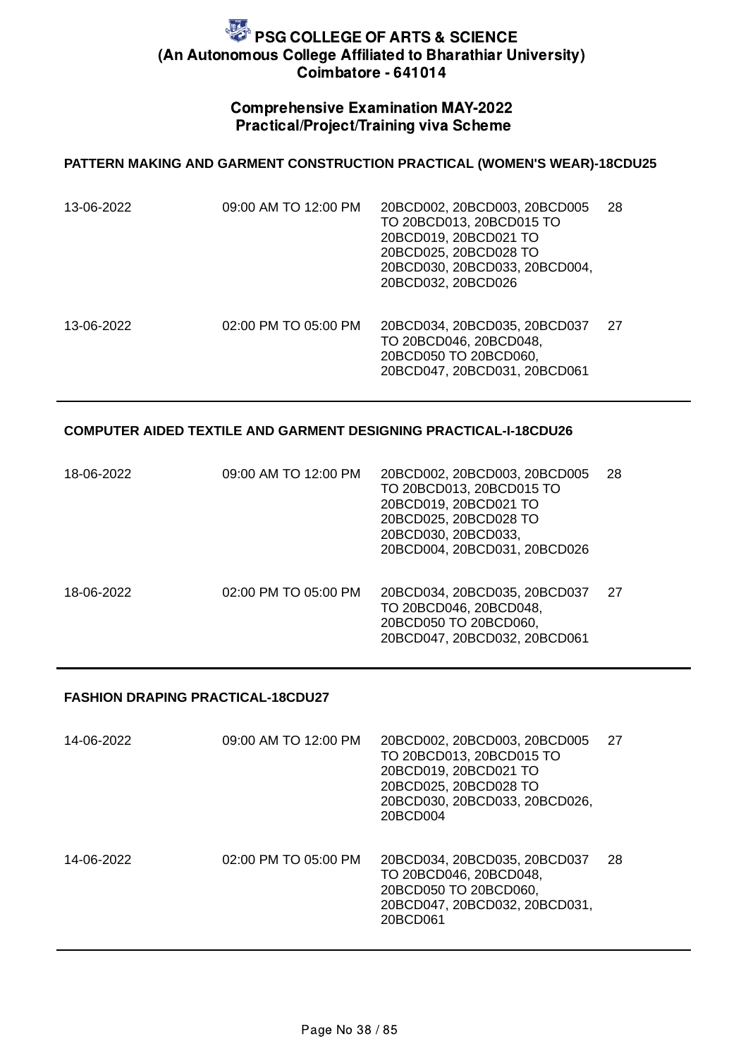# PSG COLLEGE OF ARTS & SCIENCE
## (An Autonomous College Affiliated to Bharathiar University)
## Coimbatore - 641014

### Comprehensive Examination MAY-2022
### Practical/Project/Training viva Scheme

**PATTERN MAKING AND GARMENT CONSTRUCTION PRACTICAL (WOMEN'S WEAR)-18CDU25**

| | | | |
|---|---|---|---|
| 13-06-2022 | 09:00 AM TO 12:00 PM | 20BCD002, 20BCD003, 20BCD005 TO 20BCD013, 20BCD015 TO 20BCD019, 20BCD021 TO 20BCD025, 20BCD028 TO 20BCD030, 20BCD033, 20BCD004, 20BCD032, 20BCD026 | 28 |
| 13-06-2022 | 02:00 PM TO 05:00 PM | 20BCD034, 20BCD035, 20BCD037 TO 20BCD046, 20BCD048, 20BCD050 TO 20BCD060, 20BCD047, 20BCD031, 20BCD061 | 27 |

**COMPUTER AIDED TEXTILE AND GARMENT DESIGNING PRACTICAL-I-18CDU26**

| | | | |
|---|---|---|---|
| 18-06-2022 | 09:00 AM TO 12:00 PM | 20BCD002, 20BCD003, 20BCD005 TO 20BCD013, 20BCD015 TO 20BCD019, 20BCD021 TO 20BCD025, 20BCD028 TO 20BCD030, 20BCD033, 20BCD004, 20BCD031, 20BCD026 | 28 |
| 18-06-2022 | 02:00 PM TO 05:00 PM | 20BCD034, 20BCD035, 20BCD037 TO 20BCD046, 20BCD048, 20BCD050 TO 20BCD060, 20BCD047, 20BCD032, 20BCD061 | 27 |

**FASHION DRAPING PRACTICAL-18CDU27**

| | | | |
|---|---|---|---|
| 14-06-2022 | 09:00 AM TO 12:00 PM | 20BCD002, 20BCD003, 20BCD005 TO 20BCD013, 20BCD015 TO 20BCD019, 20BCD021 TO 20BCD025, 20BCD028 TO 20BCD030, 20BCD033, 20BCD026, 20BCD004 | 27 |
| 14-06-2022 | 02:00 PM TO 05:00 PM | 20BCD034, 20BCD035, 20BCD037 TO 20BCD046, 20BCD048, 20BCD050 TO 20BCD060, 20BCD047, 20BCD032, 20BCD031, 20BCD061 | 28 |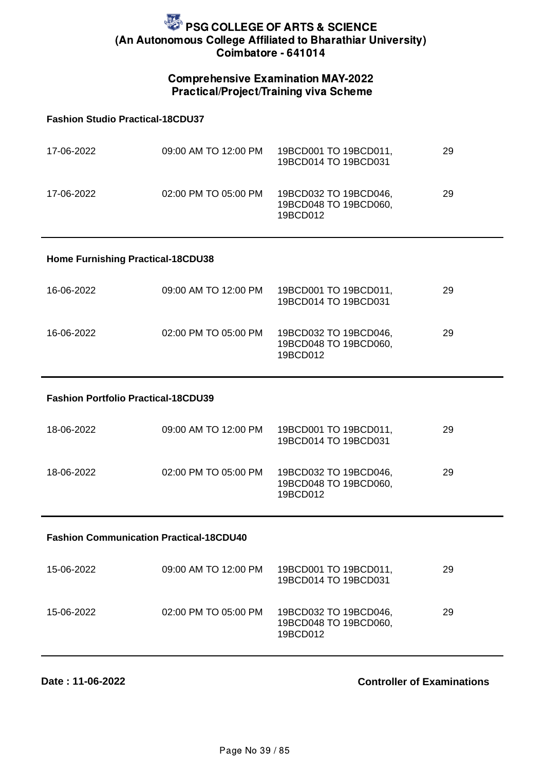# PSG COLLEGE OF ARTS & SCIENCE
## (An Autonomous College Affiliated to Bharathiar University)
## Coimbatore - 641014

### Comprehensive Examination MAY-2022
### Practical/Project/Training viva Scheme

**Fashion Studio Practical-18CDU37**

| Date | Time | Register Numbers | Count |
|---|---|---|---|
| 17-06-2022 | 09:00 AM TO 12:00 PM | 19BCD001 TO 19BCD011, 19BCD014 TO 19BCD031 | 29 |
| 17-06-2022 | 02:00 PM TO 05:00 PM | 19BCD032 TO 19BCD046, 19BCD048 TO 19BCD060, 19BCD012 | 29 |

**Home Furnishing Practical-18CDU38**

| Date | Time | Register Numbers | Count |
|---|---|---|---|
| 16-06-2022 | 09:00 AM TO 12:00 PM | 19BCD001 TO 19BCD011, 19BCD014 TO 19BCD031 | 29 |
| 16-06-2022 | 02:00 PM TO 05:00 PM | 19BCD032 TO 19BCD046, 19BCD048 TO 19BCD060, 19BCD012 | 29 |

**Fashion Portfolio Practical-18CDU39**

| Date | Time | Register Numbers | Count |
|---|---|---|---|
| 18-06-2022 | 09:00 AM TO 12:00 PM | 19BCD001 TO 19BCD011, 19BCD014 TO 19BCD031 | 29 |
| 18-06-2022 | 02:00 PM TO 05:00 PM | 19BCD032 TO 19BCD046, 19BCD048 TO 19BCD060, 19BCD012 | 29 |

**Fashion Communication Practical-18CDU40**

| Date | Time | Register Numbers | Count |
|---|---|---|---|
| 15-06-2022 | 09:00 AM TO 12:00 PM | 19BCD001 TO 19BCD011, 19BCD014 TO 19BCD031 | 29 |
| 15-06-2022 | 02:00 PM TO 05:00 PM | 19BCD032 TO 19BCD046, 19BCD048 TO 19BCD060, 19BCD012 | 29 |

**Date : 11-06-2022**

**Controller of Examinations**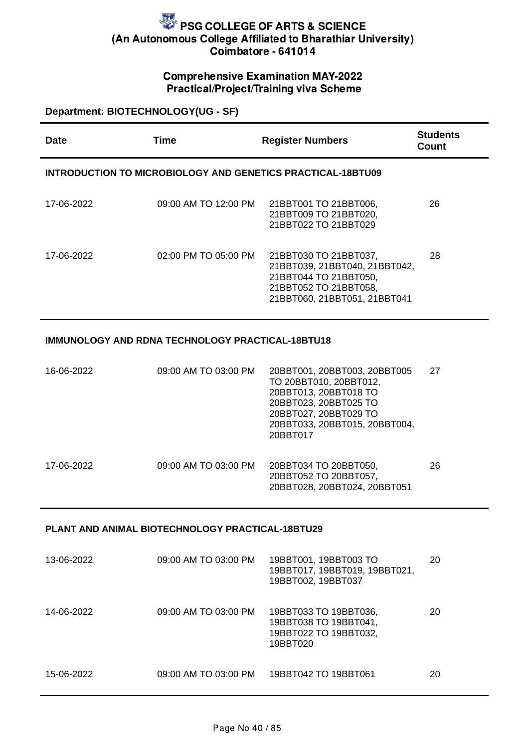# PSG COLLEGE OF ARTS & SCIENCE
## (An Autonomous College Affiliated to Bharathiar University)
## Coimbatore - 641014

### Comprehensive Examination MAY-2022
### Practical/Project/Training viva Scheme

**Department: BIOTECHNOLOGY(UG - SF)**

| Date | Time | Register Numbers | Students Count |
|---|---|---|---|
| **INTRODUCTION TO MICROBIOLOGY AND GENETICS PRACTICAL-18BTU09** | | | |
| 17-06-2022 | 09:00 AM TO 12:00 PM | 21BBT001 TO 21BBT006, 21BBT009 TO 21BBT020, 21BBT022 TO 21BBT029 | 26 |
| 17-06-2022 | 02:00 PM TO 05:00 PM | 21BBT030 TO 21BBT037, 21BBT039, 21BBT040, 21BBT042, 21BBT044 TO 21BBT050, 21BBT052 TO 21BBT058, 21BBT060, 21BBT051, 21BBT041 | 28 |
| **IMMUNOLOGY AND RDNA TECHNOLOGY PRACTICAL-18BTU18** | | | |
| 16-06-2022 | 09:00 AM TO 03:00 PM | 20BBT001, 20BBT003, 20BBT005 TO 20BBT010, 20BBT012, 20BBT013, 20BBT018 TO 20BBT023, 20BBT025 TO 20BBT027, 20BBT029 TO 20BBT033, 20BBT015, 20BBT004, 20BBT017 | 27 |
| 17-06-2022 | 09:00 AM TO 03:00 PM | 20BBT034 TO 20BBT050, 20BBT052 TO 20BBT057, 20BBT028, 20BBT024, 20BBT051 | 26 |
| **PLANT AND ANIMAL BIOTECHNOLOGY PRACTICAL-18BTU29** | | | |
| 13-06-2022 | 09:00 AM TO 03:00 PM | 19BBT001, 19BBT003 TO 19BBT017, 19BBT019, 19BBT021, 19BBT002, 19BBT037 | 20 |
| 14-06-2022 | 09:00 AM TO 03:00 PM | 19BBT033 TO 19BBT036, 19BBT038 TO 19BBT041, 19BBT022 TO 19BBT032, 19BBT020 | 20 |
| 15-06-2022 | 09:00 AM TO 03:00 PM | 19BBT042 TO 19BBT061 | 20 |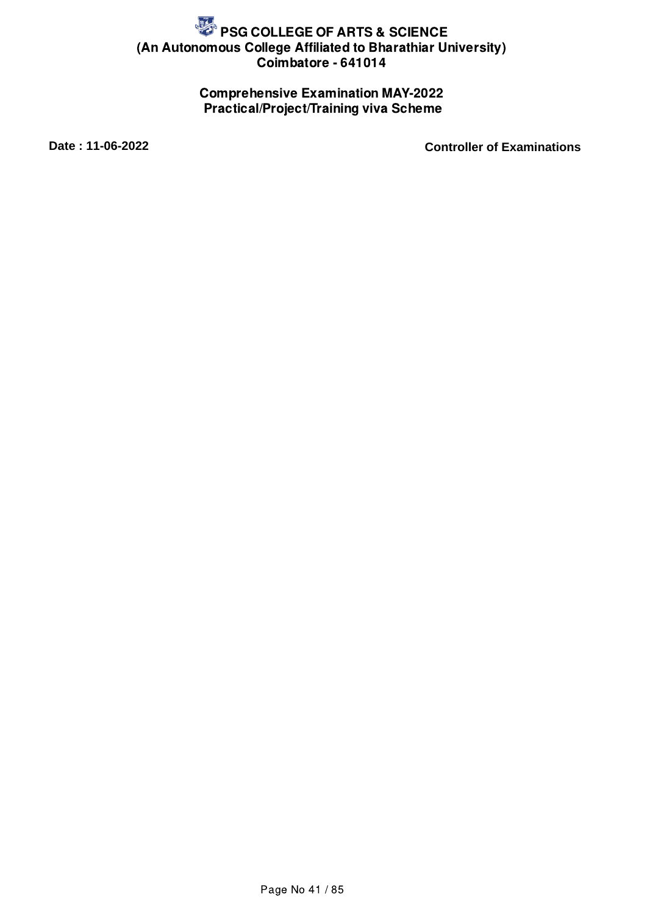# PSG COLLEGE OF ARTS & SCIENCE
**(An Autonomous College Affiliated to Bharathiar University)**
**Coimbatore - 641014**

**Comprehensive Examination MAY-2022**
**Practical/Project/Training viva Scheme**

**Date : 11-06-2022** **Controller of Examinations**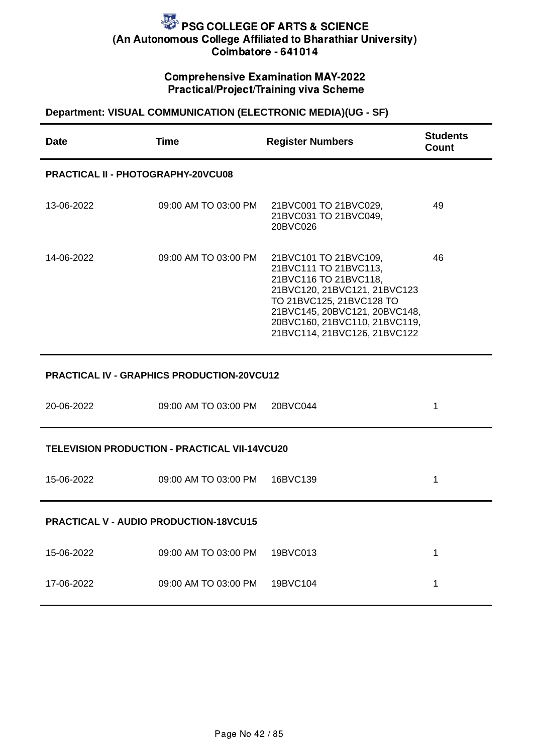# PSG COLLEGE OF ARTS & SCIENCE
## (An Autonomous College Affiliated to Bharathiar University)
## Coimbatore - 641014

### Comprehensive Examination MAY-2022
### Practical/Project/Training viva Scheme

**Department: VISUAL COMMUNICATION (ELECTRONIC MEDIA)(UG - SF)**

| Date | Time | Register Numbers | Students Count |
|---|---|---|---|
| **PRACTICAL II - PHOTOGRAPHY-20VCU08** | | | |
| 13-06-2022 | 09:00 AM TO 03:00 PM | 21BVC001 TO 21BVC029, 21BVC031 TO 21BVC049, 20BVC026 | 49 |
| 14-06-2022 | 09:00 AM TO 03:00 PM | 21BVC101 TO 21BVC109, 21BVC111 TO 21BVC113, 21BVC116 TO 21BVC118, 21BVC120, 21BVC121, 21BVC123 TO 21BVC125, 21BVC128 TO 21BVC145, 20BVC121, 20BVC148, 20BVC160, 21BVC110, 21BVC119, 21BVC114, 21BVC126, 21BVC122 | 46 |
| **PRACTICAL IV - GRAPHICS PRODUCTION-20VCU12** | | | |
| 20-06-2022 | 09:00 AM TO 03:00 PM | 20BVC044 | 1 |
| **TELEVISION PRODUCTION - PRACTICAL VII-14VCU20** | | | |
| 15-06-2022 | 09:00 AM TO 03:00 PM | 16BVC139 | 1 |
| **PRACTICAL V - AUDIO PRODUCTION-18VCU15** | | | |
| 15-06-2022 | 09:00 AM TO 03:00 PM | 19BVC013 | 1 |
| 17-06-2022 | 09:00 AM TO 03:00 PM | 19BVC104 | 1 |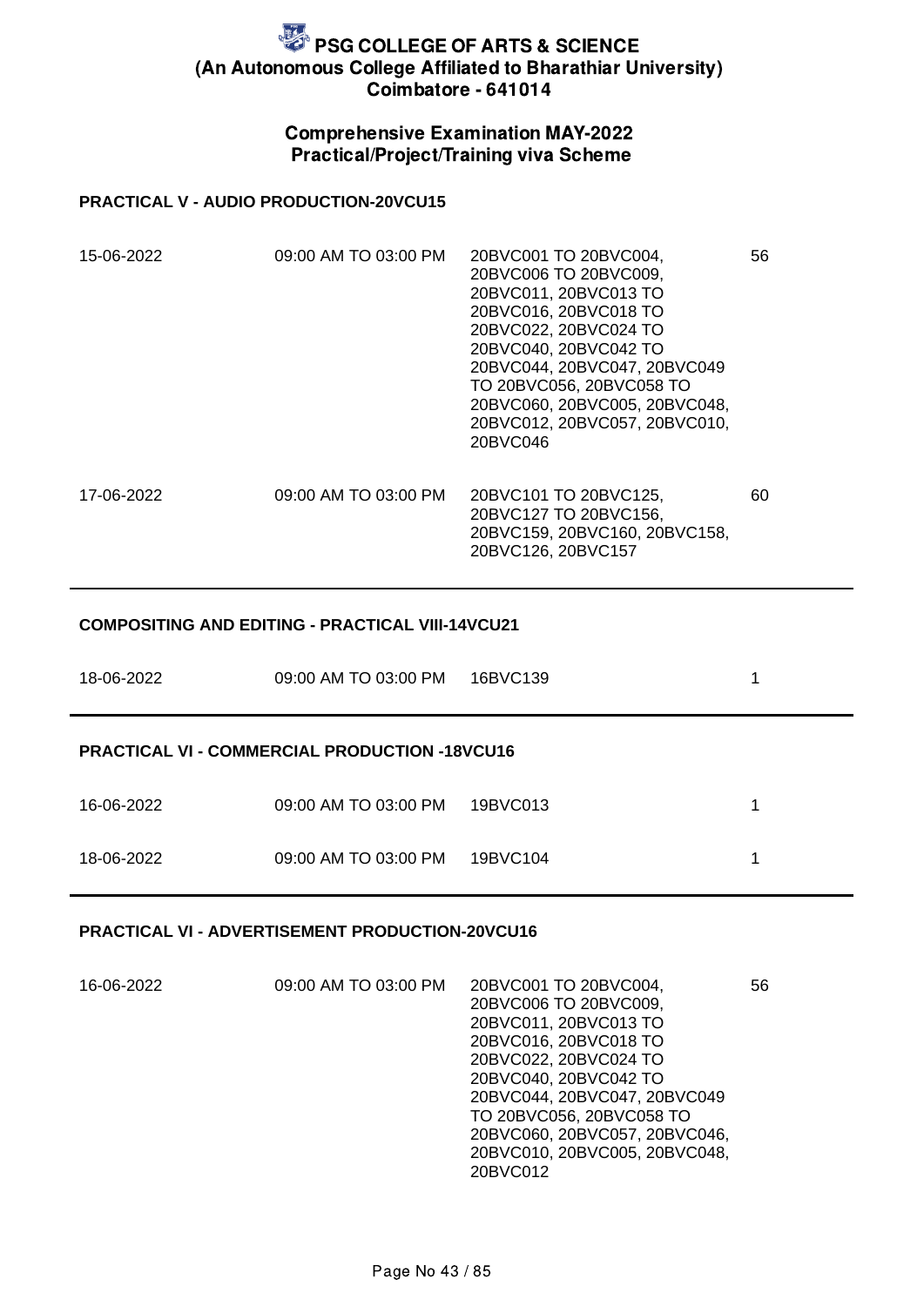# PSG COLLEGE OF ARTS & SCIENCE
## (An Autonomous College Affiliated to Bharathiar University)
## Coimbatore - 641014

### Comprehensive Examination MAY-2022
### Practical/Project/Training viva Scheme

**PRACTICAL V - AUDIO PRODUCTION-20VCU15**

| | | | |
|---|---|---|---|
| 15-06-2022 | 09:00 AM TO 03:00 PM | 20BVC001 TO 20BVC004, 20BVC006 TO 20BVC009, 20BVC011, 20BVC013 TO 20BVC016, 20BVC018 TO 20BVC022, 20BVC024 TO 20BVC040, 20BVC042 TO 20BVC044, 20BVC047, 20BVC049 TO 20BVC056, 20BVC058 TO 20BVC060, 20BVC005, 20BVC048, 20BVC012, 20BVC057, 20BVC010, 20BVC046 | 56 |
| 17-06-2022 | 09:00 AM TO 03:00 PM | 20BVC101 TO 20BVC125, 20BVC127 TO 20BVC156, 20BVC159, 20BVC160, 20BVC158, 20BVC126, 20BVC157 | 60 |

**COMPOSITING AND EDITING - PRACTICAL VIII-14VCU21**

| | | | |
|---|---|---|---|
| 18-06-2022 | 09:00 AM TO 03:00 PM | 16BVC139 | 1 |

**PRACTICAL VI - COMMERCIAL PRODUCTION -18VCU16**

| | | | |
|---|---|---|---|
| 16-06-2022 | 09:00 AM TO 03:00 PM | 19BVC013 | 1 |
| 18-06-2022 | 09:00 AM TO 03:00 PM | 19BVC104 | 1 |

**PRACTICAL VI - ADVERTISEMENT PRODUCTION-20VCU16**

| | | | |
|---|---|---|---|
| 16-06-2022 | 09:00 AM TO 03:00 PM | 20BVC001 TO 20BVC004, 20BVC006 TO 20BVC009, 20BVC011, 20BVC013 TO 20BVC016, 20BVC018 TO 20BVC022, 20BVC024 TO 20BVC040, 20BVC042 TO 20BVC044, 20BVC047, 20BVC049 TO 20BVC056, 20BVC058 TO 20BVC060, 20BVC057, 20BVC046, 20BVC010, 20BVC005, 20BVC048, 20BVC012 | 56 |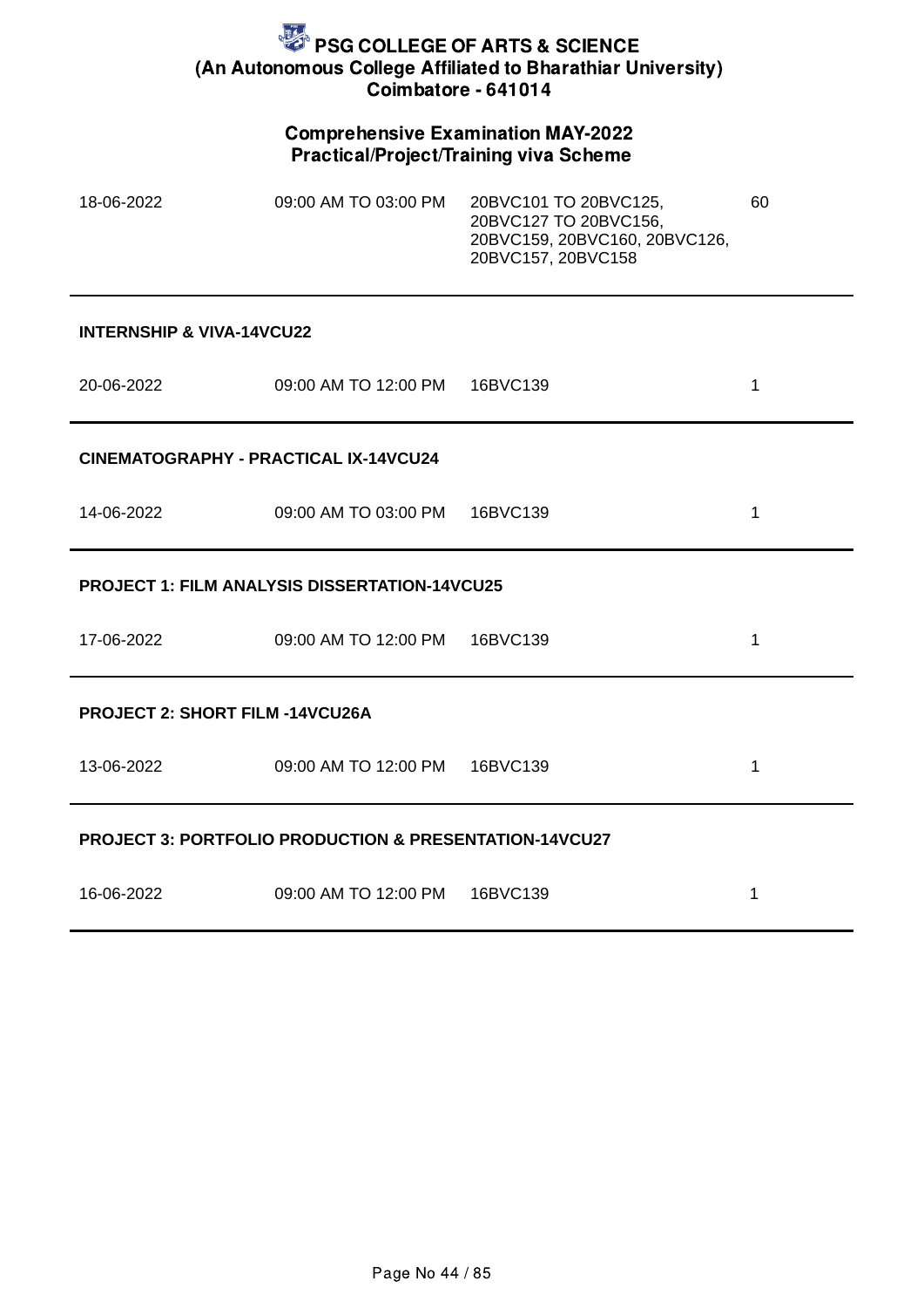# PSG COLLEGE OF ARTS & SCIENCE
**(An Autonomous College Affiliated to Bharathiar University)**
**Coimbatore - 641014**

## Comprehensive Examination MAY-2022
### Practical/Project/Training viva Scheme

| | | | |
|---|---|---|---|
| 18-06-2022 | 09:00 AM TO 03:00 PM | 20BVC101 TO 20BVC125, 20BVC127 TO 20BVC156, 20BVC159, 20BVC160, 20BVC126, 20BVC157, 20BVC158 | 60 |

**INTERNSHIP & VIVA-14VCU22**

| | | | |
|---|---|---|---|
| 20-06-2022 | 09:00 AM TO 12:00 PM | 16BVC139 | 1 |

**CINEMATOGRAPHY - PRACTICAL IX-14VCU24**

| | | | |
|---|---|---|---|
| 14-06-2022 | 09:00 AM TO 03:00 PM | 16BVC139 | 1 |

**PROJECT 1: FILM ANALYSIS DISSERTATION-14VCU25**

| | | | |
|---|---|---|---|
| 17-06-2022 | 09:00 AM TO 12:00 PM | 16BVC139 | 1 |

**PROJECT 2: SHORT FILM -14VCU26A**

| | | | |
|---|---|---|---|
| 13-06-2022 | 09:00 AM TO 12:00 PM | 16BVC139 | 1 |

**PROJECT 3: PORTFOLIO PRODUCTION & PRESENTATION-14VCU27**

| | | | |
|---|---|---|---|
| 16-06-2022 | 09:00 AM TO 12:00 PM | 16BVC139 | 1 |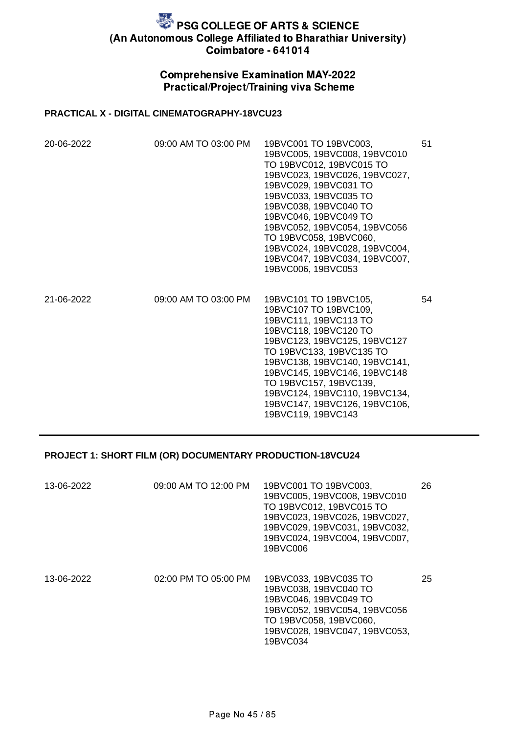# PSG COLLEGE OF ARTS & SCIENCE
## (An Autonomous College Affiliated to Bharathiar University)
## Coimbatore - 641014

### Comprehensive Examination MAY-2022
### Practical/Project/Training viva Scheme

**PRACTICAL X - DIGITAL CINEMATOGRAPHY-18VCU23**

| Date | Time | Register Numbers | Count |
|---|---|---|---|
| 20-06-2022 | 09:00 AM TO 03:00 PM | 19BVC001 TO 19BVC003, 19BVC005, 19BVC008, 19BVC010 TO 19BVC012, 19BVC015 TO 19BVC023, 19BVC026, 19BVC027, 19BVC029, 19BVC031 TO 19BVC033, 19BVC035 TO 19BVC038, 19BVC040 TO 19BVC046, 19BVC049 TO 19BVC052, 19BVC054, 19BVC056 TO 19BVC058, 19BVC060, 19BVC024, 19BVC028, 19BVC004, 19BVC047, 19BVC034, 19BVC007, 19BVC006, 19BVC053 | 51 |
| 21-06-2022 | 09:00 AM TO 03:00 PM | 19BVC101 TO 19BVC105, 19BVC107 TO 19BVC109, 19BVC111, 19BVC113 TO 19BVC118, 19BVC120 TO 19BVC123, 19BVC125, 19BVC127 TO 19BVC133, 19BVC135 TO 19BVC138, 19BVC140, 19BVC141, 19BVC145, 19BVC146, 19BVC148 TO 19BVC157, 19BVC139, 19BVC124, 19BVC110, 19BVC134, 19BVC147, 19BVC126, 19BVC106, 19BVC119, 19BVC143 | 54 |

**PROJECT 1: SHORT FILM (OR) DOCUMENTARY PRODUCTION-18VCU24**

| Date | Time | Register Numbers | Count |
|---|---|---|---|
| 13-06-2022 | 09:00 AM TO 12:00 PM | 19BVC001 TO 19BVC003, 19BVC005, 19BVC008, 19BVC010 TO 19BVC012, 19BVC015 TO 19BVC023, 19BVC026, 19BVC027, 19BVC029, 19BVC031, 19BVC032, 19BVC024, 19BVC004, 19BVC007, 19BVC006 | 26 |
| 13-06-2022 | 02:00 PM TO 05:00 PM | 19BVC033, 19BVC035 TO 19BVC038, 19BVC040 TO 19BVC046, 19BVC049 TO 19BVC052, 19BVC054, 19BVC056 TO 19BVC058, 19BVC060, 19BVC028, 19BVC047, 19BVC053, 19BVC034 | 25 |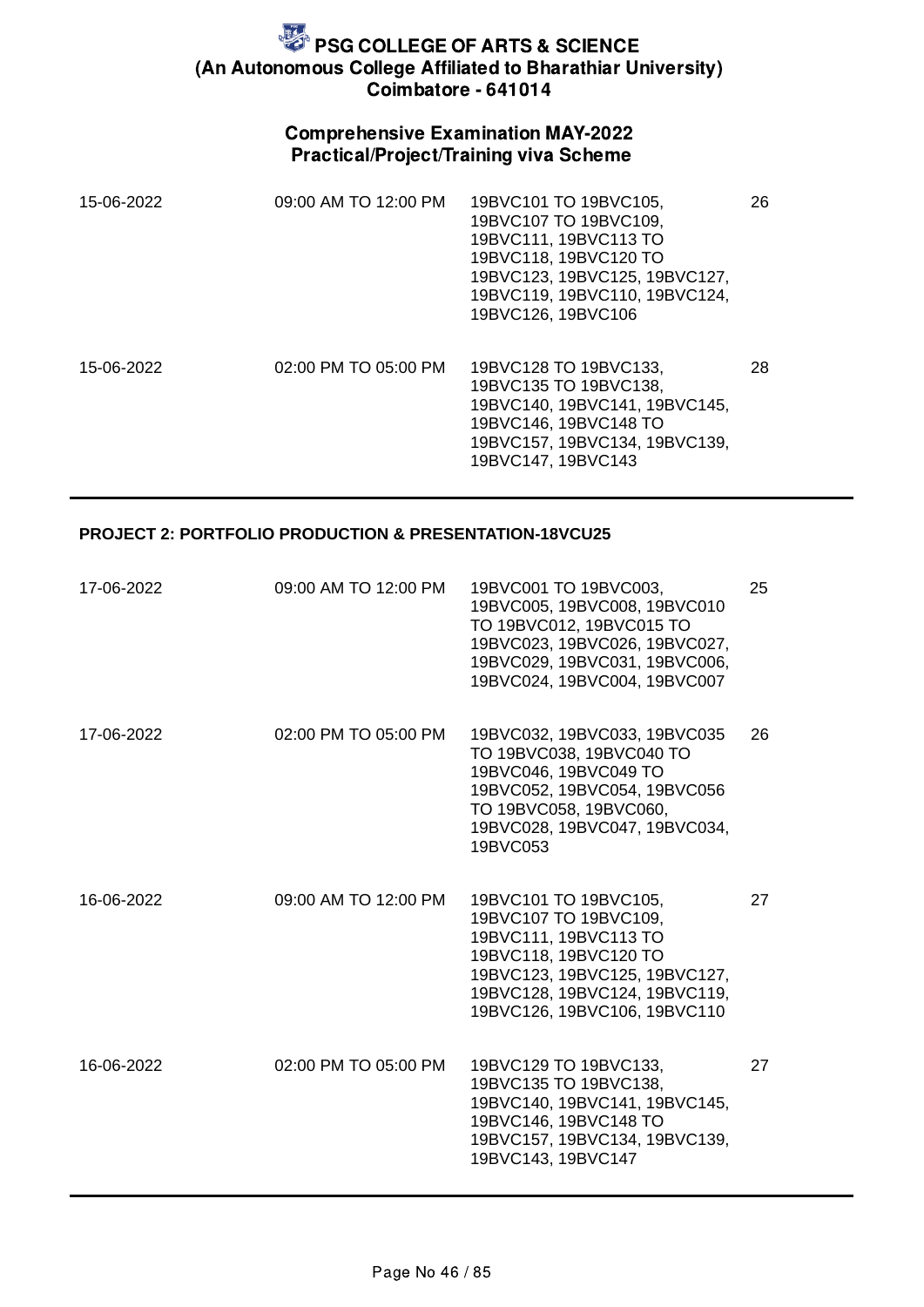# PSG COLLEGE OF ARTS & SCIENCE
## (An Autonomous College Affiliated to Bharathiar University)
## Coimbatore - 641014

### Comprehensive Examination MAY-2022
### Practical/Project/Training viva Scheme

| | | | |
|---|---|---|---|
| 15-06-2022 | 09:00 AM TO 12:00 PM | 19BVC101 TO 19BVC105, 19BVC107 TO 19BVC109, 19BVC111, 19BVC113 TO 19BVC118, 19BVC120 TO 19BVC123, 19BVC125, 19BVC127, 19BVC119, 19BVC110, 19BVC124, 19BVC126, 19BVC106 | 26 |
| 15-06-2022 | 02:00 PM TO 05:00 PM | 19BVC128 TO 19BVC133, 19BVC135 TO 19BVC138, 19BVC140, 19BVC141, 19BVC145, 19BVC146, 19BVC148 TO 19BVC157, 19BVC134, 19BVC139, 19BVC147, 19BVC143 | 28 |

**PROJECT 2: PORTFOLIO PRODUCTION & PRESENTATION-18VCU25**

| | | | |
|---|---|---|---|
| 17-06-2022 | 09:00 AM TO 12:00 PM | 19BVC001 TO 19BVC003, 19BVC005, 19BVC008, 19BVC010 TO 19BVC012, 19BVC015 TO 19BVC023, 19BVC026, 19BVC027, 19BVC029, 19BVC031, 19BVC006, 19BVC024, 19BVC004, 19BVC007 | 25 |
| 17-06-2022 | 02:00 PM TO 05:00 PM | 19BVC032, 19BVC033, 19BVC035 TO 19BVC038, 19BVC040 TO 19BVC046, 19BVC049 TO 19BVC052, 19BVC054, 19BVC056 TO 19BVC058, 19BVC060, 19BVC028, 19BVC047, 19BVC034, 19BVC053 | 26 |
| 16-06-2022 | 09:00 AM TO 12:00 PM | 19BVC101 TO 19BVC105, 19BVC107 TO 19BVC109, 19BVC111, 19BVC113 TO 19BVC118, 19BVC120 TO 19BVC123, 19BVC125, 19BVC127, 19BVC128, 19BVC124, 19BVC119, 19BVC126, 19BVC106, 19BVC110 | 27 |
| 16-06-2022 | 02:00 PM TO 05:00 PM | 19BVC129 TO 19BVC133, 19BVC135 TO 19BVC138, 19BVC140, 19BVC141, 19BVC145, 19BVC146, 19BVC148 TO 19BVC157, 19BVC134, 19BVC139, 19BVC143, 19BVC147 | 27 |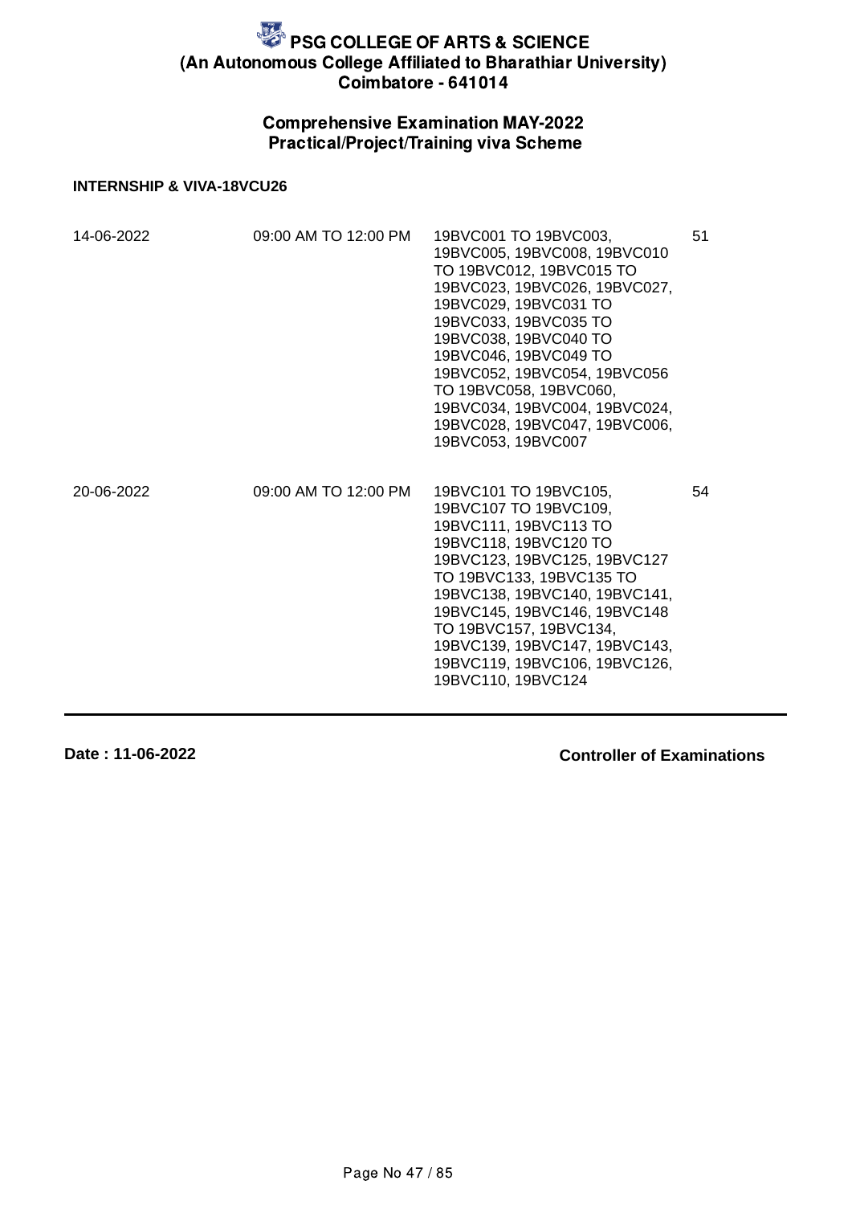# PSG COLLEGE OF ARTS & SCIENCE
## (An Autonomous College Affiliated to Bharathiar University)
## Coimbatore - 641014

### Comprehensive Examination MAY-2022
### Practical/Project/Training viva Scheme

**INTERNSHIP & VIVA-18VCU26**

| | | | |
|---|---|---|---|
| 14-06-2022 | 09:00 AM TO 12:00 PM | 19BVC001 TO 19BVC003, 19BVC005, 19BVC008, 19BVC010 TO 19BVC012, 19BVC015 TO 19BVC023, 19BVC026, 19BVC027, 19BVC029, 19BVC031 TO 19BVC033, 19BVC035 TO 19BVC038, 19BVC040 TO 19BVC046, 19BVC049 TO 19BVC052, 19BVC054, 19BVC056 TO 19BVC058, 19BVC060, 19BVC034, 19BVC004, 19BVC024, 19BVC028, 19BVC047, 19BVC006, 19BVC053, 19BVC007 | 51 |
| 20-06-2022 | 09:00 AM TO 12:00 PM | 19BVC101 TO 19BVC105, 19BVC107 TO 19BVC109, 19BVC111, 19BVC113 TO 19BVC118, 19BVC120 TO 19BVC123, 19BVC125, 19BVC127 TO 19BVC133, 19BVC135 TO 19BVC138, 19BVC140, 19BVC141, 19BVC145, 19BVC146, 19BVC148 TO 19BVC157, 19BVC134, 19BVC139, 19BVC147, 19BVC143, 19BVC119, 19BVC106, 19BVC126, 19BVC110, 19BVC124 | 54 |

**Date : 11-06-2022** **Controller of Examinations**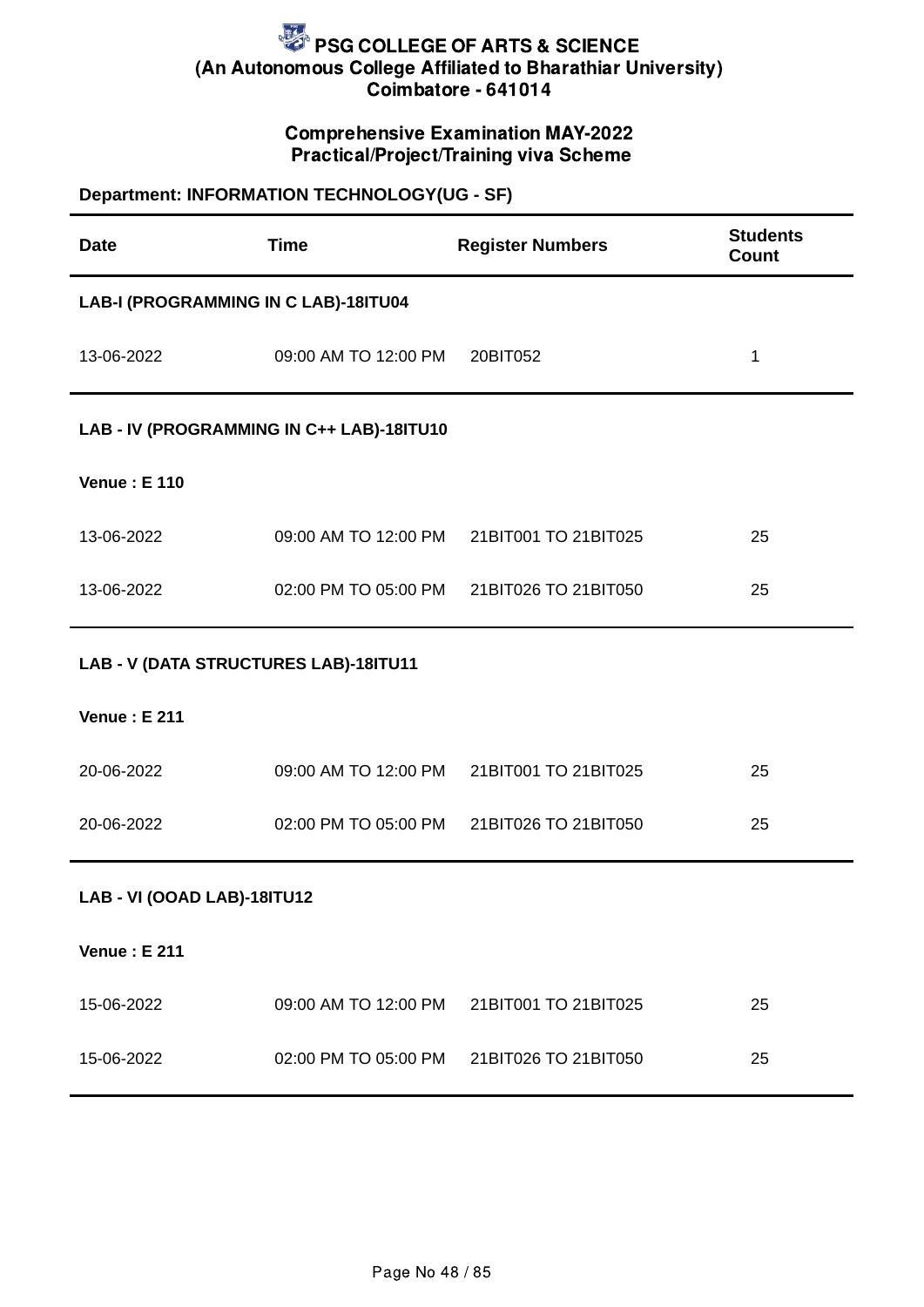# PSG COLLEGE OF ARTS & SCIENCE
## (An Autonomous College Affiliated to Bharathiar University)
## Coimbatore - 641014

### Comprehensive Examination MAY-2022
### Practical/Project/Training viva Scheme

**Department: INFORMATION TECHNOLOGY(UG - SF)**

| Date | Time | Register Numbers | Students Count |
|---|---|---|---|
| **LAB-I (PROGRAMMING IN C LAB)-18ITU04** | | | |
| 13-06-2022 | 09:00 AM TO 12:00 PM | 20BIT052 | 1 |
| **LAB - IV (PROGRAMMING IN C++ LAB)-18ITU10** | | | |
| **Venue : E 110** | | | |
| 13-06-2022 | 09:00 AM TO 12:00 PM | 21BIT001 TO 21BIT025 | 25 |
| 13-06-2022 | 02:00 PM TO 05:00 PM | 21BIT026 TO 21BIT050 | 25 |
| **LAB - V (DATA STRUCTURES LAB)-18ITU11** | | | |
| **Venue : E 211** | | | |
| 20-06-2022 | 09:00 AM TO 12:00 PM | 21BIT001 TO 21BIT025 | 25 |
| 20-06-2022 | 02:00 PM TO 05:00 PM | 21BIT026 TO 21BIT050 | 25 |
| **LAB - VI (OOAD LAB)-18ITU12** | | | |
| **Venue : E 211** | | | |
| 15-06-2022 | 09:00 AM TO 12:00 PM | 21BIT001 TO 21BIT025 | 25 |
| 15-06-2022 | 02:00 PM TO 05:00 PM | 21BIT026 TO 21BIT050 | 25 |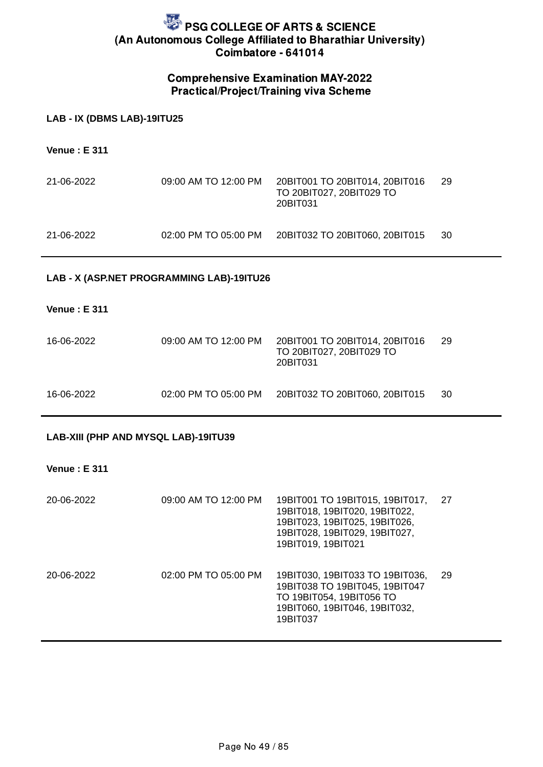# PSG COLLEGE OF ARTS & SCIENCE
## (An Autonomous College Affiliated to Bharathiar University)
## Coimbatore - 641014

### Comprehensive Examination MAY-2022
### Practical/Project/Training viva Scheme

**LAB - IX (DBMS LAB)-19ITU25**

**Venue : E 311**

| | | | |
|---|---|---|---|
| 21-06-2022 | 09:00 AM TO 12:00 PM | 20BIT001 TO 20BIT014, 20BIT016 TO 20BIT027, 20BIT029 TO 20BIT031 | 29 |
| 21-06-2022 | 02:00 PM TO 05:00 PM | 20BIT032 TO 20BIT060, 20BIT015 | 30 |

**LAB - X (ASP.NET PROGRAMMING LAB)-19ITU26**

**Venue : E 311**

| | | | |
|---|---|---|---|
| 16-06-2022 | 09:00 AM TO 12:00 PM | 20BIT001 TO 20BIT014, 20BIT016 TO 20BIT027, 20BIT029 TO 20BIT031 | 29 |
| 16-06-2022 | 02:00 PM TO 05:00 PM | 20BIT032 TO 20BIT060, 20BIT015 | 30 |

**LAB-XIII (PHP AND MYSQL LAB)-19ITU39**

**Venue : E 311**

| | | | |
|---|---|---|---|
| 20-06-2022 | 09:00 AM TO 12:00 PM | 19BIT001 TO 19BIT015, 19BIT017, 19BIT018, 19BIT020, 19BIT022, 19BIT023, 19BIT025, 19BIT026, 19BIT028, 19BIT029, 19BIT027, 19BIT019, 19BIT021 | 27 |
| 20-06-2022 | 02:00 PM TO 05:00 PM | 19BIT030, 19BIT033 TO 19BIT036, 19BIT038 TO 19BIT045, 19BIT047 TO 19BIT054, 19BIT056 TO 19BIT060, 19BIT046, 19BIT032, 19BIT037 | 29 |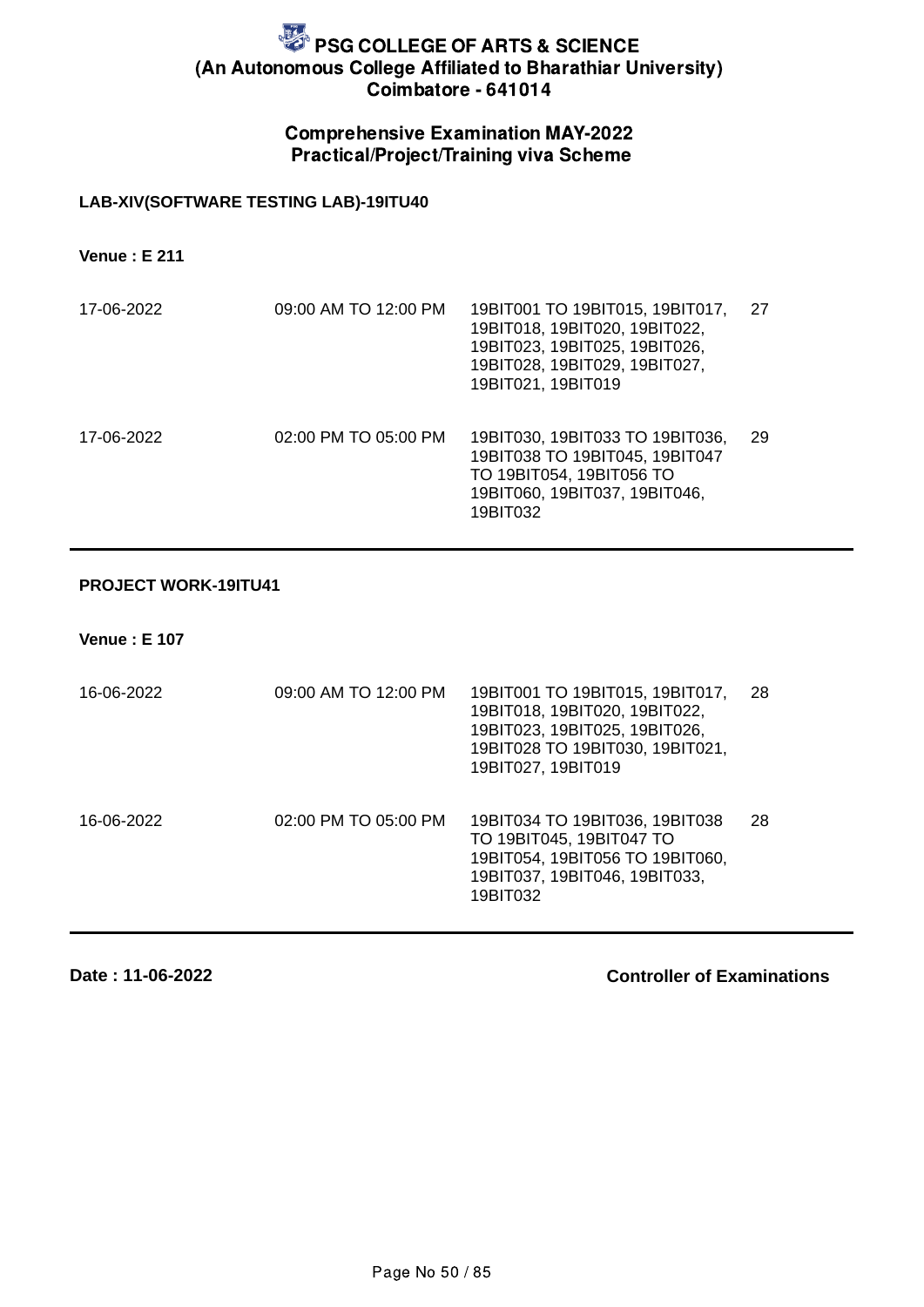# PSG COLLEGE OF ARTS & SCIENCE
## (An Autonomous College Affiliated to Bharathiar University)
## Coimbatore - 641014

### Comprehensive Examination MAY-2022
### Practical/Project/Training viva Scheme

**LAB-XIV(SOFTWARE TESTING LAB)-19ITU40**

**Venue : E 211**

| Date | Time | Register Numbers | Count |
|---|---|---|---|
| 17-06-2022 | 09:00 AM TO 12:00 PM | 19BIT001 TO 19BIT015, 19BIT017, 19BIT018, 19BIT020, 19BIT022, 19BIT023, 19BIT025, 19BIT026, 19BIT028, 19BIT029, 19BIT027, 19BIT021, 19BIT019 | 27 |
| 17-06-2022 | 02:00 PM TO 05:00 PM | 19BIT030, 19BIT033 TO 19BIT036, 19BIT038 TO 19BIT045, 19BIT047 TO 19BIT054, 19BIT056 TO 19BIT060, 19BIT037, 19BIT046, 19BIT032 | 29 |

**PROJECT WORK-19ITU41**

**Venue : E 107**

| Date | Time | Register Numbers | Count |
|---|---|---|---|
| 16-06-2022 | 09:00 AM TO 12:00 PM | 19BIT001 TO 19BIT015, 19BIT017, 19BIT018, 19BIT020, 19BIT022, 19BIT023, 19BIT025, 19BIT026, 19BIT028 TO 19BIT030, 19BIT021, 19BIT027, 19BIT019 | 28 |
| 16-06-2022 | 02:00 PM TO 05:00 PM | 19BIT034 TO 19BIT036, 19BIT038 TO 19BIT045, 19BIT047 TO 19BIT054, 19BIT056 TO 19BIT060, 19BIT037, 19BIT046, 19BIT033, 19BIT032 | 28 |

**Date : 11-06-2022**

**Controller of Examinations**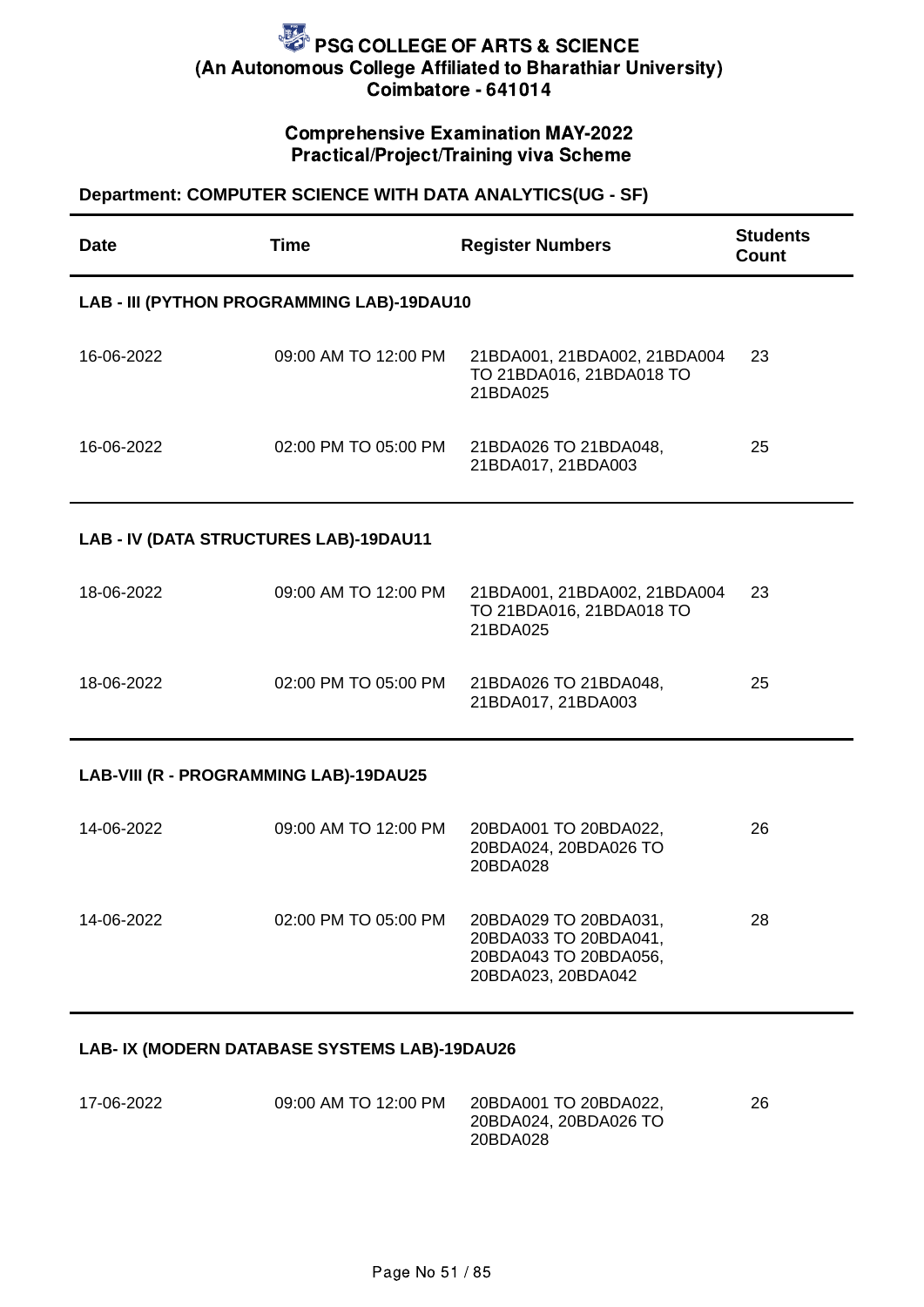# PSG COLLEGE OF ARTS & SCIENCE
## (An Autonomous College Affiliated to Bharathiar University)
## Coimbatore - 641014

### Comprehensive Examination MAY-2022
### Practical/Project/Training viva Scheme

**Department: COMPUTER SCIENCE WITH DATA ANALYTICS(UG - SF)**

| Date | Time | Register Numbers | Students Count |
|---|---|---|---|
| **LAB - III (PYTHON PROGRAMMING LAB)-19DAU10** | | | |
| 16-06-2022 | 09:00 AM TO 12:00 PM | 21BDA001, 21BDA002, 21BDA004 TO 21BDA016, 21BDA018 TO 21BDA025 | 23 |
| 16-06-2022 | 02:00 PM TO 05:00 PM | 21BDA026 TO 21BDA048, 21BDA017, 21BDA003 | 25 |
| **LAB - IV (DATA STRUCTURES LAB)-19DAU11** | | | |
| 18-06-2022 | 09:00 AM TO 12:00 PM | 21BDA001, 21BDA002, 21BDA004 TO 21BDA016, 21BDA018 TO 21BDA025 | 23 |
| 18-06-2022 | 02:00 PM TO 05:00 PM | 21BDA026 TO 21BDA048, 21BDA017, 21BDA003 | 25 |
| **LAB-VIII (R - PROGRAMMING LAB)-19DAU25** | | | |
| 14-06-2022 | 09:00 AM TO 12:00 PM | 20BDA001 TO 20BDA022, 20BDA024, 20BDA026 TO 20BDA028 | 26 |
| 14-06-2022 | 02:00 PM TO 05:00 PM | 20BDA029 TO 20BDA031, 20BDA033 TO 20BDA041, 20BDA043 TO 20BDA056, 20BDA023, 20BDA042 | 28 |
| **LAB- IX (MODERN DATABASE SYSTEMS LAB)-19DAU26** | | | |
| 17-06-2022 | 09:00 AM TO 12:00 PM | 20BDA001 TO 20BDA022, 20BDA024, 20BDA026 TO 20BDA028 | 26 |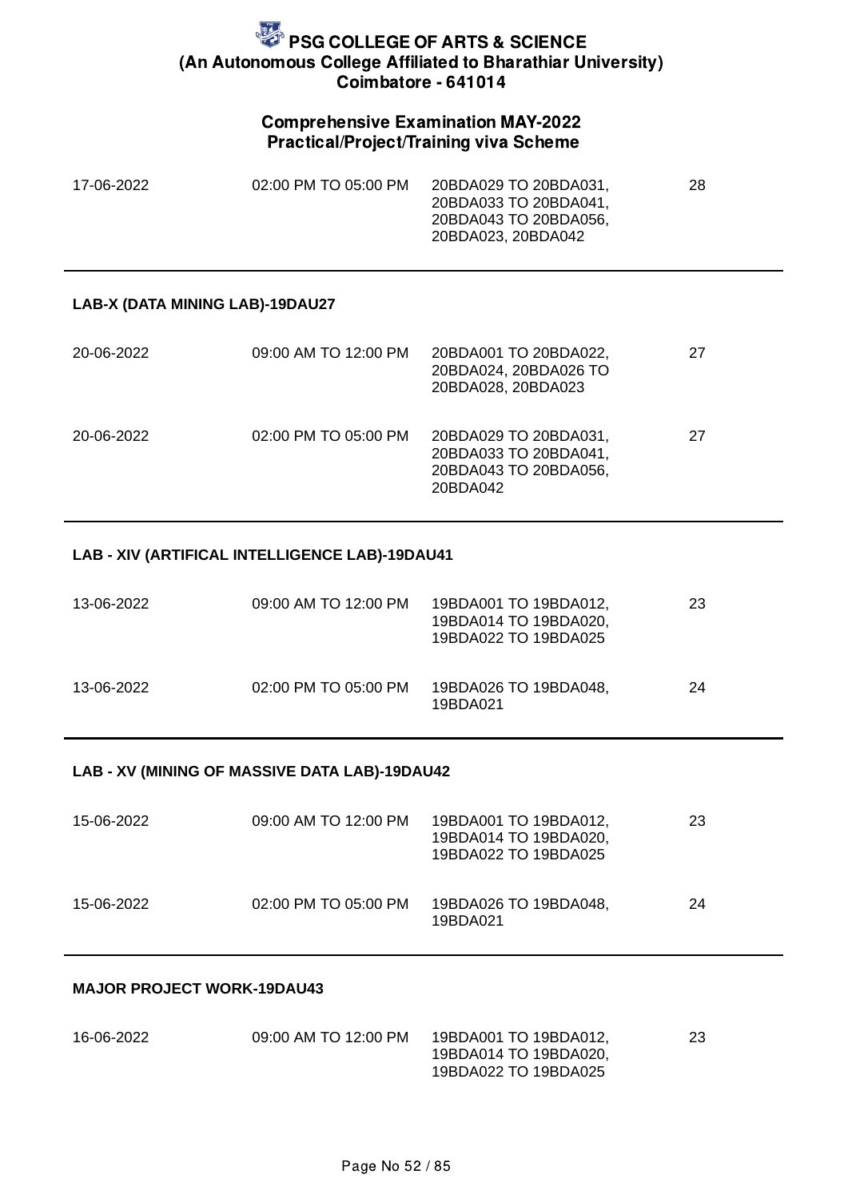# PSG COLLEGE OF ARTS & SCIENCE
## (An Autonomous College Affiliated to Bharathiar University)
## Coimbatore - 641014

### Comprehensive Examination MAY-2022
### Practical/Project/Training viva Scheme

| | | | |
|---|---|---|---|
| 17-06-2022 | 02:00 PM TO 05:00 PM | 20BDA029 TO 20BDA031, 20BDA033 TO 20BDA041, 20BDA043 TO 20BDA056, 20BDA023, 20BDA042 | 28 |

**LAB-X (DATA MINING LAB)-19DAU27**

| | | | |
|---|---|---|---|
| 20-06-2022 | 09:00 AM TO 12:00 PM | 20BDA001 TO 20BDA022, 20BDA024, 20BDA026 TO 20BDA028, 20BDA023 | 27 |
| 20-06-2022 | 02:00 PM TO 05:00 PM | 20BDA029 TO 20BDA031, 20BDA033 TO 20BDA041, 20BDA043 TO 20BDA056, 20BDA042 | 27 |

**LAB - XIV (ARTIFICAL INTELLIGENCE LAB)-19DAU41**

| | | | |
|---|---|---|---|
| 13-06-2022 | 09:00 AM TO 12:00 PM | 19BDA001 TO 19BDA012, 19BDA014 TO 19BDA020, 19BDA022 TO 19BDA025 | 23 |
| 13-06-2022 | 02:00 PM TO 05:00 PM | 19BDA026 TO 19BDA048, 19BDA021 | 24 |

**LAB - XV (MINING OF MASSIVE DATA LAB)-19DAU42**

| | | | |
|---|---|---|---|
| 15-06-2022 | 09:00 AM TO 12:00 PM | 19BDA001 TO 19BDA012, 19BDA014 TO 19BDA020, 19BDA022 TO 19BDA025 | 23 |
| 15-06-2022 | 02:00 PM TO 05:00 PM | 19BDA026 TO 19BDA048, 19BDA021 | 24 |

**MAJOR PROJECT WORK-19DAU43**

| | | | |
|---|---|---|---|
| 16-06-2022 | 09:00 AM TO 12:00 PM | 19BDA001 TO 19BDA012, 19BDA014 TO 19BDA020, 19BDA022 TO 19BDA025 | 23 |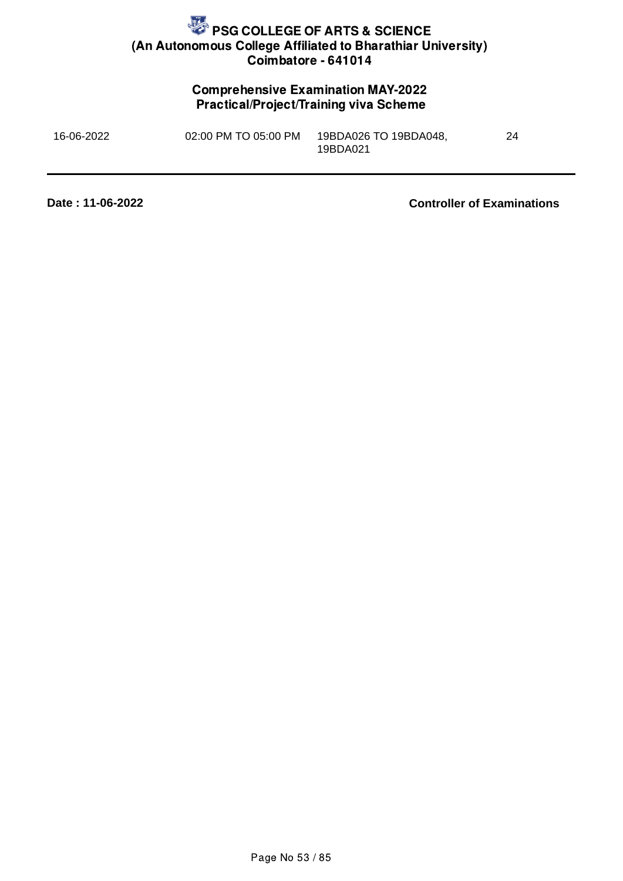# PSG COLLEGE OF ARTS & SCIENCE
**(An Autonomous College Affiliated to Bharathiar University)**
**Coimbatore - 641014**

## Comprehensive Examination MAY-2022
## Practical/Project/Training viva Scheme

| | | | |
|---|---|---|---|
| 16-06-2022 | 02:00 PM TO 05:00 PM | 19BDA026 TO 19BDA048, 19BDA021 | 24 |

**Date : 11-06-2022** **Controller of Examinations**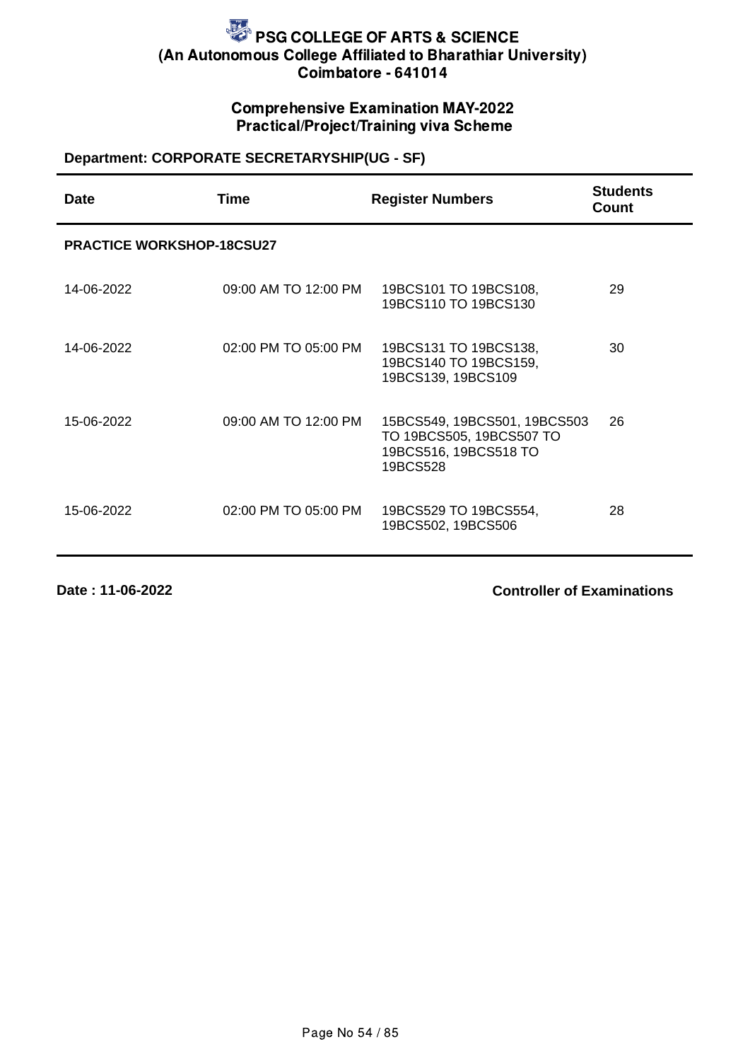# PSG COLLEGE OF ARTS & SCIENCE
## (An Autonomous College Affiliated to Bharathiar University)
## Coimbatore - 641014

### Comprehensive Examination MAY-2022
### Practical/Project/Training viva Scheme

**Department: CORPORATE SECRETARYSHIP(UG - SF)**

| Date | Time | Register Numbers | Students Count |
|---|---|---|---|
| **PRACTICE WORKSHOP-18CSU27** | | | |
| 14-06-2022 | 09:00 AM TO 12:00 PM | 19BCS101 TO 19BCS108, 19BCS110 TO 19BCS130 | 29 |
| 14-06-2022 | 02:00 PM TO 05:00 PM | 19BCS131 TO 19BCS138, 19BCS140 TO 19BCS159, 19BCS139, 19BCS109 | 30 |
| 15-06-2022 | 09:00 AM TO 12:00 PM | 15BCS549, 19BCS501, 19BCS503 TO 19BCS505, 19BCS507 TO 19BCS516, 19BCS518 TO 19BCS528 | 26 |
| 15-06-2022 | 02:00 PM TO 05:00 PM | 19BCS529 TO 19BCS554, 19BCS502, 19BCS506 | 28 |

**Date : 11-06-2022**

**Controller of Examinations**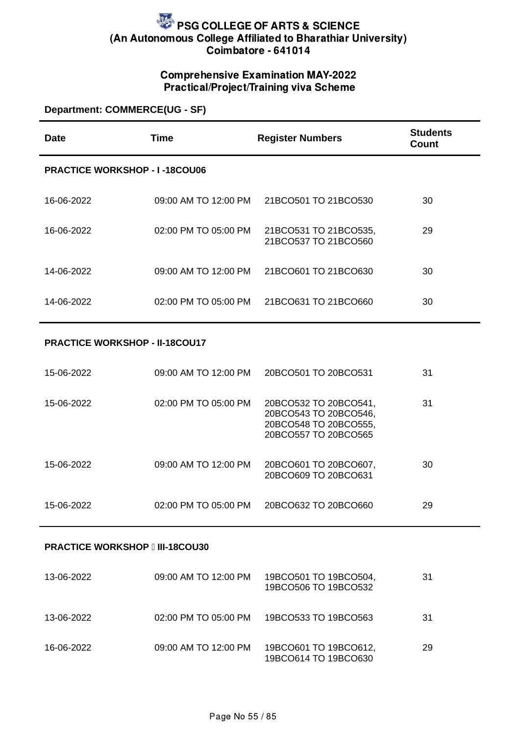# PSG COLLEGE OF ARTS & SCIENCE
## (An Autonomous College Affiliated to Bharathiar University)
## Coimbatore - 641014

### Comprehensive Examination MAY-2022
### Practical/Project/Training viva Scheme

**Department: COMMERCE(UG - SF)**

| Date | Time | Register Numbers | Students Count |
|---|---|---|---|
| **PRACTICE WORKSHOP - I -18COU06** | | | |
| 16-06-2022 | 09:00 AM TO 12:00 PM | 21BCO501 TO 21BCO530 | 30 |
| 16-06-2022 | 02:00 PM TO 05:00 PM | 21BCO531 TO 21BCO535, 21BCO537 TO 21BCO560 | 29 |
| 14-06-2022 | 09:00 AM TO 12:00 PM | 21BCO601 TO 21BCO630 | 30 |
| 14-06-2022 | 02:00 PM TO 05:00 PM | 21BCO631 TO 21BCO660 | 30 |
| **PRACTICE WORKSHOP - II-18COU17** | | | |
| 15-06-2022 | 09:00 AM TO 12:00 PM | 20BCO501 TO 20BCO531 | 31 |
| 15-06-2022 | 02:00 PM TO 05:00 PM | 20BCO532 TO 20BCO541, 20BCO543 TO 20BCO546, 20BCO548 TO 20BCO555, 20BCO557 TO 20BCO565 | 31 |
| 15-06-2022 | 09:00 AM TO 12:00 PM | 20BCO601 TO 20BCO607, 20BCO609 TO 20BCO631 | 30 |
| 15-06-2022 | 02:00 PM TO 05:00 PM | 20BCO632 TO 20BCO660 | 29 |
| **PRACTICE WORKSHOP  III-18COU30** | | | |
| 13-06-2022 | 09:00 AM TO 12:00 PM | 19BCO501 TO 19BCO504, 19BCO506 TO 19BCO532 | 31 |
| 13-06-2022 | 02:00 PM TO 05:00 PM | 19BCO533 TO 19BCO563 | 31 |
| 16-06-2022 | 09:00 AM TO 12:00 PM | 19BCO601 TO 19BCO612, 19BCO614 TO 19BCO630 | 29 |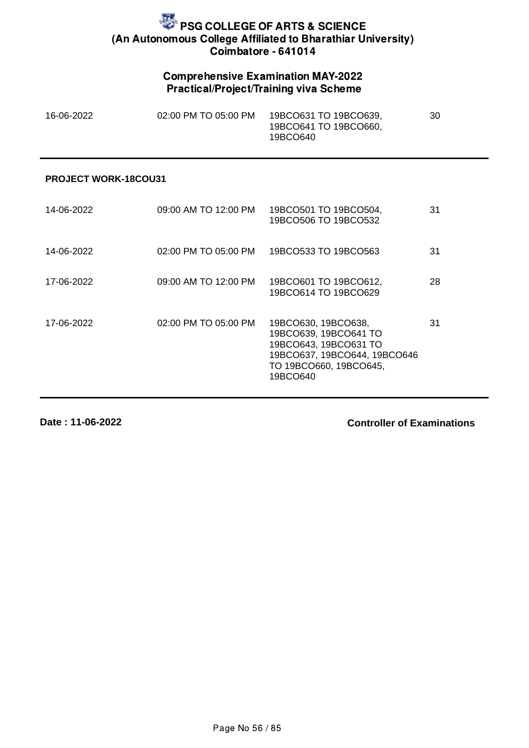# PSG COLLEGE OF ARTS & SCIENCE
## (An Autonomous College Affiliated to Bharathiar University)
## Coimbatore - 641014

### Comprehensive Examination MAY-2022
### Practical/Project/Training viva Scheme

| | | | |
|---|---|---|---|
| 16-06-2022 | 02:00 PM TO 05:00 PM | 19BCO631 TO 19BCO639, 19BCO641 TO 19BCO660, 19BCO640 | 30 |

**PROJECT WORK-18COU31**

| | | | |
|---|---|---|---|
| 14-06-2022 | 09:00 AM TO 12:00 PM | 19BCO501 TO 19BCO504, 19BCO506 TO 19BCO532 | 31 |
| 14-06-2022 | 02:00 PM TO 05:00 PM | 19BCO533 TO 19BCO563 | 31 |
| 17-06-2022 | 09:00 AM TO 12:00 PM | 19BCO601 TO 19BCO612, 19BCO614 TO 19BCO629 | 28 |
| 17-06-2022 | 02:00 PM TO 05:00 PM | 19BCO630, 19BCO638, 19BCO639, 19BCO641 TO 19BCO643, 19BCO631 TO 19BCO637, 19BCO644, 19BCO646 TO 19BCO660, 19BCO645, 19BCO640 | 31 |

**Date : 11-06-2022** **Controller of Examinations**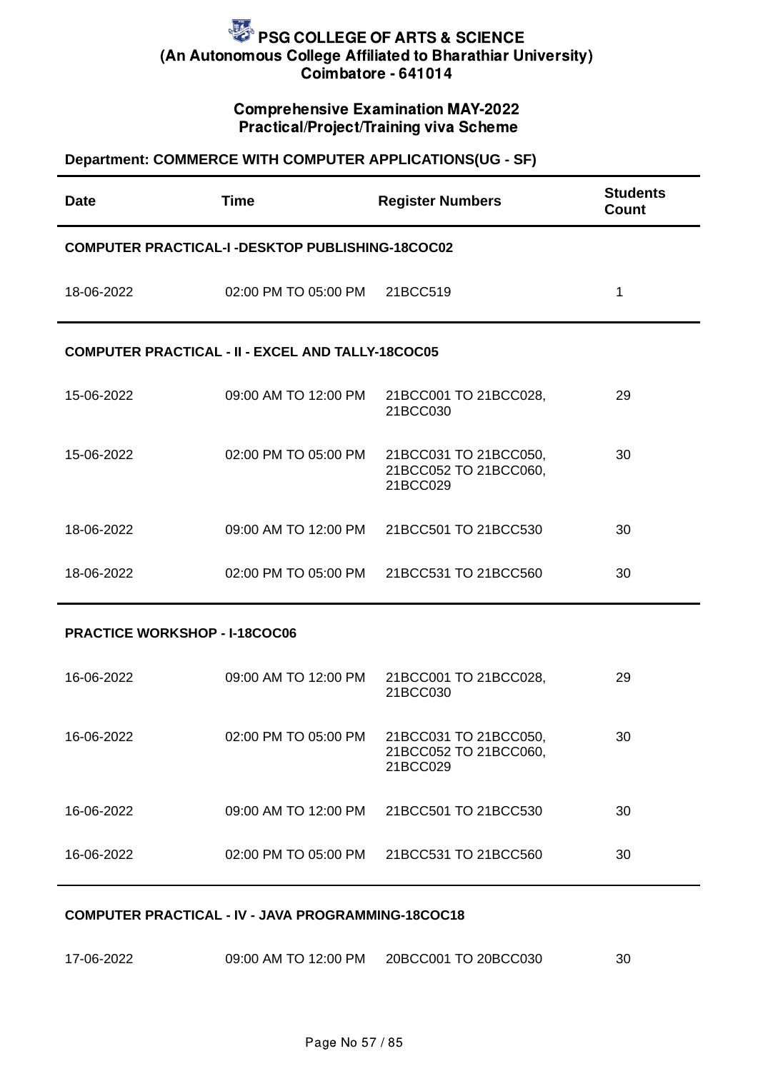# PSG COLLEGE OF ARTS & SCIENCE
## (An Autonomous College Affiliated to Bharathiar University)
## Coimbatore - 641014

### Comprehensive Examination MAY-2022
### Practical/Project/Training viva Scheme

**Department: COMMERCE WITH COMPUTER APPLICATIONS(UG - SF)**

| Date | Time | Register Numbers | Students Count |
|---|---|---|---|
| **COMPUTER PRACTICAL-I -DESKTOP PUBLISHING-18COC02** | | | |
| 18-06-2022 | 02:00 PM TO 05:00 PM | 21BCC519 | 1 |
| **COMPUTER PRACTICAL - II - EXCEL AND TALLY-18COC05** | | | |
| 15-06-2022 | 09:00 AM TO 12:00 PM | 21BCC001 TO 21BCC028, 21BCC030 | 29 |
| 15-06-2022 | 02:00 PM TO 05:00 PM | 21BCC031 TO 21BCC050, 21BCC052 TO 21BCC060, 21BCC029 | 30 |
| 18-06-2022 | 09:00 AM TO 12:00 PM | 21BCC501 TO 21BCC530 | 30 |
| 18-06-2022 | 02:00 PM TO 05:00 PM | 21BCC531 TO 21BCC560 | 30 |
| **PRACTICE WORKSHOP - I-18COC06** | | | |
| 16-06-2022 | 09:00 AM TO 12:00 PM | 21BCC001 TO 21BCC028, 21BCC030 | 29 |
| 16-06-2022 | 02:00 PM TO 05:00 PM | 21BCC031 TO 21BCC050, 21BCC052 TO 21BCC060, 21BCC029 | 30 |
| 16-06-2022 | 09:00 AM TO 12:00 PM | 21BCC501 TO 21BCC530 | 30 |
| 16-06-2022 | 02:00 PM TO 05:00 PM | 21BCC531 TO 21BCC560 | 30 |
| **COMPUTER PRACTICAL - IV - JAVA PROGRAMMING-18COC18** | | | |
| 17-06-2022 | 09:00 AM TO 12:00 PM | 20BCC001 TO 20BCC030 | 30 |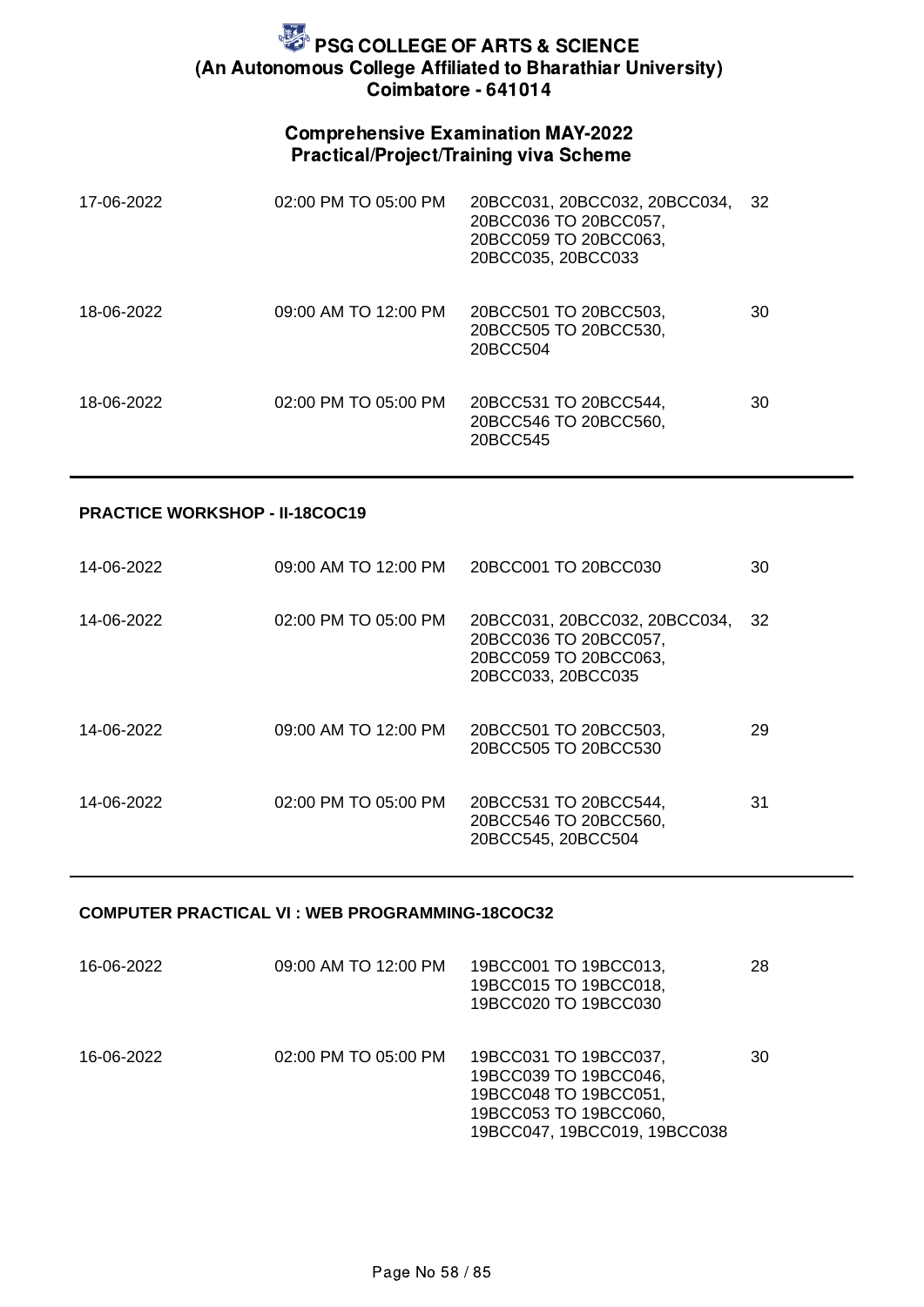# PSG COLLEGE OF ARTS & SCIENCE
## (An Autonomous College Affiliated to Bharathiar University)
## Coimbatore - 641014

### Comprehensive Examination MAY-2022
### Practical/Project/Training viva Scheme

| | | | |
|---|---|---|---|
| 17-06-2022 | 02:00 PM TO 05:00 PM | 20BCC031, 20BCC032, 20BCC034, 20BCC036 TO 20BCC057, 20BCC059 TO 20BCC063, 20BCC035, 20BCC033 | 32 |
| 18-06-2022 | 09:00 AM TO 12:00 PM | 20BCC501 TO 20BCC503, 20BCC505 TO 20BCC530, 20BCC504 | 30 |
| 18-06-2022 | 02:00 PM TO 05:00 PM | 20BCC531 TO 20BCC544, 20BCC546 TO 20BCC560, 20BCC545 | 30 |

**PRACTICE WORKSHOP - II-18COC19**

| | | | |
|---|---|---|---|
| 14-06-2022 | 09:00 AM TO 12:00 PM | 20BCC001 TO 20BCC030 | 30 |
| 14-06-2022 | 02:00 PM TO 05:00 PM | 20BCC031, 20BCC032, 20BCC034, 20BCC036 TO 20BCC057, 20BCC059 TO 20BCC063, 20BCC033, 20BCC035 | 32 |
| 14-06-2022 | 09:00 AM TO 12:00 PM | 20BCC501 TO 20BCC503, 20BCC505 TO 20BCC530 | 29 |
| 14-06-2022 | 02:00 PM TO 05:00 PM | 20BCC531 TO 20BCC544, 20BCC546 TO 20BCC560, 20BCC545, 20BCC504 | 31 |

**COMPUTER PRACTICAL VI : WEB PROGRAMMING-18COC32**

| | | | |
|---|---|---|---|
| 16-06-2022 | 09:00 AM TO 12:00 PM | 19BCC001 TO 19BCC013, 19BCC015 TO 19BCC018, 19BCC020 TO 19BCC030 | 28 |
| 16-06-2022 | 02:00 PM TO 05:00 PM | 19BCC031 TO 19BCC037, 19BCC039 TO 19BCC046, 19BCC048 TO 19BCC051, 19BCC053 TO 19BCC060, 19BCC047, 19BCC019, 19BCC038 | 30 |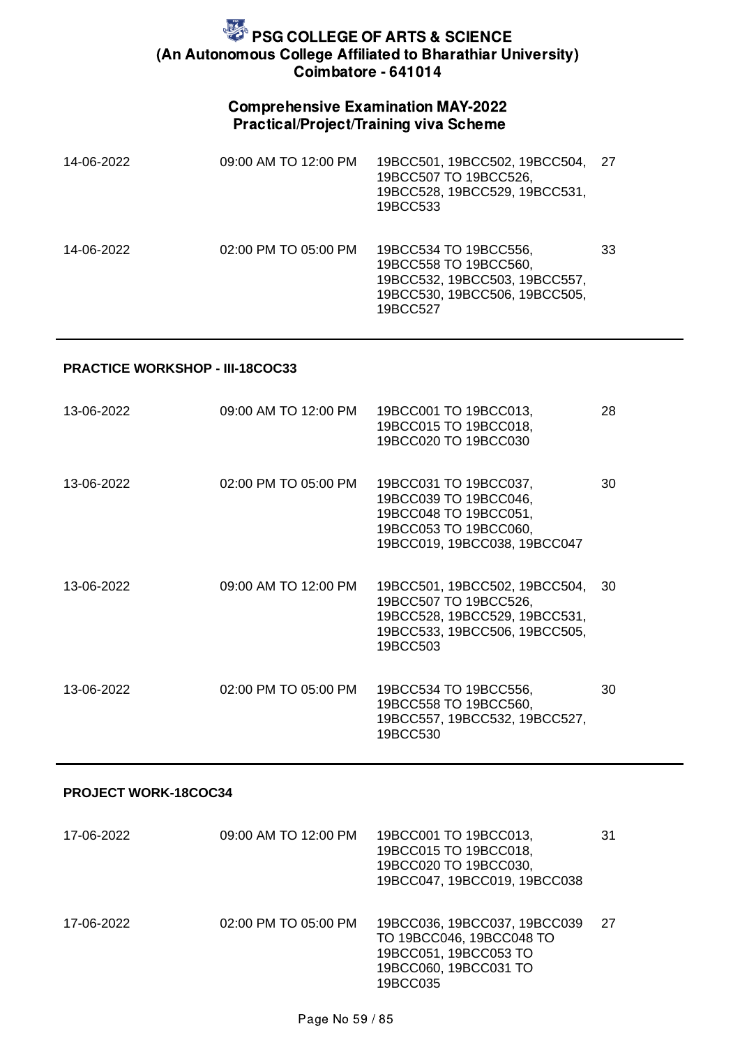# PSG COLLEGE OF ARTS & SCIENCE
## (An Autonomous College Affiliated to Bharathiar University)
## Coimbatore - 641014

### Comprehensive Examination MAY-2022
### Practical/Project/Training viva Scheme

| | | | |
|---|---|---|---|
| 14-06-2022 | 09:00 AM TO 12:00 PM | 19BCC501, 19BCC502, 19BCC504, 19BCC507 TO 19BCC526, 19BCC528, 19BCC529, 19BCC531, 19BCC533 | 27 |
| 14-06-2022 | 02:00 PM TO 05:00 PM | 19BCC534 TO 19BCC556, 19BCC558 TO 19BCC560, 19BCC532, 19BCC503, 19BCC557, 19BCC530, 19BCC506, 19BCC505, 19BCC527 | 33 |

**PRACTICE WORKSHOP - III-18COC33**

| | | | |
|---|---|---|---|
| 13-06-2022 | 09:00 AM TO 12:00 PM | 19BCC001 TO 19BCC013, 19BCC015 TO 19BCC018, 19BCC020 TO 19BCC030 | 28 |
| 13-06-2022 | 02:00 PM TO 05:00 PM | 19BCC031 TO 19BCC037, 19BCC039 TO 19BCC046, 19BCC048 TO 19BCC051, 19BCC053 TO 19BCC060, 19BCC019, 19BCC038, 19BCC047 | 30 |
| 13-06-2022 | 09:00 AM TO 12:00 PM | 19BCC501, 19BCC502, 19BCC504, 19BCC507 TO 19BCC526, 19BCC528, 19BCC529, 19BCC531, 19BCC533, 19BCC506, 19BCC505, 19BCC503 | 30 |
| 13-06-2022 | 02:00 PM TO 05:00 PM | 19BCC534 TO 19BCC556, 19BCC558 TO 19BCC560, 19BCC557, 19BCC532, 19BCC527, 19BCC530 | 30 |

**PROJECT WORK-18COC34**

| | | | |
|---|---|---|---|
| 17-06-2022 | 09:00 AM TO 12:00 PM | 19BCC001 TO 19BCC013, 19BCC015 TO 19BCC018, 19BCC020 TO 19BCC030, 19BCC047, 19BCC019, 19BCC038 | 31 |
| 17-06-2022 | 02:00 PM TO 05:00 PM | 19BCC036, 19BCC037, 19BCC039 TO 19BCC046, 19BCC048 TO 19BCC051, 19BCC053 TO 19BCC060, 19BCC031 TO 19BCC035 | 27 |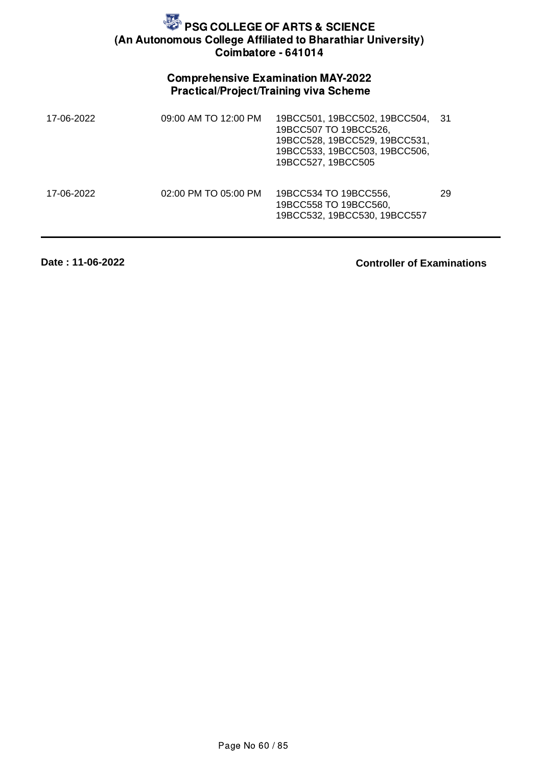# PSG COLLEGE OF ARTS & SCIENCE

**(An Autonomous College Affiliated to Bharathiar University)**

**Coimbatore - 641014**

## Comprehensive Examination MAY-2022

### Practical/Project/Training viva Scheme

| | | | |
|---|---|---|---|
| 17-06-2022 | 09:00 AM TO 12:00 PM | 19BCC501, 19BCC502, 19BCC504, 19BCC507 TO 19BCC526, 19BCC528, 19BCC529, 19BCC531, 19BCC533, 19BCC503, 19BCC506, 19BCC527, 19BCC505 | 31 |
| 17-06-2022 | 02:00 PM TO 05:00 PM | 19BCC534 TO 19BCC556, 19BCC558 TO 19BCC560, 19BCC532, 19BCC530, 19BCC557 | 29 |

**Date : 11-06-2022**

**Controller of Examinations**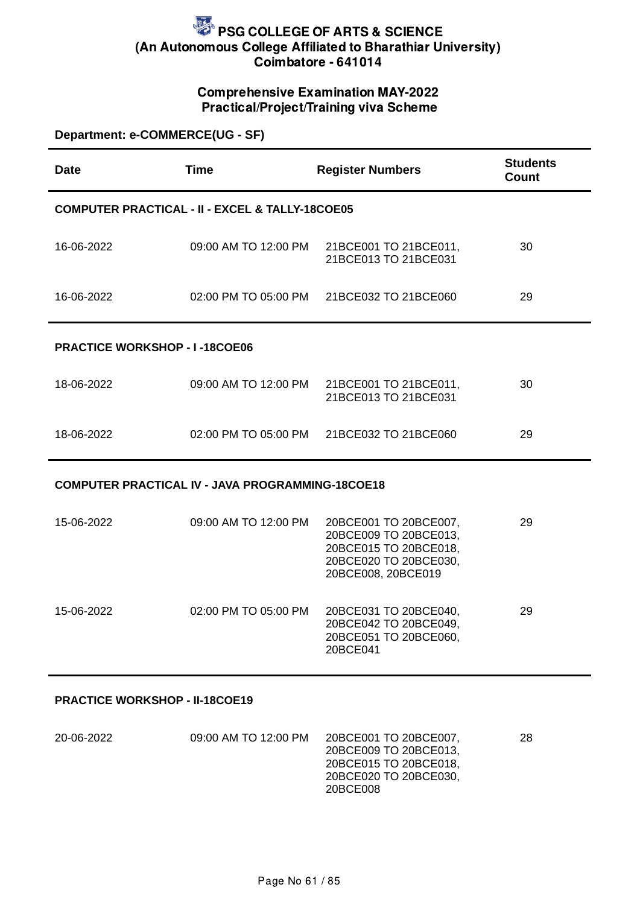# PSG COLLEGE OF ARTS & SCIENCE
## (An Autonomous College Affiliated to Bharathiar University)
## Coimbatore - 641014

### Comprehensive Examination MAY-2022
### Practical/Project/Training viva Scheme

**Department: e-COMMERCE(UG - SF)**

| Date | Time | Register Numbers | Students Count |
|---|---|---|---|
| **COMPUTER PRACTICAL - II - EXCEL & TALLY-18COE05** | | | |
| 16-06-2022 | 09:00 AM TO 12:00 PM | 21BCE001 TO 21BCE011, 21BCE013 TO 21BCE031 | 30 |
| 16-06-2022 | 02:00 PM TO 05:00 PM | 21BCE032 TO 21BCE060 | 29 |
| **PRACTICE WORKSHOP - I -18COE06** | | | |
| 18-06-2022 | 09:00 AM TO 12:00 PM | 21BCE001 TO 21BCE011, 21BCE013 TO 21BCE031 | 30 |
| 18-06-2022 | 02:00 PM TO 05:00 PM | 21BCE032 TO 21BCE060 | 29 |
| **COMPUTER PRACTICAL IV - JAVA PROGRAMMING-18COE18** | | | |
| 15-06-2022 | 09:00 AM TO 12:00 PM | 20BCE001 TO 20BCE007, 20BCE009 TO 20BCE013, 20BCE015 TO 20BCE018, 20BCE020 TO 20BCE030, 20BCE008, 20BCE019 | 29 |
| 15-06-2022 | 02:00 PM TO 05:00 PM | 20BCE031 TO 20BCE040, 20BCE042 TO 20BCE049, 20BCE051 TO 20BCE060, 20BCE041 | 29 |
| **PRACTICE WORKSHOP - II-18COE19** | | | |
| 20-06-2022 | 09:00 AM TO 12:00 PM | 20BCE001 TO 20BCE007, 20BCE009 TO 20BCE013, 20BCE015 TO 20BCE018, 20BCE020 TO 20BCE030, 20BCE008 | 28 |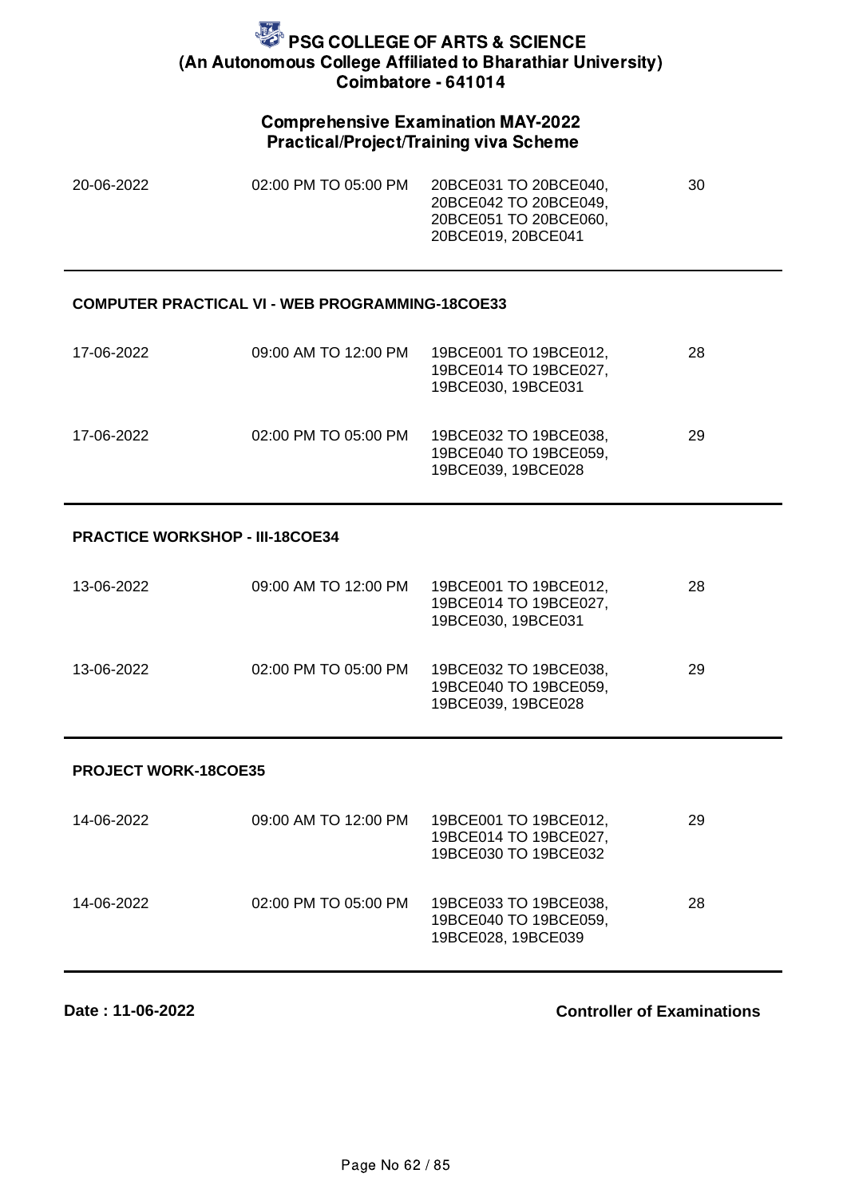# PSG COLLEGE OF ARTS & SCIENCE
**(An Autonomous College Affiliated to Bharathiar University)**
**Coimbatore - 641014**

## Comprehensive Examination MAY-2022
### Practical/Project/Training viva Scheme

| | | | |
|---|---|---|---|
| 20-06-2022 | 02:00 PM TO 05:00 PM | 20BCE031 TO 20BCE040, 20BCE042 TO 20BCE049, 20BCE051 TO 20BCE060, 20BCE019, 20BCE041 | 30 |

**COMPUTER PRACTICAL VI - WEB PROGRAMMING-18COE33**

| | | | |
|---|---|---|---|
| 17-06-2022 | 09:00 AM TO 12:00 PM | 19BCE001 TO 19BCE012, 19BCE014 TO 19BCE027, 19BCE030, 19BCE031 | 28 |
| 17-06-2022 | 02:00 PM TO 05:00 PM | 19BCE032 TO 19BCE038, 19BCE040 TO 19BCE059, 19BCE039, 19BCE028 | 29 |

**PRACTICE WORKSHOP - III-18COE34**

| | | | |
|---|---|---|---|
| 13-06-2022 | 09:00 AM TO 12:00 PM | 19BCE001 TO 19BCE012, 19BCE014 TO 19BCE027, 19BCE030, 19BCE031 | 28 |
| 13-06-2022 | 02:00 PM TO 05:00 PM | 19BCE032 TO 19BCE038, 19BCE040 TO 19BCE059, 19BCE039, 19BCE028 | 29 |

**PROJECT WORK-18COE35**

| | | | |
|---|---|---|---|
| 14-06-2022 | 09:00 AM TO 12:00 PM | 19BCE001 TO 19BCE012, 19BCE014 TO 19BCE027, 19BCE030 TO 19BCE032 | 29 |
| 14-06-2022 | 02:00 PM TO 05:00 PM | 19BCE033 TO 19BCE038, 19BCE040 TO 19BCE059, 19BCE028, 19BCE039 | 28 |

**Date : 11-06-2022** **Controller of Examinations**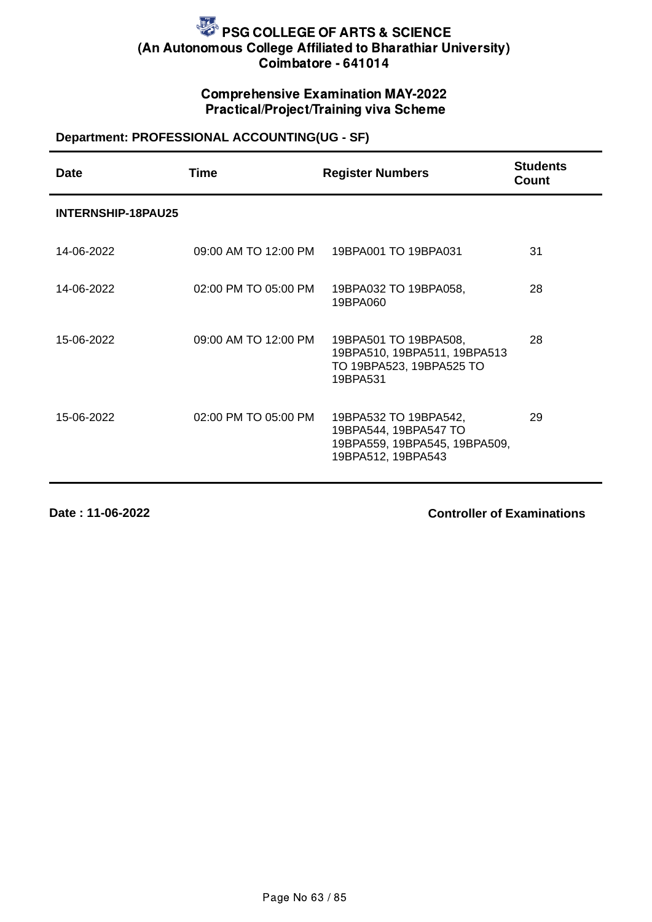# PSG COLLEGE OF ARTS & SCIENCE
## (An Autonomous College Affiliated to Bharathiar University)
## Coimbatore - 641014

### Comprehensive Examination MAY-2022
### Practical/Project/Training viva Scheme

**Department: PROFESSIONAL ACCOUNTING(UG - SF)**

| Date | Time | Register Numbers | Students Count |
|---|---|---|---|
| **INTERNSHIP-18PAU25** | | | |
| 14-06-2022 | 09:00 AM TO 12:00 PM | 19BPA001 TO 19BPA031 | 31 |
| 14-06-2022 | 02:00 PM TO 05:00 PM | 19BPA032 TO 19BPA058, 19BPA060 | 28 |
| 15-06-2022 | 09:00 AM TO 12:00 PM | 19BPA501 TO 19BPA508, 19BPA510, 19BPA511, 19BPA513 TO 19BPA523, 19BPA525 TO 19BPA531 | 28 |
| 15-06-2022 | 02:00 PM TO 05:00 PM | 19BPA532 TO 19BPA542, 19BPA544, 19BPA547 TO 19BPA559, 19BPA545, 19BPA509, 19BPA512, 19BPA543 | 29 |

**Date : 11-06-2022**

**Controller of Examinations**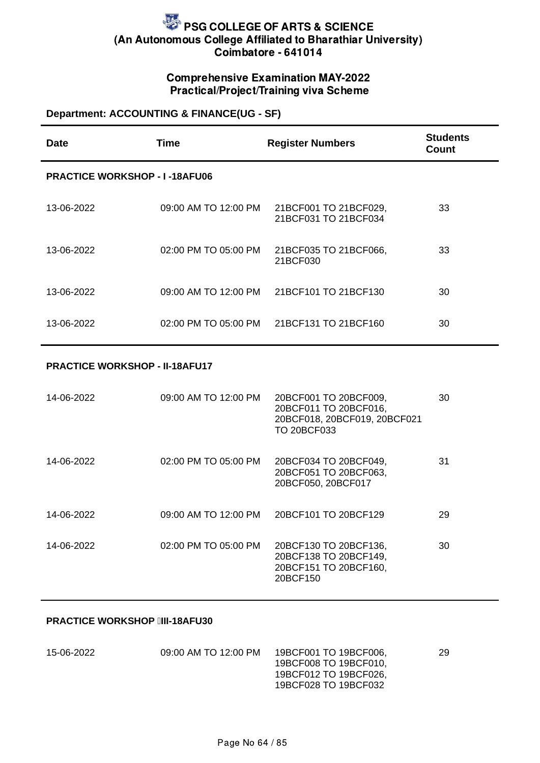# PSG COLLEGE OF ARTS & SCIENCE
**(An Autonomous College Affiliated to Bharathiar University)**
**Coimbatore - 641014**

## Comprehensive Examination MAY-2022
## Practical/Project/Training viva Scheme

**Department: ACCOUNTING & FINANCE(UG - SF)**

| Date | Time | Register Numbers | Students Count |
|---|---|---|---|
| **PRACTICE WORKSHOP - I -18AFU06** | | | |
| 13-06-2022 | 09:00 AM TO 12:00 PM | 21BCF001 TO 21BCF029, 21BCF031 TO 21BCF034 | 33 |
| 13-06-2022 | 02:00 PM TO 05:00 PM | 21BCF035 TO 21BCF066, 21BCF030 | 33 |
| 13-06-2022 | 09:00 AM TO 12:00 PM | 21BCF101 TO 21BCF130 | 30 |
| 13-06-2022 | 02:00 PM TO 05:00 PM | 21BCF131 TO 21BCF160 | 30 |
| **PRACTICE WORKSHOP - II-18AFU17** | | | |
| 14-06-2022 | 09:00 AM TO 12:00 PM | 20BCF001 TO 20BCF009, 20BCF011 TO 20BCF016, 20BCF018, 20BCF019, 20BCF021 TO 20BCF033 | 30 |
| 14-06-2022 | 02:00 PM TO 05:00 PM | 20BCF034 TO 20BCF049, 20BCF051 TO 20BCF063, 20BCF050, 20BCF017 | 31 |
| 14-06-2022 | 09:00 AM TO 12:00 PM | 20BCF101 TO 20BCF129 | 29 |
| 14-06-2022 | 02:00 PM TO 05:00 PM | 20BCF130 TO 20BCF136, 20BCF138 TO 20BCF149, 20BCF151 TO 20BCF160, 20BCF150 | 30 |
| **PRACTICE WORKSHOP III-18AFU30** | | | |
| 15-06-2022 | 09:00 AM TO 12:00 PM | 19BCF001 TO 19BCF006, 19BCF008 TO 19BCF010, 19BCF012 TO 19BCF026, 19BCF028 TO 19BCF032 | 29 |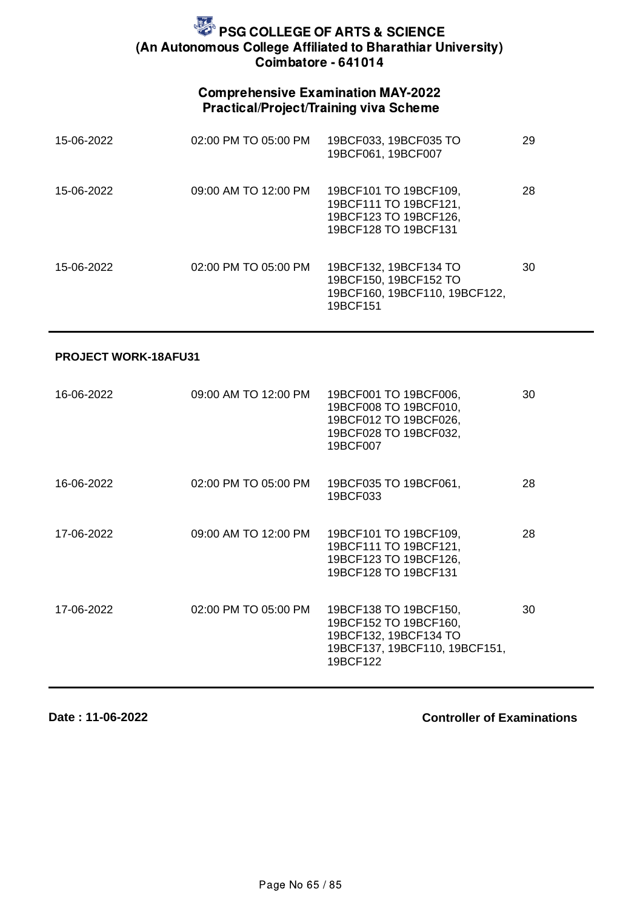# PSG COLLEGE OF ARTS & SCIENCE
## (An Autonomous College Affiliated to Bharathiar University)
## Coimbatore - 641014

### Comprehensive Examination MAY-2022
### Practical/Project/Training viva Scheme

| | | | |
|---|---|---|---|
| 15-06-2022 | 02:00 PM TO 05:00 PM | 19BCF033, 19BCF035 TO 19BCF061, 19BCF007 | 29 |
| 15-06-2022 | 09:00 AM TO 12:00 PM | 19BCF101 TO 19BCF109, 19BCF111 TO 19BCF121, 19BCF123 TO 19BCF126, 19BCF128 TO 19BCF131 | 28 |
| 15-06-2022 | 02:00 PM TO 05:00 PM | 19BCF132, 19BCF134 TO 19BCF150, 19BCF152 TO 19BCF160, 19BCF110, 19BCF122, 19BCF151 | 30 |

**PROJECT WORK-18AFU31**

| | | | |
|---|---|---|---|
| 16-06-2022 | 09:00 AM TO 12:00 PM | 19BCF001 TO 19BCF006, 19BCF008 TO 19BCF010, 19BCF012 TO 19BCF026, 19BCF028 TO 19BCF032, 19BCF007 | 30 |
| 16-06-2022 | 02:00 PM TO 05:00 PM | 19BCF035 TO 19BCF061, 19BCF033 | 28 |
| 17-06-2022 | 09:00 AM TO 12:00 PM | 19BCF101 TO 19BCF109, 19BCF111 TO 19BCF121, 19BCF123 TO 19BCF126, 19BCF128 TO 19BCF131 | 28 |
| 17-06-2022 | 02:00 PM TO 05:00 PM | 19BCF138 TO 19BCF150, 19BCF152 TO 19BCF160, 19BCF132, 19BCF134 TO 19BCF137, 19BCF110, 19BCF151, 19BCF122 | 30 |

**Date : 11-06-2022**

**Controller of Examinations**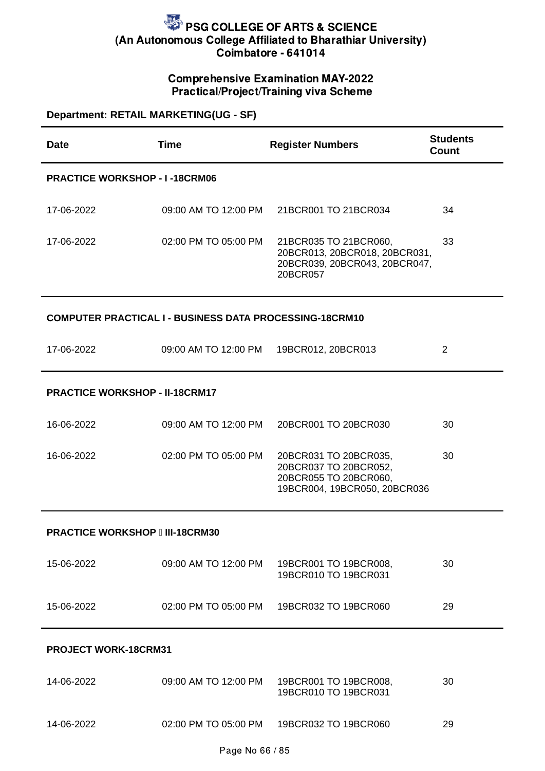# PSG COLLEGE OF ARTS & SCIENCE
## (An Autonomous College Affiliated to Bharathiar University)
## Coimbatore - 641014

### Comprehensive Examination MAY-2022
### Practical/Project/Training viva Scheme

**Department: RETAIL MARKETING(UG - SF)**

| Date | Time | Register Numbers | Students Count |
|---|---|---|---|
| **PRACTICE WORKSHOP - I -18CRM06** | | | |
| 17-06-2022 | 09:00 AM TO 12:00 PM | 21BCR001 TO 21BCR034 | 34 |
| 17-06-2022 | 02:00 PM TO 05:00 PM | 21BCR035 TO 21BCR060, 20BCR013, 20BCR018, 20BCR031, 20BCR039, 20BCR043, 20BCR047, 20BCR057 | 33 |
| **COMPUTER PRACTICAL I - BUSINESS DATA PROCESSING-18CRM10** | | | |
| 17-06-2022 | 09:00 AM TO 12:00 PM | 19BCR012, 20BCR013 | 2 |
| **PRACTICE WORKSHOP - II-18CRM17** | | | |
| 16-06-2022 | 09:00 AM TO 12:00 PM | 20BCR001 TO 20BCR030 | 30 |
| 16-06-2022 | 02:00 PM TO 05:00 PM | 20BCR031 TO 20BCR035, 20BCR037 TO 20BCR052, 20BCR055 TO 20BCR060, 19BCR004, 19BCR050, 20BCR036 | 30 |
| **PRACTICE WORKSHOP  III-18CRM30** | | | |
| 15-06-2022 | 09:00 AM TO 12:00 PM | 19BCR001 TO 19BCR008, 19BCR010 TO 19BCR031 | 30 |
| 15-06-2022 | 02:00 PM TO 05:00 PM | 19BCR032 TO 19BCR060 | 29 |
| **PROJECT WORK-18CRM31** | | | |
| 14-06-2022 | 09:00 AM TO 12:00 PM | 19BCR001 TO 19BCR008, 19BCR010 TO 19BCR031 | 30 |
| 14-06-2022 | 02:00 PM TO 05:00 PM | 19BCR032 TO 19BCR060 | 29 |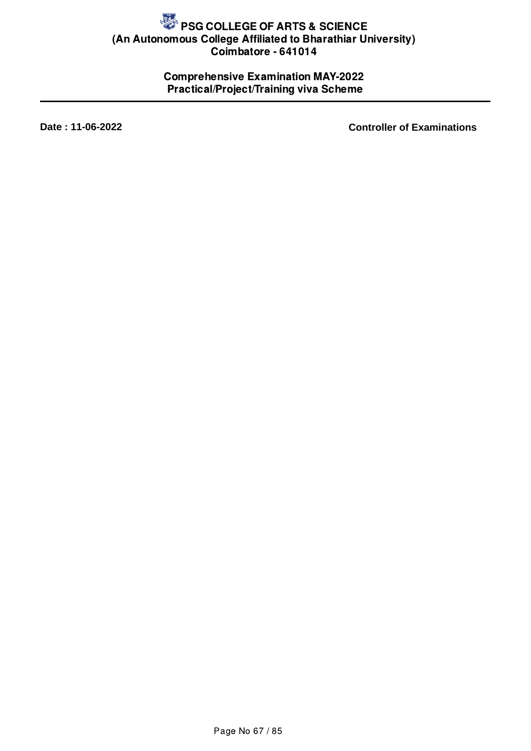# PSG COLLEGE OF ARTS & SCIENCE
**(An Autonomous College Affiliated to Bharathiar University)**
**Coimbatore - 641014**

## Comprehensive Examination MAY-2022
## Practical/Project/Training viva Scheme

---

**Date : 11-06-2022** **Controller of Examinations**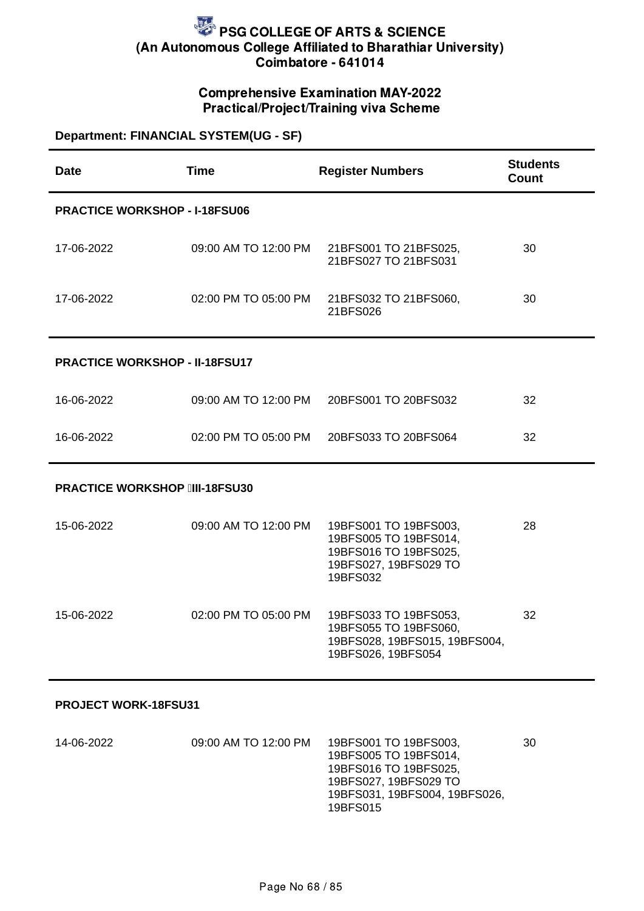# PSG COLLEGE OF ARTS & SCIENCE
## (An Autonomous College Affiliated to Bharathiar University)
## Coimbatore - 641014

### Comprehensive Examination MAY-2022
### Practical/Project/Training viva Scheme

**Department: FINANCIAL SYSTEM(UG - SF)**

| Date | Time | Register Numbers | Students Count |
|---|---|---|---|
| **PRACTICE WORKSHOP - I-18FSU06** | | | |
| 17-06-2022 | 09:00 AM TO 12:00 PM | 21BFS001 TO 21BFS025, 21BFS027 TO 21BFS031 | 30 |
| 17-06-2022 | 02:00 PM TO 05:00 PM | 21BFS032 TO 21BFS060, 21BFS026 | 30 |
| **PRACTICE WORKSHOP - II-18FSU17** | | | |
| 16-06-2022 | 09:00 AM TO 12:00 PM | 20BFS001 TO 20BFS032 | 32 |
| 16-06-2022 | 02:00 PM TO 05:00 PM | 20BFS033 TO 20BFS064 | 32 |
| **PRACTICE WORKSHOP III-18FSU30** | | | |
| 15-06-2022 | 09:00 AM TO 12:00 PM | 19BFS001 TO 19BFS003, 19BFS005 TO 19BFS014, 19BFS016 TO 19BFS025, 19BFS027, 19BFS029 TO 19BFS032 | 28 |
| 15-06-2022 | 02:00 PM TO 05:00 PM | 19BFS033 TO 19BFS053, 19BFS055 TO 19BFS060, 19BFS028, 19BFS015, 19BFS004, 19BFS026, 19BFS054 | 32 |
| **PROJECT WORK-18FSU31** | | | |
| 14-06-2022 | 09:00 AM TO 12:00 PM | 19BFS001 TO 19BFS003, 19BFS005 TO 19BFS014, 19BFS016 TO 19BFS025, 19BFS027, 19BFS029 TO 19BFS031, 19BFS004, 19BFS026, 19BFS015 | 30 |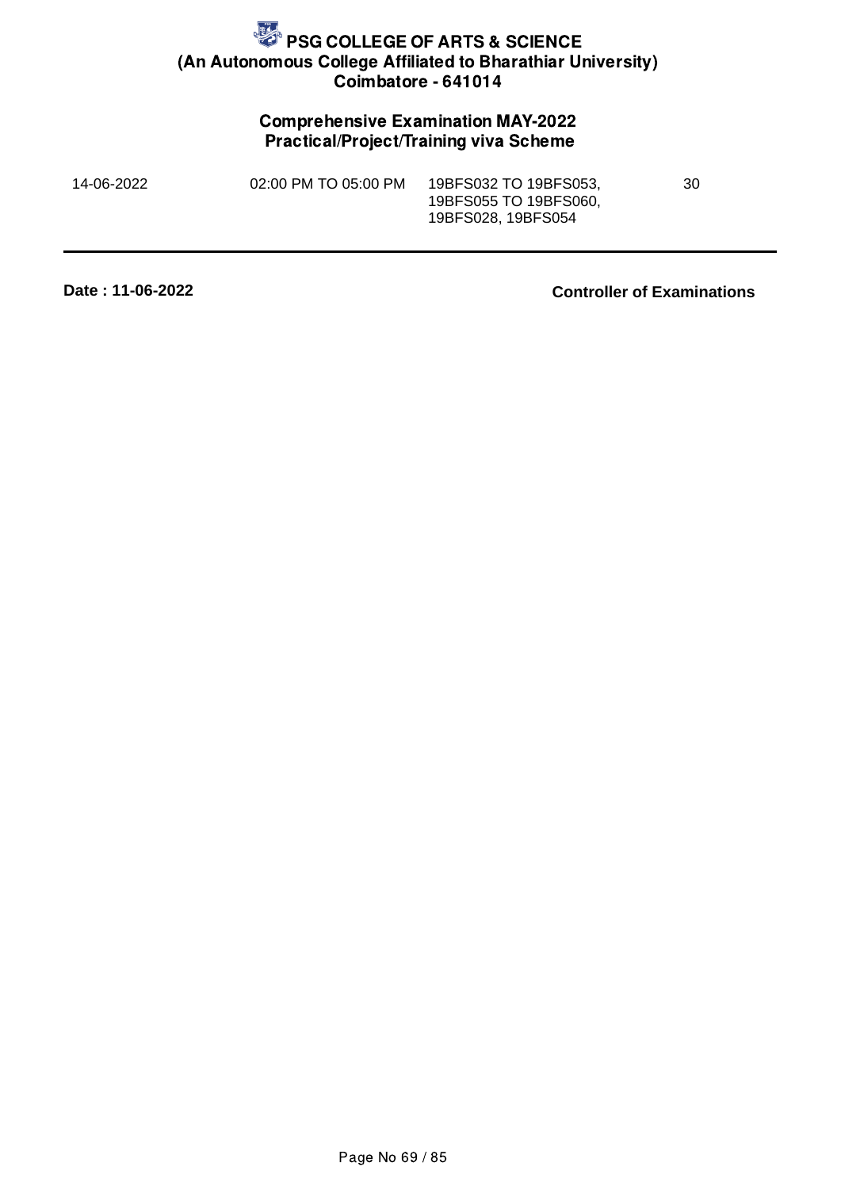# PSG COLLEGE OF ARTS & SCIENCE

**(An Autonomous College Affiliated to Bharathiar University)**

**Coimbatore - 641014**

## Comprehensive Examination MAY-2022

### Practical/Project/Training viva Scheme

| | | | |
|---|---|---|---|
| 14-06-2022 | 02:00 PM TO 05:00 PM | 19BFS032 TO 19BFS053, 19BFS055 TO 19BFS060, 19BFS028, 19BFS054 | 30 |

**Date : 11-06-2022**

**Controller of Examinations**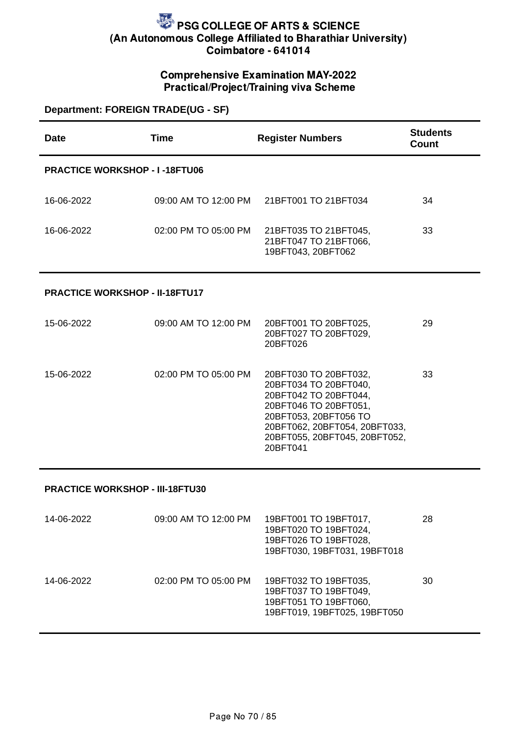# PSG COLLEGE OF ARTS & SCIENCE
## (An Autonomous College Affiliated to Bharathiar University)
## Coimbatore - 641014

### Comprehensive Examination MAY-2022
### Practical/Project/Training viva Scheme

**Department: FOREIGN TRADE(UG - SF)**

| Date | Time | Register Numbers | Students Count |
|---|---|---|---|
| **PRACTICE WORKSHOP - I -18FTU06** | | | |
| 16-06-2022 | 09:00 AM TO 12:00 PM | 21BFT001 TO 21BFT034 | 34 |
| 16-06-2022 | 02:00 PM TO 05:00 PM | 21BFT035 TO 21BFT045, 21BFT047 TO 21BFT066, 19BFT043, 20BFT062 | 33 |
| **PRACTICE WORKSHOP - II-18FTU17** | | | |
| 15-06-2022 | 09:00 AM TO 12:00 PM | 20BFT001 TO 20BFT025, 20BFT027 TO 20BFT029, 20BFT026 | 29 |
| 15-06-2022 | 02:00 PM TO 05:00 PM | 20BFT030 TO 20BFT032, 20BFT034 TO 20BFT040, 20BFT042 TO 20BFT044, 20BFT046 TO 20BFT051, 20BFT053, 20BFT056 TO 20BFT062, 20BFT054, 20BFT033, 20BFT055, 20BFT045, 20BFT052, 20BFT041 | 33 |
| **PRACTICE WORKSHOP - III-18FTU30** | | | |
| 14-06-2022 | 09:00 AM TO 12:00 PM | 19BFT001 TO 19BFT017, 19BFT020 TO 19BFT024, 19BFT026 TO 19BFT028, 19BFT030, 19BFT031, 19BFT018 | 28 |
| 14-06-2022 | 02:00 PM TO 05:00 PM | 19BFT032 TO 19BFT035, 19BFT037 TO 19BFT049, 19BFT051 TO 19BFT060, 19BFT019, 19BFT025, 19BFT050 | 30 |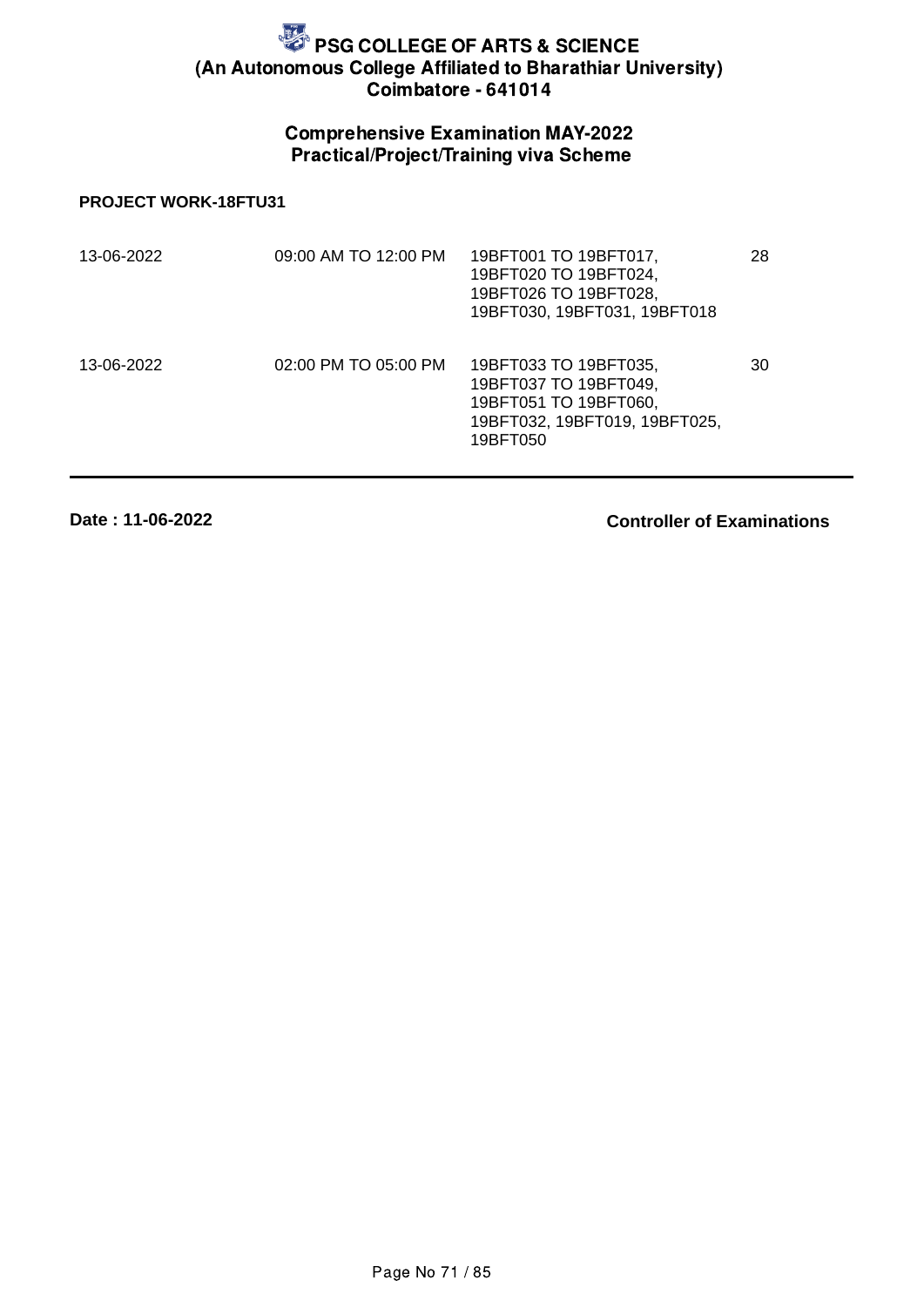# PSG COLLEGE OF ARTS & SCIENCE
## (An Autonomous College Affiliated to Bharathiar University)
## Coimbatore - 641014

### Comprehensive Examination MAY-2022
### Practical/Project/Training viva Scheme

**PROJECT WORK-18FTU31**

| Date | Time | Register Numbers | Count |
|---|---|---|---|
| 13-06-2022 | 09:00 AM TO 12:00 PM | 19BFT001 TO 19BFT017, 19BFT020 TO 19BFT024, 19BFT026 TO 19BFT028, 19BFT030, 19BFT031, 19BFT018 | 28 |
| 13-06-2022 | 02:00 PM TO 05:00 PM | 19BFT033 TO 19BFT035, 19BFT037 TO 19BFT049, 19BFT051 TO 19BFT060, 19BFT032, 19BFT019, 19BFT025, 19BFT050 | 30 |

**Date : 11-06-2022**

**Controller of Examinations**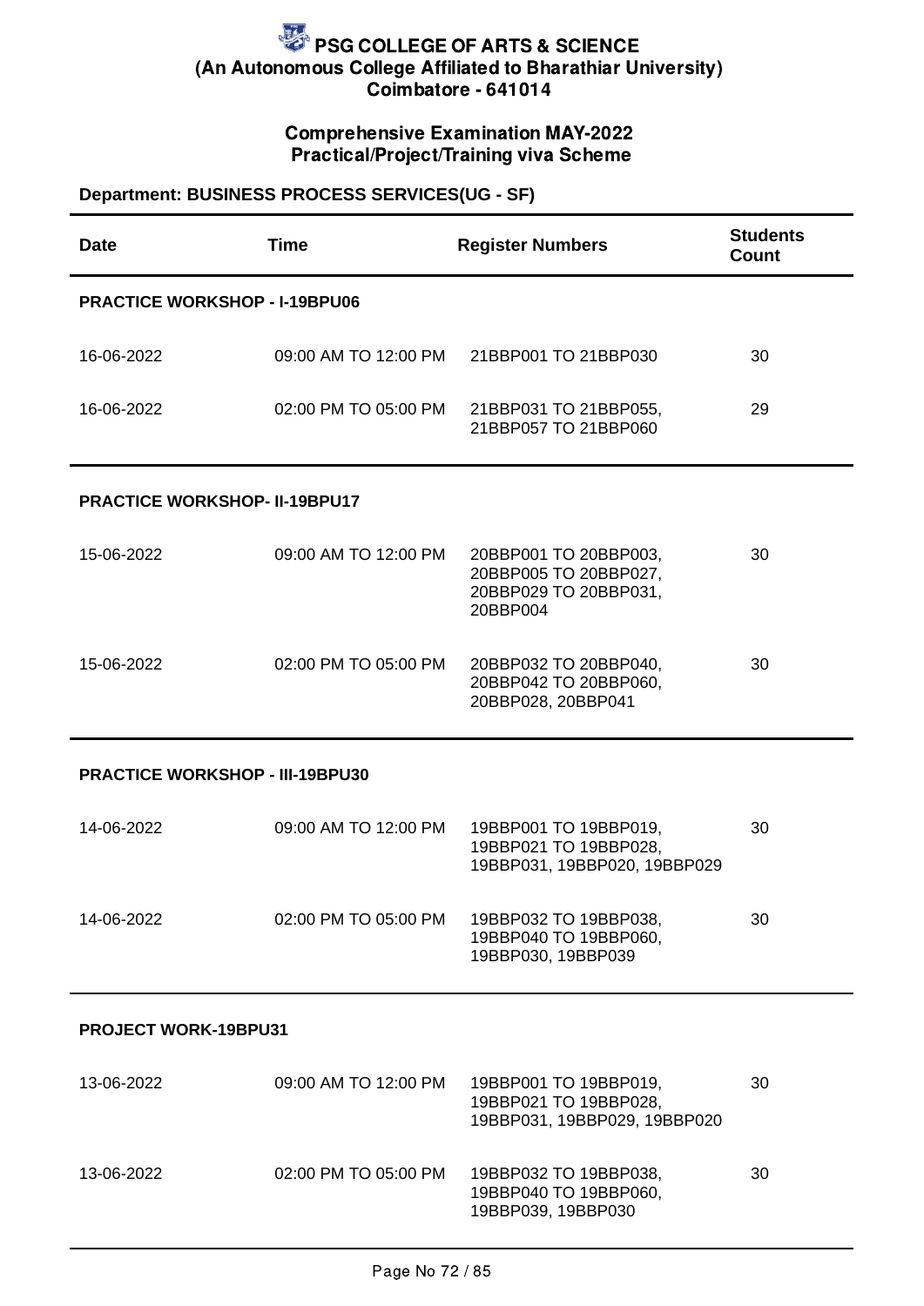# PSG COLLEGE OF ARTS & SCIENCE
## (An Autonomous College Affiliated to Bharathiar University)
## Coimbatore - 641014

### Comprehensive Examination MAY-2022
### Practical/Project/Training viva Scheme

**Department: BUSINESS PROCESS SERVICES(UG - SF)**

| Date | Time | Register Numbers | Students Count |
|---|---|---|---|
| **PRACTICE WORKSHOP - I-19BPU06** | | | |
| 16-06-2022 | 09:00 AM TO 12:00 PM | 21BBP001 TO 21BBP030 | 30 |
| 16-06-2022 | 02:00 PM TO 05:00 PM | 21BBP031 TO 21BBP055, 21BBP057 TO 21BBP060 | 29 |
| **PRACTICE WORKSHOP- II-19BPU17** | | | |
| 15-06-2022 | 09:00 AM TO 12:00 PM | 20BBP001 TO 20BBP003, 20BBP005 TO 20BBP027, 20BBP029 TO 20BBP031, 20BBP004 | 30 |
| 15-06-2022 | 02:00 PM TO 05:00 PM | 20BBP032 TO 20BBP040, 20BBP042 TO 20BBP060, 20BBP028, 20BBP041 | 30 |
| **PRACTICE WORKSHOP - III-19BPU30** | | | |
| 14-06-2022 | 09:00 AM TO 12:00 PM | 19BBP001 TO 19BBP019, 19BBP021 TO 19BBP028, 19BBP031, 19BBP020, 19BBP029 | 30 |
| 14-06-2022 | 02:00 PM TO 05:00 PM | 19BBP032 TO 19BBP038, 19BBP040 TO 19BBP060, 19BBP030, 19BBP039 | 30 |
| **PROJECT WORK-19BPU31** | | | |
| 13-06-2022 | 09:00 AM TO 12:00 PM | 19BBP001 TO 19BBP019, 19BBP021 TO 19BBP028, 19BBP031, 19BBP029, 19BBP020 | 30 |
| 13-06-2022 | 02:00 PM TO 05:00 PM | 19BBP032 TO 19BBP038, 19BBP040 TO 19BBP060, 19BBP039, 19BBP030 | 30 |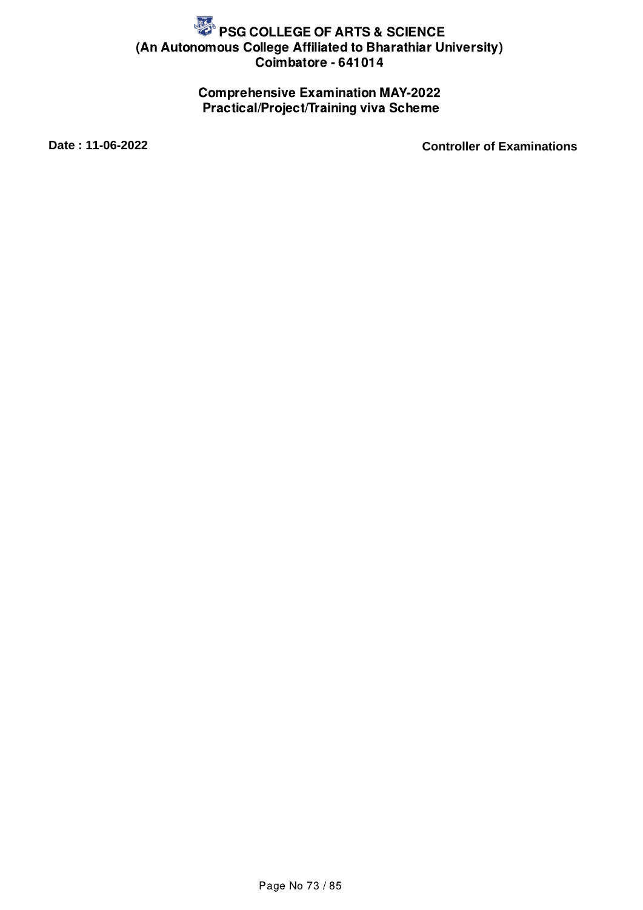# PSG COLLEGE OF ARTS & SCIENCE
## (An Autonomous College Affiliated to Bharathiar University)
## Coimbatore - 641014

### Comprehensive Examination MAY-2022
### Practical/Project/Training viva Scheme

**Date : 11-06-2022** **Controller of Examinations**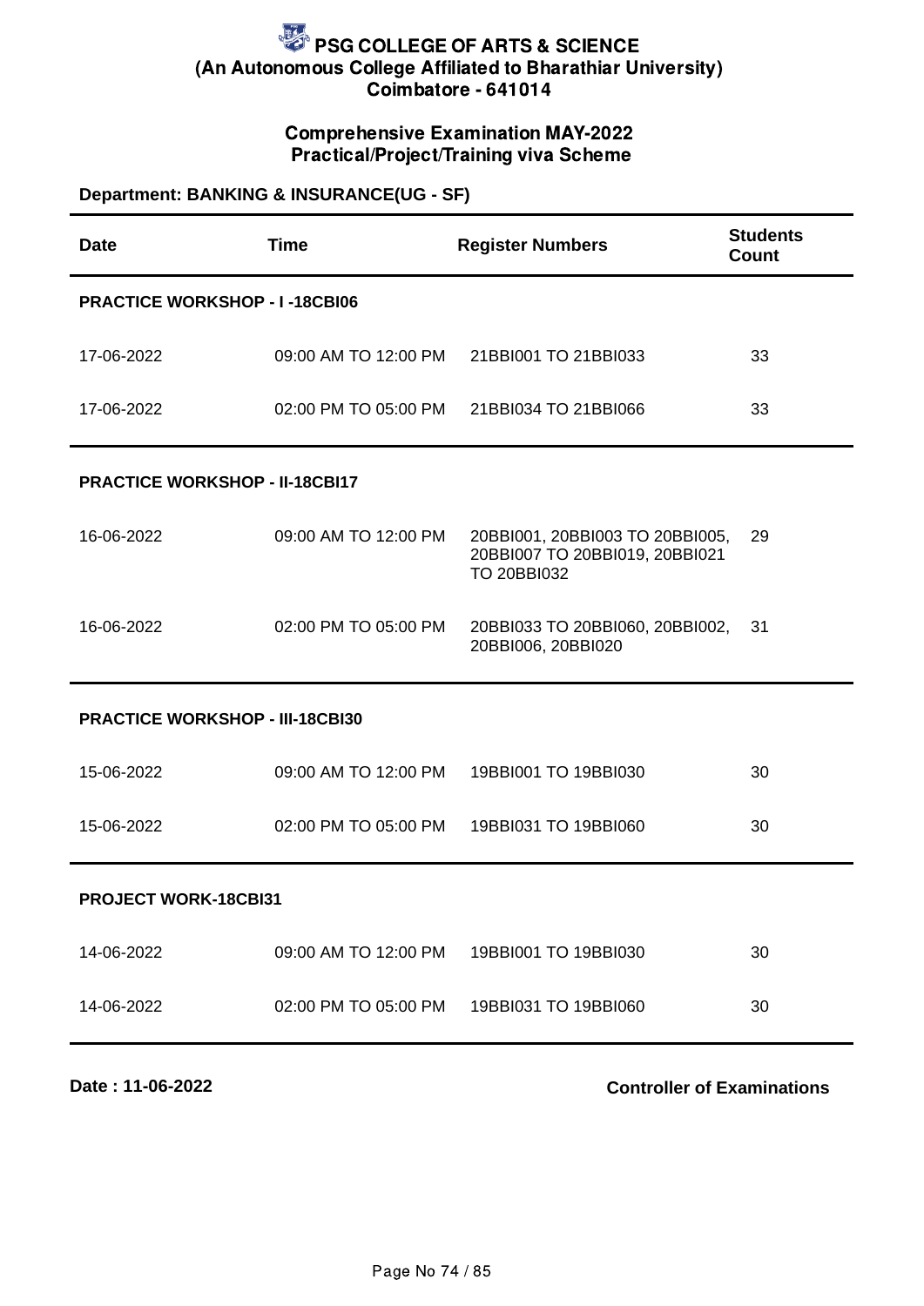# PSG COLLEGE OF ARTS & SCIENCE
**(An Autonomous College Affiliated to Bharathiar University)**
**Coimbatore - 641014**

## Comprehensive Examination MAY-2022
## Practical/Project/Training viva Scheme

**Department: BANKING & INSURANCE(UG - SF)**

| Date | Time | Register Numbers | Students Count |
|---|---|---|---|
| **PRACTICE WORKSHOP - I -18CBI06** | | | |
| 17-06-2022 | 09:00 AM TO 12:00 PM | 21BBI001 TO 21BBI033 | 33 |
| 17-06-2022 | 02:00 PM TO 05:00 PM | 21BBI034 TO 21BBI066 | 33 |
| **PRACTICE WORKSHOP - II-18CBI17** | | | |
| 16-06-2022 | 09:00 AM TO 12:00 PM | 20BBI001, 20BBI003 TO 20BBI005, 20BBI007 TO 20BBI019, 20BBI021 TO 20BBI032 | 29 |
| 16-06-2022 | 02:00 PM TO 05:00 PM | 20BBI033 TO 20BBI060, 20BBI002, 20BBI006, 20BBI020 | 31 |
| **PRACTICE WORKSHOP - III-18CBI30** | | | |
| 15-06-2022 | 09:00 AM TO 12:00 PM | 19BBI001 TO 19BBI030 | 30 |
| 15-06-2022 | 02:00 PM TO 05:00 PM | 19BBI031 TO 19BBI060 | 30 |
| **PROJECT WORK-18CBI31** | | | |
| 14-06-2022 | 09:00 AM TO 12:00 PM | 19BBI001 TO 19BBI030 | 30 |
| 14-06-2022 | 02:00 PM TO 05:00 PM | 19BBI031 TO 19BBI060 | 30 |

**Date : 11-06-2022**

**Controller of Examinations**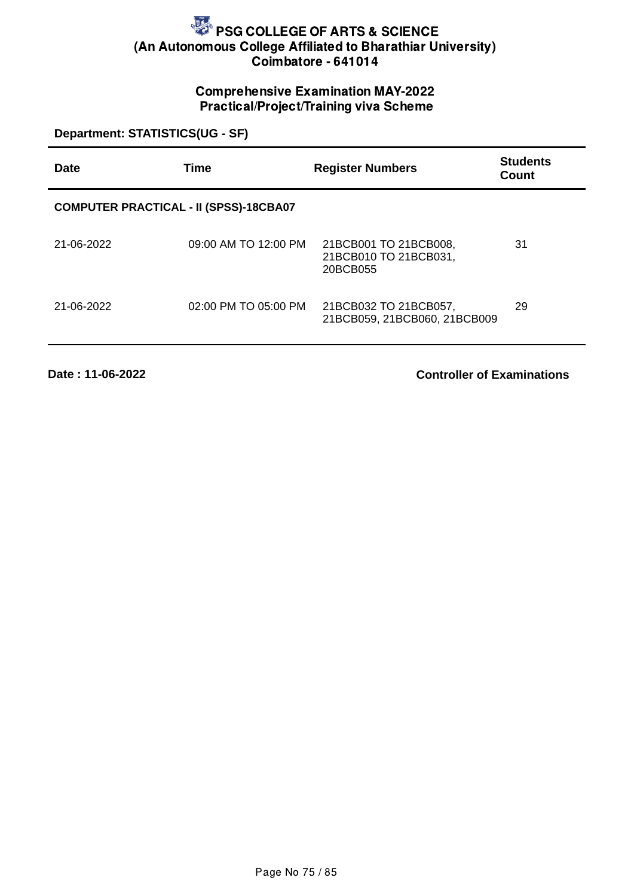# PSG COLLEGE OF ARTS & SCIENCE
## (An Autonomous College Affiliated to Bharathiar University)
## Coimbatore - 641014

### Comprehensive Examination MAY-2022
### Practical/Project/Training viva Scheme

**Department: STATISTICS(UG - SF)**

| Date | Time | Register Numbers | Students Count |
|---|---|---|---|
| **COMPUTER PRACTICAL - II (SPSS)-18CBA07** | | | |
| 21-06-2022 | 09:00 AM TO 12:00 PM | 21BCB001 TO 21BCB008, 21BCB010 TO 21BCB031, 20BCB055 | 31 |
| 21-06-2022 | 02:00 PM TO 05:00 PM | 21BCB032 TO 21BCB057, 21BCB059, 21BCB060, 21BCB009 | 29 |

**Date : 11-06-2022**

**Controller of Examinations**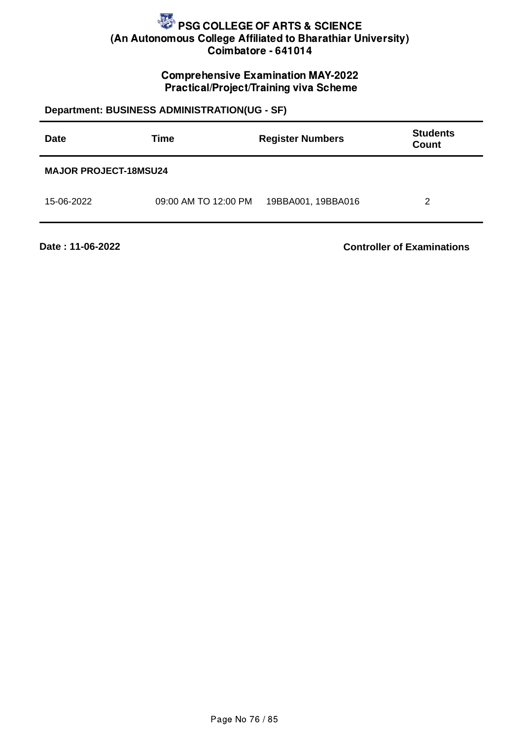# PSG COLLEGE OF ARTS & SCIENCE
## (An Autonomous College Affiliated to Bharathiar University)
## Coimbatore - 641014

### Comprehensive Examination MAY-2022
### Practical/Project/Training viva Scheme

**Department: BUSINESS ADMINISTRATION(UG - SF)**

| Date | Time | Register Numbers | Students Count |
|---|---|---|---|
| **MAJOR PROJECT-18MSU24** | | | |
| 15-06-2022 | 09:00 AM TO 12:00 PM | 19BBA001, 19BBA016 | 2 |

**Date : 11-06-2022**

**Controller of Examinations**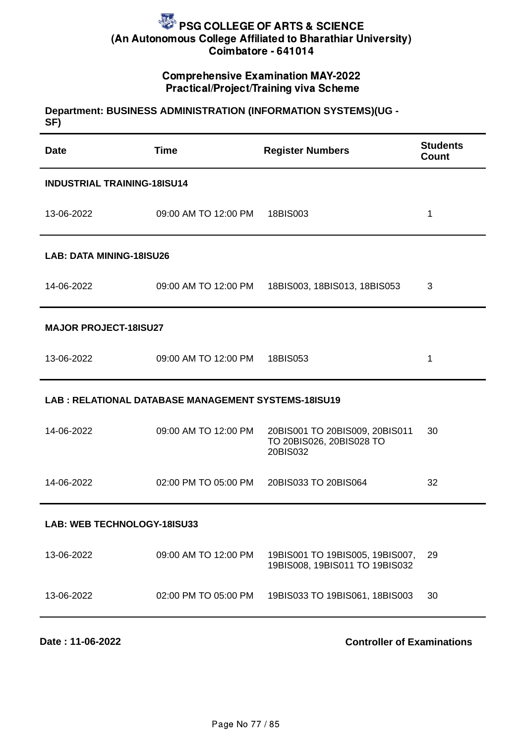# PSG COLLEGE OF ARTS & SCIENCE
## (An Autonomous College Affiliated to Bharathiar University)
## Coimbatore - 641014

### Comprehensive Examination MAY-2022
### Practical/Project/Training viva Scheme

**Department: BUSINESS ADMINISTRATION (INFORMATION SYSTEMS)(UG - SF)**

| Date | Time | Register Numbers | Students Count |
|---|---|---|---|
| **INDUSTRIAL TRAINING-18ISU14** | | | |
| 13-06-2022 | 09:00 AM TO 12:00 PM | 18BIS003 | 1 |
| **LAB: DATA MINING-18ISU26** | | | |
| 14-06-2022 | 09:00 AM TO 12:00 PM | 18BIS003, 18BIS013, 18BIS053 | 3 |
| **MAJOR PROJECT-18ISU27** | | | |
| 13-06-2022 | 09:00 AM TO 12:00 PM | 18BIS053 | 1 |
| **LAB : RELATIONAL DATABASE MANAGEMENT SYSTEMS-18ISU19** | | | |
| 14-06-2022 | 09:00 AM TO 12:00 PM | 20BIS001 TO 20BIS009, 20BIS011 TO 20BIS026, 20BIS028 TO 20BIS032 | 30 |
| 14-06-2022 | 02:00 PM TO 05:00 PM | 20BIS033 TO 20BIS064 | 32 |
| **LAB: WEB TECHNOLOGY-18ISU33** | | | |
| 13-06-2022 | 09:00 AM TO 12:00 PM | 19BIS001 TO 19BIS005, 19BIS007, 19BIS008, 19BIS011 TO 19BIS032 | 29 |
| 13-06-2022 | 02:00 PM TO 05:00 PM | 19BIS033 TO 19BIS061, 18BIS003 | 30 |

**Date : 11-06-2022**

**Controller of Examinations**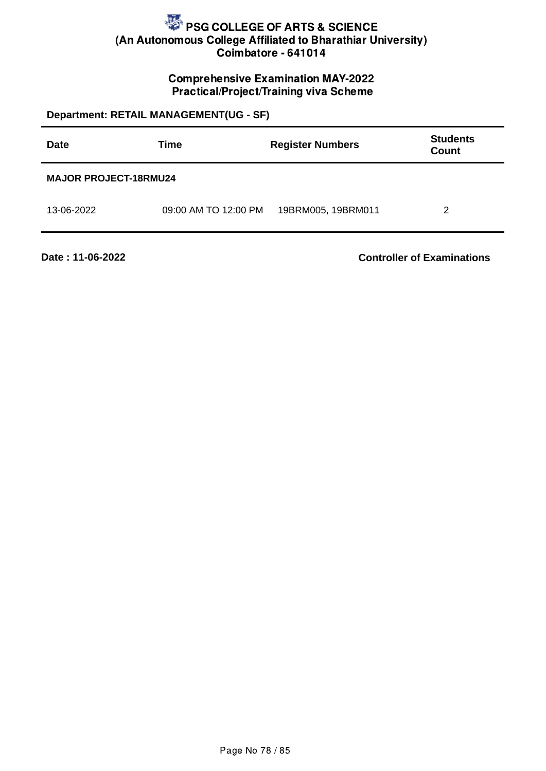# PSG COLLEGE OF ARTS & SCIENCE
**(An Autonomous College Affiliated to Bharathiar University)**
**Coimbatore - 641014**

## Comprehensive Examination MAY-2022
## Practical/Project/Training viva Scheme

**Department: RETAIL MANAGEMENT(UG - SF)**

| Date | Time | Register Numbers | Students Count |
|---|---|---|---|
| **MAJOR PROJECT-18RMU24** | | | |
| 13-06-2022 | 09:00 AM TO 12:00 PM | 19BRM005, 19BRM011 | 2 |

**Date : 11-06-2022**

**Controller of Examinations**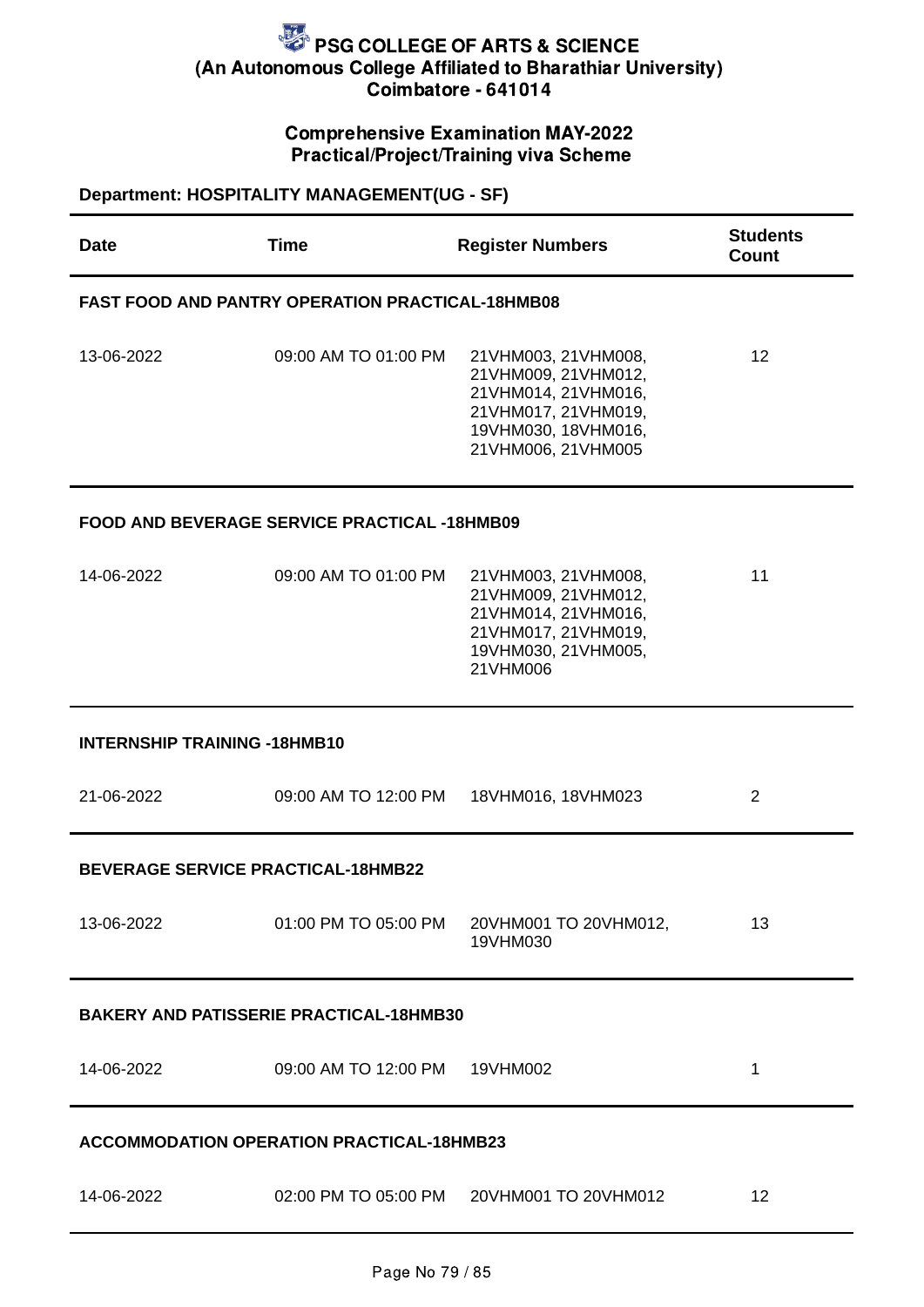# PSG COLLEGE OF ARTS & SCIENCE
## (An Autonomous College Affiliated to Bharathiar University)
## Coimbatore - 641014

### Comprehensive Examination MAY-2022
### Practical/Project/Training viva Scheme

**Department: HOSPITALITY MANAGEMENT(UG - SF)**

| Date | Time | Register Numbers | Students Count |
|---|---|---|---|
| **FAST FOOD AND PANTRY OPERATION PRACTICAL-18HMB08** | | | |
| 13-06-2022 | 09:00 AM TO 01:00 PM | 21VHM003, 21VHM008, 21VHM009, 21VHM012, 21VHM014, 21VHM016, 21VHM017, 21VHM019, 19VHM030, 18VHM016, 21VHM006, 21VHM005 | 12 |
| **FOOD AND BEVERAGE SERVICE PRACTICAL -18HMB09** | | | |
| 14-06-2022 | 09:00 AM TO 01:00 PM | 21VHM003, 21VHM008, 21VHM009, 21VHM012, 21VHM014, 21VHM016, 21VHM017, 21VHM019, 19VHM030, 21VHM005, 21VHM006 | 11 |
| **INTERNSHIP TRAINING -18HMB10** | | | |
| 21-06-2022 | 09:00 AM TO 12:00 PM | 18VHM016, 18VHM023 | 2 |
| **BEVERAGE SERVICE PRACTICAL-18HMB22** | | | |
| 13-06-2022 | 01:00 PM TO 05:00 PM | 20VHM001 TO 20VHM012, 19VHM030 | 13 |
| **BAKERY AND PATISSERIE PRACTICAL-18HMB30** | | | |
| 14-06-2022 | 09:00 AM TO 12:00 PM | 19VHM002 | 1 |
| **ACCOMMODATION OPERATION PRACTICAL-18HMB23** | | | |
| 14-06-2022 | 02:00 PM TO 05:00 PM | 20VHM001 TO 20VHM012 | 12 |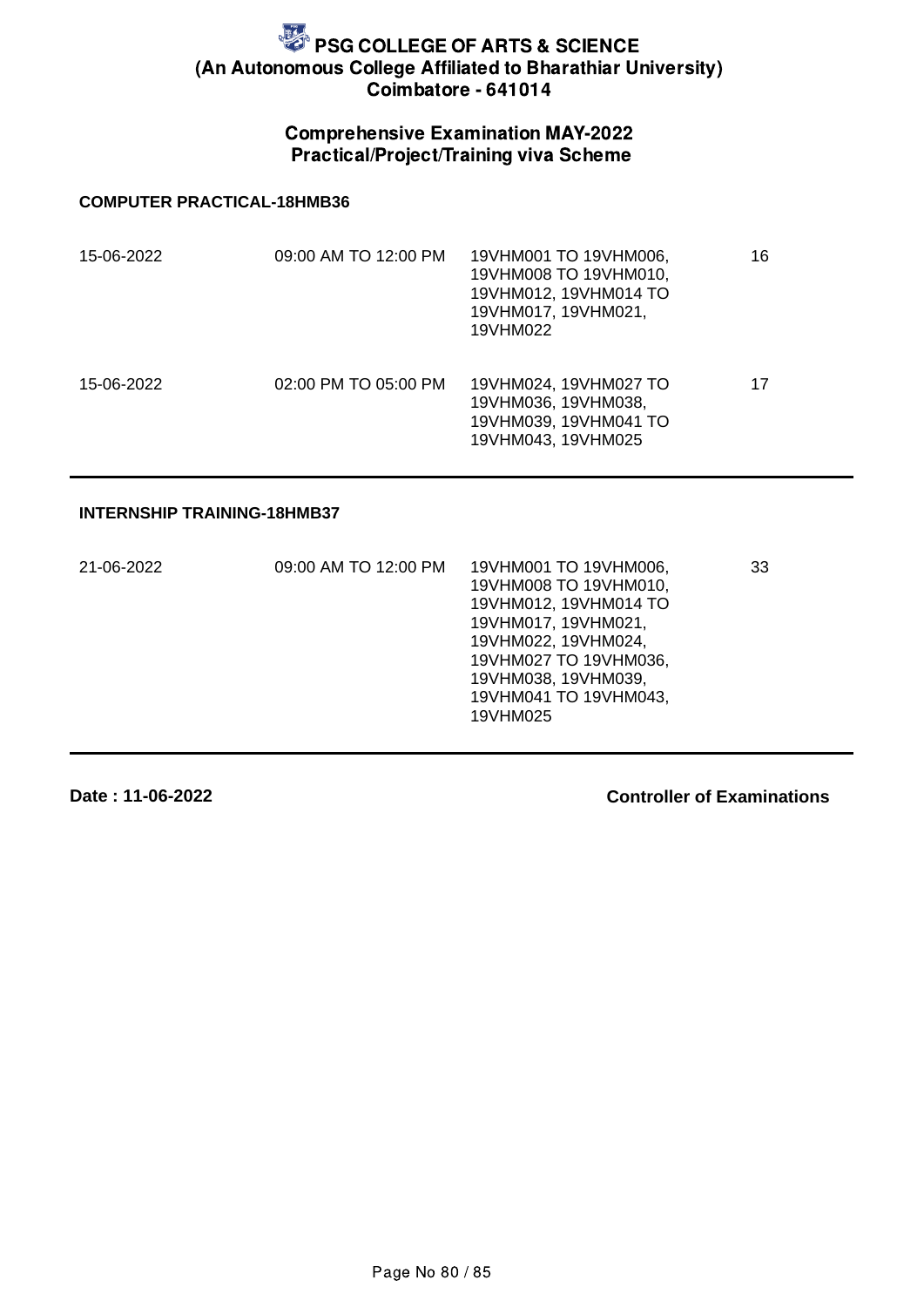# PSG COLLEGE OF ARTS & SCIENCE
## (An Autonomous College Affiliated to Bharathiar University)
## Coimbatore - 641014

### Comprehensive Examination MAY-2022
### Practical/Project/Training viva Scheme

**COMPUTER PRACTICAL-18HMB36**

| | | | |
|---|---|---|---|
| 15-06-2022 | 09:00 AM TO 12:00 PM | 19VHM001 TO 19VHM006, 19VHM008 TO 19VHM010, 19VHM012, 19VHM014 TO 19VHM017, 19VHM021, 19VHM022 | 16 |
| 15-06-2022 | 02:00 PM TO 05:00 PM | 19VHM024, 19VHM027 TO 19VHM036, 19VHM038, 19VHM039, 19VHM041 TO 19VHM043, 19VHM025 | 17 |

**INTERNSHIP TRAINING-18HMB37**

| | | | |
|---|---|---|---|
| 21-06-2022 | 09:00 AM TO 12:00 PM | 19VHM001 TO 19VHM006, 19VHM008 TO 19VHM010, 19VHM012, 19VHM014 TO 19VHM017, 19VHM021, 19VHM022, 19VHM024, 19VHM027 TO 19VHM036, 19VHM038, 19VHM039, 19VHM041 TO 19VHM043, 19VHM025 | 33 |

**Date : 11-06-2022**

**Controller of Examinations**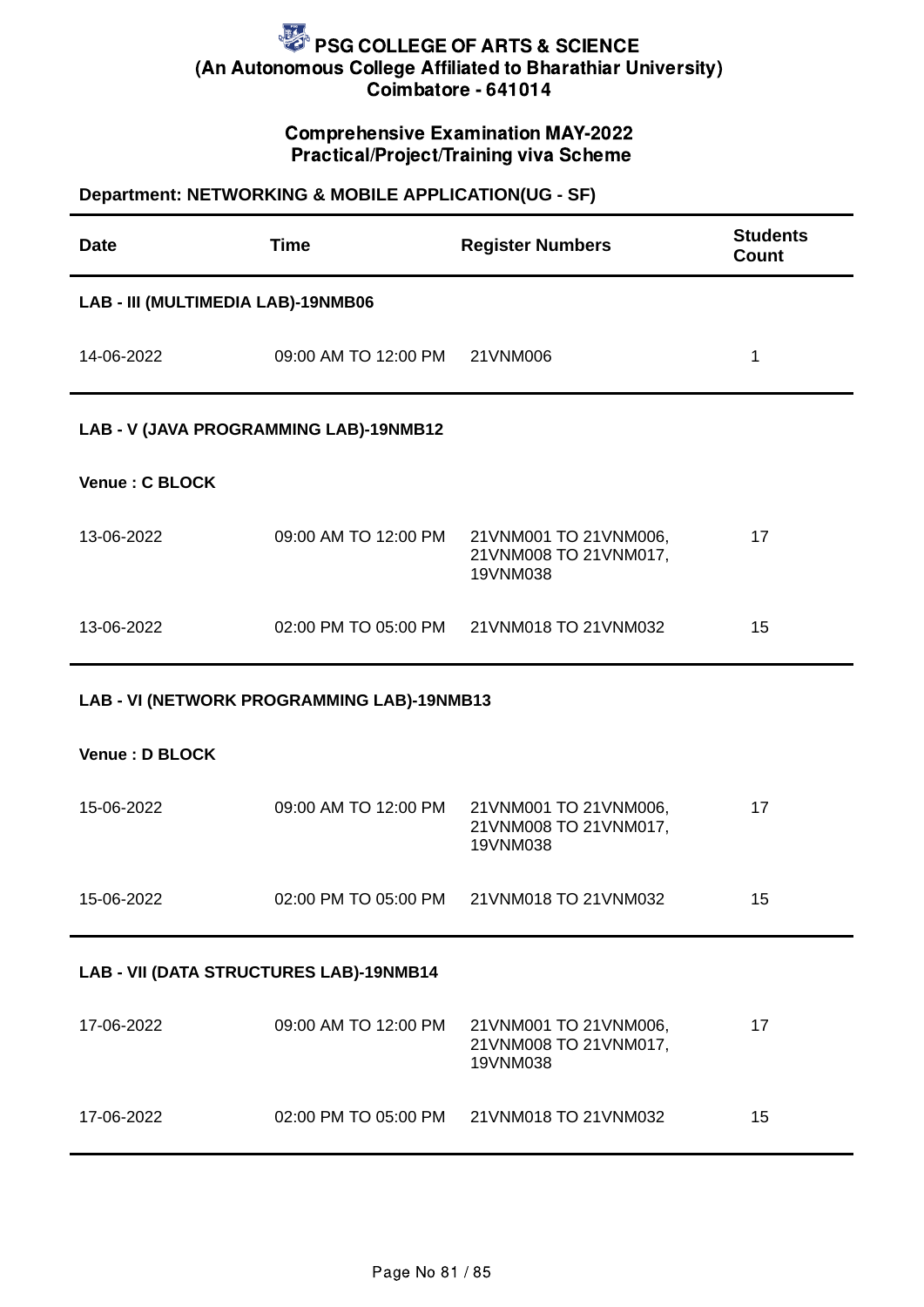# PSG COLLEGE OF ARTS & SCIENCE
## (An Autonomous College Affiliated to Bharathiar University)
## Coimbatore - 641014

### Comprehensive Examination MAY-2022
### Practical/Project/Training viva Scheme

**Department: NETWORKING & MOBILE APPLICATION(UG - SF)**

| Date | Time | Register Numbers | Students Count |
|---|---|---|---|
| **LAB - III (MULTIMEDIA LAB)-19NMB06** | | | |
| 14-06-2022 | 09:00 AM TO 12:00 PM | 21VNM006 | 1 |
| **LAB - V (JAVA PROGRAMMING LAB)-19NMB12** | | | |
| **Venue : C BLOCK** | | | |
| 13-06-2022 | 09:00 AM TO 12:00 PM | 21VNM001 TO 21VNM006, 21VNM008 TO 21VNM017, 19VNM038 | 17 |
| 13-06-2022 | 02:00 PM TO 05:00 PM | 21VNM018 TO 21VNM032 | 15 |
| **LAB - VI (NETWORK PROGRAMMING LAB)-19NMB13** | | | |
| **Venue : D BLOCK** | | | |
| 15-06-2022 | 09:00 AM TO 12:00 PM | 21VNM001 TO 21VNM006, 21VNM008 TO 21VNM017, 19VNM038 | 17 |
| 15-06-2022 | 02:00 PM TO 05:00 PM | 21VNM018 TO 21VNM032 | 15 |
| **LAB - VII (DATA STRUCTURES LAB)-19NMB14** | | | |
| 17-06-2022 | 09:00 AM TO 12:00 PM | 21VNM001 TO 21VNM006, 21VNM008 TO 21VNM017, 19VNM038 | 17 |
| 17-06-2022 | 02:00 PM TO 05:00 PM | 21VNM018 TO 21VNM032 | 15 |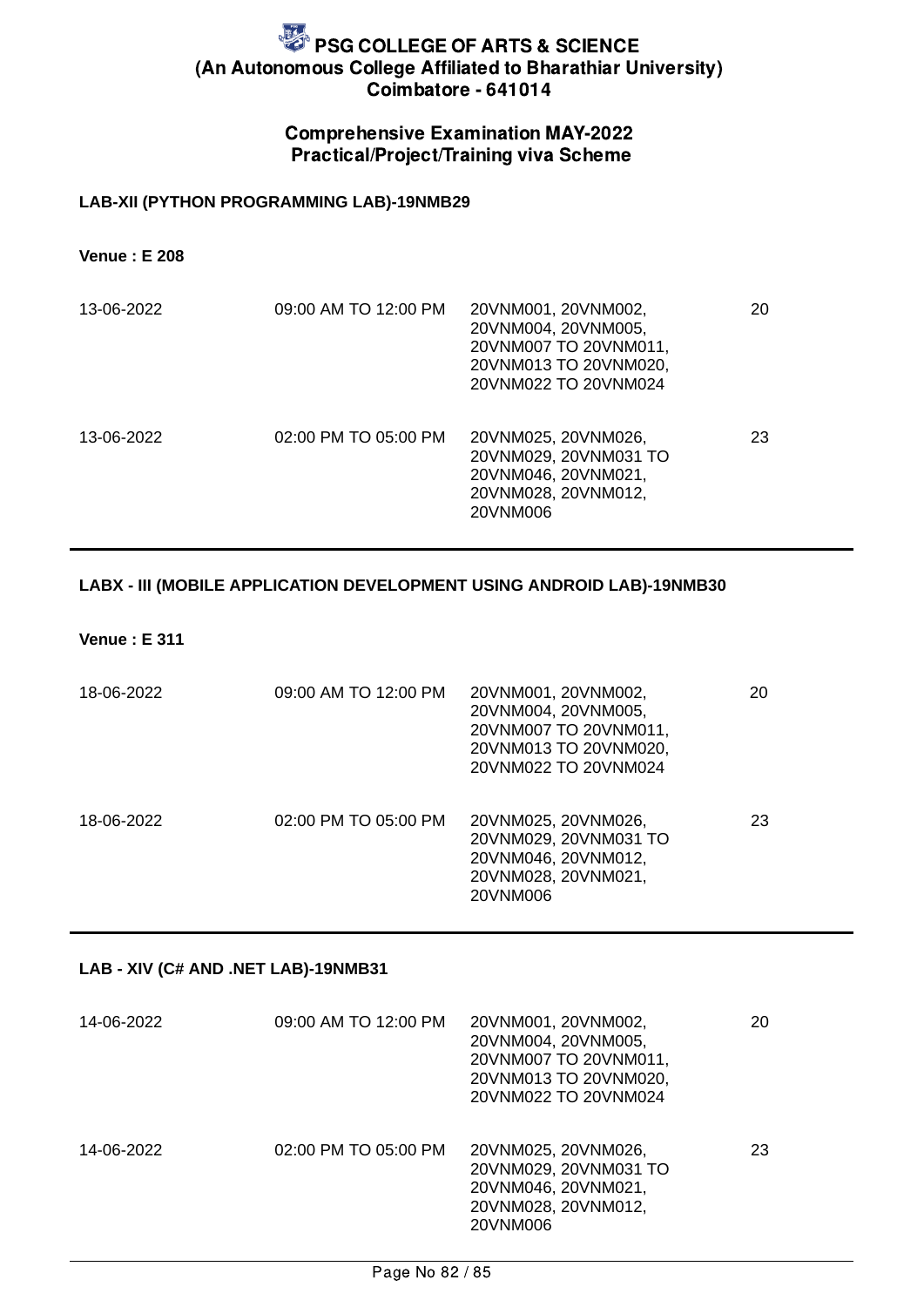# PSG COLLEGE OF ARTS & SCIENCE
## (An Autonomous College Affiliated to Bharathiar University)
## Coimbatore - 641014

### Comprehensive Examination MAY-2022
### Practical/Project/Training viva Scheme

**LAB-XII (PYTHON PROGRAMMING LAB)-19NMB29**

**Venue : E 208**

| Date | Time | Register Numbers | Count |
|---|---|---|---|
| 13-06-2022 | 09:00 AM TO 12:00 PM | 20VNM001, 20VNM002, 20VNM004, 20VNM005, 20VNM007 TO 20VNM011, 20VNM013 TO 20VNM020, 20VNM022 TO 20VNM024 | 20 |
| 13-06-2022 | 02:00 PM TO 05:00 PM | 20VNM025, 20VNM026, 20VNM029, 20VNM031 TO 20VNM046, 20VNM021, 20VNM028, 20VNM012, 20VNM006 | 23 |

**LABX - III (MOBILE APPLICATION DEVELOPMENT USING ANDROID LAB)-19NMB30**

**Venue : E 311**

| Date | Time | Register Numbers | Count |
|---|---|---|---|
| 18-06-2022 | 09:00 AM TO 12:00 PM | 20VNM001, 20VNM002, 20VNM004, 20VNM005, 20VNM007 TO 20VNM011, 20VNM013 TO 20VNM020, 20VNM022 TO 20VNM024 | 20 |
| 18-06-2022 | 02:00 PM TO 05:00 PM | 20VNM025, 20VNM026, 20VNM029, 20VNM031 TO 20VNM046, 20VNM012, 20VNM028, 20VNM021, 20VNM006 | 23 |

**LAB - XIV (C# AND .NET LAB)-19NMB31**

| Date | Time | Register Numbers | Count |
|---|---|---|---|
| 14-06-2022 | 09:00 AM TO 12:00 PM | 20VNM001, 20VNM002, 20VNM004, 20VNM005, 20VNM007 TO 20VNM011, 20VNM013 TO 20VNM020, 20VNM022 TO 20VNM024 | 20 |
| 14-06-2022 | 02:00 PM TO 05:00 PM | 20VNM025, 20VNM026, 20VNM029, 20VNM031 TO 20VNM046, 20VNM021, 20VNM028, 20VNM012, 20VNM006 | 23 |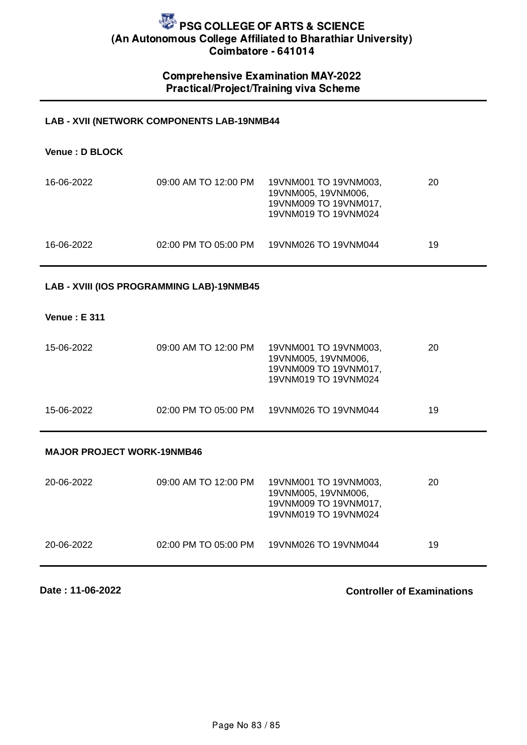# PSG COLLEGE OF ARTS & SCIENCE
## (An Autonomous College Affiliated to Bharathiar University)
## Coimbatore - 641014

### Comprehensive Examination MAY-2022
### Practical/Project/Training viva Scheme

**LAB - XVII (NETWORK COMPONENTS LAB-19NMB44**

**Venue : D BLOCK**

| | | | |
|---|---|---|---|
| 16-06-2022 | 09:00 AM TO 12:00 PM | 19VNM001 TO 19VNM003, 19VNM005, 19VNM006, 19VNM009 TO 19VNM017, 19VNM019 TO 19VNM024 | 20 |
| 16-06-2022 | 02:00 PM TO 05:00 PM | 19VNM026 TO 19VNM044 | 19 |

**LAB - XVIII (IOS PROGRAMMING LAB)-19NMB45**

**Venue : E 311**

| | | | |
|---|---|---|---|
| 15-06-2022 | 09:00 AM TO 12:00 PM | 19VNM001 TO 19VNM003, 19VNM005, 19VNM006, 19VNM009 TO 19VNM017, 19VNM019 TO 19VNM024 | 20 |
| 15-06-2022 | 02:00 PM TO 05:00 PM | 19VNM026 TO 19VNM044 | 19 |

**MAJOR PROJECT WORK-19NMB46**

| | | | |
|---|---|---|---|
| 20-06-2022 | 09:00 AM TO 12:00 PM | 19VNM001 TO 19VNM003, 19VNM005, 19VNM006, 19VNM009 TO 19VNM017, 19VNM019 TO 19VNM024 | 20 |
| 20-06-2022 | 02:00 PM TO 05:00 PM | 19VNM026 TO 19VNM044 | 19 |

**Date : 11-06-2022** **Controller of Examinations**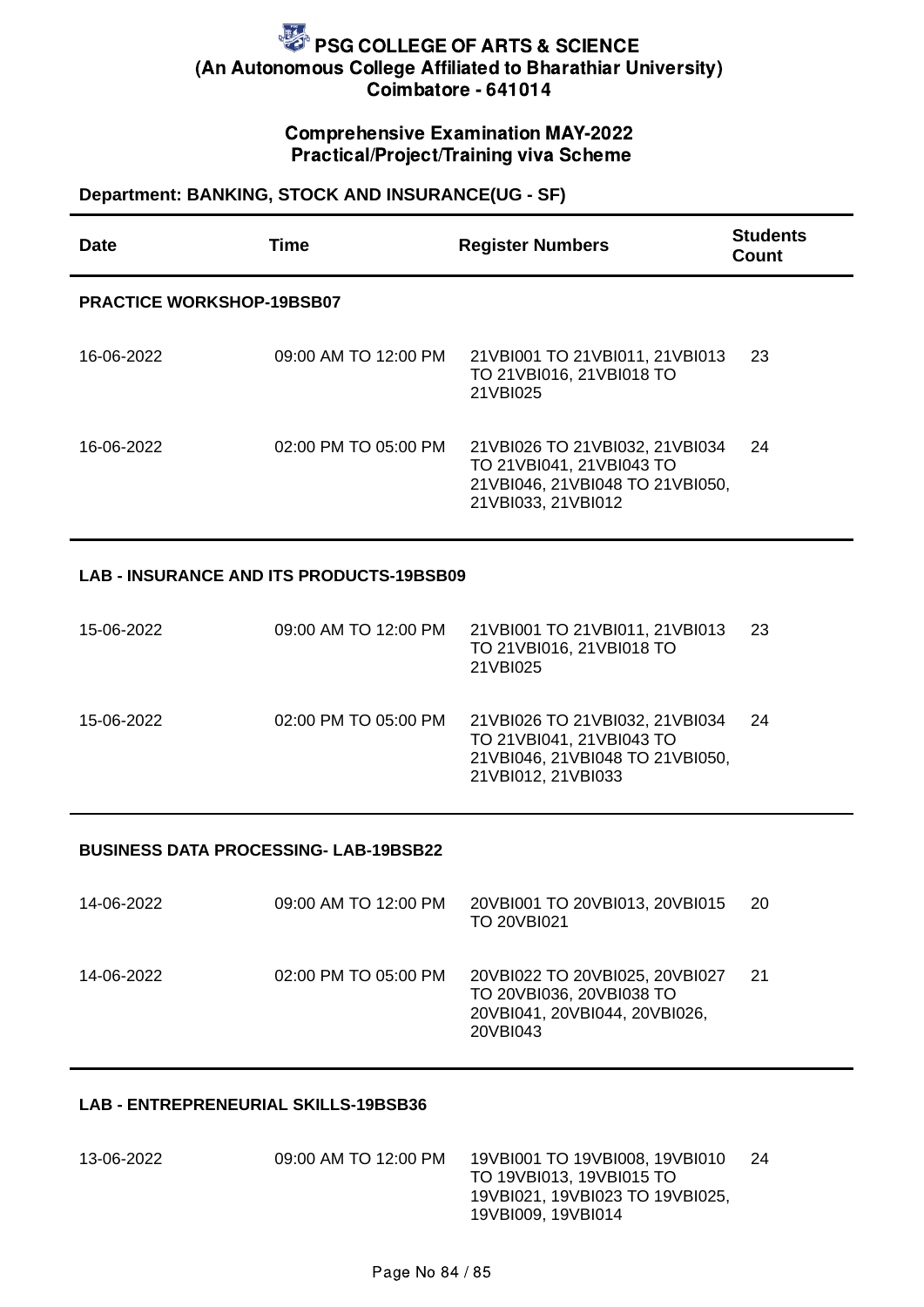# PSG COLLEGE OF ARTS & SCIENCE
## (An Autonomous College Affiliated to Bharathiar University)
## Coimbatore - 641014

### Comprehensive Examination MAY-2022
### Practical/Project/Training viva Scheme

**Department: BANKING, STOCK AND INSURANCE(UG - SF)**

| Date | Time | Register Numbers | Students Count |
|---|---|---|---|
| **PRACTICE WORKSHOP-19BSB07** | | | |
| 16-06-2022 | 09:00 AM TO 12:00 PM | 21VBI001 TO 21VBI011, 21VBI013 TO 21VBI016, 21VBI018 TO 21VBI025 | 23 |
| 16-06-2022 | 02:00 PM TO 05:00 PM | 21VBI026 TO 21VBI032, 21VBI034 TO 21VBI041, 21VBI043 TO 21VBI046, 21VBI048 TO 21VBI050, 21VBI033, 21VBI012 | 24 |
| **LAB - INSURANCE AND ITS PRODUCTS-19BSB09** | | | |
| 15-06-2022 | 09:00 AM TO 12:00 PM | 21VBI001 TO 21VBI011, 21VBI013 TO 21VBI016, 21VBI018 TO 21VBI025 | 23 |
| 15-06-2022 | 02:00 PM TO 05:00 PM | 21VBI026 TO 21VBI032, 21VBI034 TO 21VBI041, 21VBI043 TO 21VBI046, 21VBI048 TO 21VBI050, 21VBI012, 21VBI033 | 24 |
| **BUSINESS DATA PROCESSING- LAB-19BSB22** | | | |
| 14-06-2022 | 09:00 AM TO 12:00 PM | 20VBI001 TO 20VBI013, 20VBI015 TO 20VBI021 | 20 |
| 14-06-2022 | 02:00 PM TO 05:00 PM | 20VBI022 TO 20VBI025, 20VBI027 TO 20VBI036, 20VBI038 TO 20VBI041, 20VBI044, 20VBI026, 20VBI043 | 21 |
| **LAB - ENTREPRENEURIAL SKILLS-19BSB36** | | | |
| 13-06-2022 | 09:00 AM TO 12:00 PM | 19VBI001 TO 19VBI008, 19VBI010 TO 19VBI013, 19VBI015 TO 19VBI021, 19VBI023 TO 19VBI025, 19VBI009, 19VBI014 | 24 |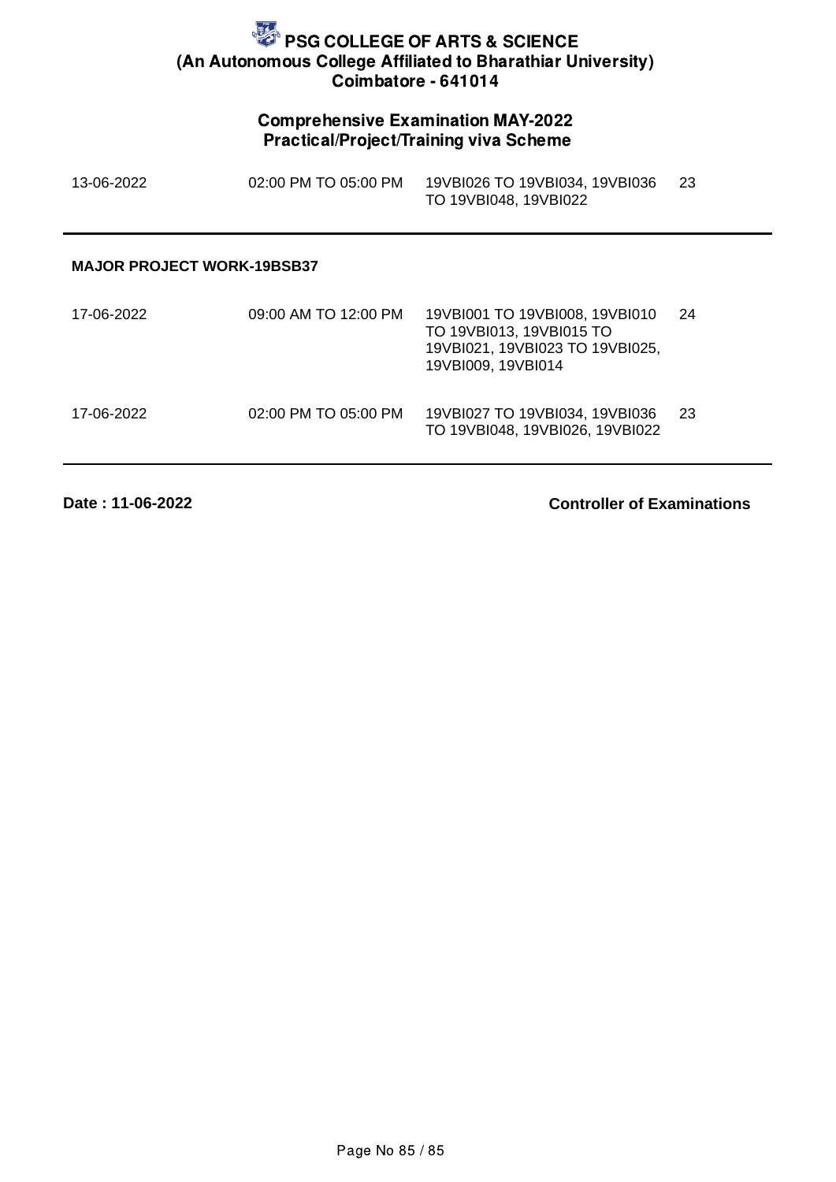# PSG COLLEGE OF ARTS & SCIENCE
## (An Autonomous College Affiliated to Bharathiar University)
## Coimbatore - 641014

### Comprehensive Examination MAY-2022
### Practical/Project/Training viva Scheme

| | | | |
|---|---|---|---|
| 13-06-2022 | 02:00 PM TO 05:00 PM | 19VBI026 TO 19VBI034, 19VBI036 TO 19VBI048, 19VBI022 | 23 |

**MAJOR PROJECT WORK-19BSB37**

| | | | |
|---|---|---|---|
| 17-06-2022 | 09:00 AM TO 12:00 PM | 19VBI001 TO 19VBI008, 19VBI010 TO 19VBI013, 19VBI015 TO 19VBI021, 19VBI023 TO 19VBI025, 19VBI009, 19VBI014 | 24 |
| 17-06-2022 | 02:00 PM TO 05:00 PM | 19VBI027 TO 19VBI034, 19VBI036 TO 19VBI048, 19VBI026, 19VBI022 | 23 |

**Date : 11-06-2022** **Controller of Examinations**